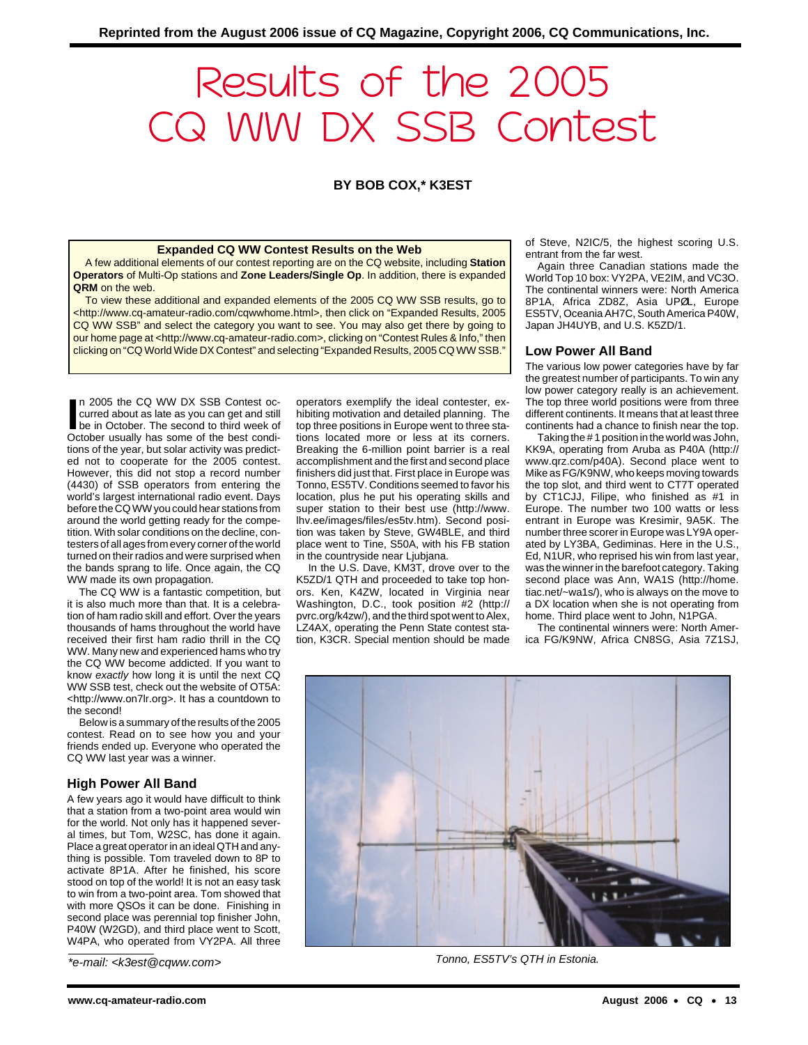Reprinted from the August 2006 issue of CQ Magazine, Copyright 2006, CQ Communications, Inc.

# Results of the 2005 CQ WW DX SSB Contest

**BY BOB COX,* K3EST**

> **Expanded CQ WW Contest Results on the Web**
>
> A few additional elements of our contest reporting are on the CQ website, including **Station Operators** of Multi-Op stations and **Zone Leaders/Single Op**. In addition, there is expanded **QRM** on the web.
>
> To view these additional and expanded elements of the 2005 CQ WW SSB results, go to <http://www.cq-amateur-radio.com/cqwwhome.html>, then click on "Expanded Results, 2005 CQ WW SSB" and select the category you want to see. You may also get there by going to our home page at <http://www.cq-amateur-radio.com>, clicking on "Contest Rules & Info," then clicking on "CQ World Wide DX Contest" and selecting "Expanded Results, 2005 CQ WW SSB."

In 2005 the CQ WW DX SSB Contest occurred about as late as you can get and still be in October. The second to third week of October usually has some of the best conditions of the year, but solar activity was predicted not to cooperate for the 2005 contest. However, this did not stop a record number (4430) of SSB operators from entering the world's largest international radio event. Days before the CQ WW you could hear stations from around the world getting ready for the competition. With solar conditions on the decline, contesters of all ages from every corner of the world turned on their radios and were surprised when the bands sprang to life. Once again, the CQ WW made its own propagation.

The CQ WW is a fantastic competition, but it is also much more than that. It is a celebration of ham radio skill and effort. Over the years thousands of hams throughout the world have received their first ham radio thrill in the CQ WW. Many new and experienced hams who try the CQ WW become addicted. If you want to know *exactly* how long it is until the next CQ WW SSB test, check out the website of OT5A: <http://www.on7lr.org>. It has a countdown to the second!

Below is a summary of the results of the 2005 contest. Read on to see how you and your friends ended up. Everyone who operated the CQ WW last year was a winner.

## High Power All Band

A few years ago it would have difficult to think that a station from a two-point area would win for the world. Not only has it happened several times, but Tom, W2SC, has done it again. Place a great operator in an ideal QTH and anything is possible. Tom traveled down to 8P to activate 8P1A. After he finished, his score stood on top of the world! It is not an easy task to win from a two-point area. Tom showed that with more QSOs it can be done. Finishing in second place was perennial top finisher John, P40W (W2GD), and third place went to Scott, W4PA, who operated from VY2PA. All three operators exemplify the ideal contester, exhibiting motivation and detailed planning. The top three positions in Europe went to three stations located more or less at its corners. Breaking the 6-million point barrier is a real accomplishment and the first and second place finishers did just that. First place in Europe was Tonno, ES5TV. Conditions seemed to favor his location, plus he put his operating skills and super station to their best use (http://www.lhv.ee/images/files/es5tv.htm). Second position was taken by Steve, GW4BLE, and third place went to Tine, S50A, with his FB station in the countryside near Ljubjana.

In the U.S. Dave, KM3T, drove over to the K5ZD/1 QTH and proceeded to take top honors. Ken, K4ZW, located in Virginia near Washington, D.C., took position #2 (http://pvrc.org/k4zw/), and the third spot went to Alex, LZ4AX, operating the Penn State contest station, K3CR. Special mention should be made of Steve, N2IC/5, the highest scoring U.S. entrant from the far west.

Again three Canadian stations made the World Top 10 box: VY2PA, VE2IM, and VC3O. The continental winners were: North America 8P1A, Africa ZD8Z, Asia UPØL, Europe ES5TV, Oceania AH7C, South America P40W, Japan JH4UYB, and U.S. K5ZD/1.

## Low Power All Band

The various low power categories have by far the greatest number of participants. To win any low power category really is an achievement. The top three world positions were from three different continents. It means that at least three continents had a chance to finish near the top.

Taking the # 1 position in the world was John, KK9A, operating from Aruba as P40A (http://www.qrz.com/p40A). Second place went to Mike as FG/K9NW, who keeps moving towards the top slot, and third went to CT7T operated by CT1CJJ, Filipe, who finished as #1 in Europe. The number two 100 watts or less entrant in Europe was Kresimir, 9A5K. The number three scorer in Europe was LY9A operated by LY3BA, Gediminas. Here in the U.S., Ed, N1UR, who reprised his win from last year, was the winner in the barefoot category. Taking second place was Ann, WA1S (http://home.tiac.net/~wa1s/), who is always on the move to a DX location when she is not operating from home. Third place went to John, N1PGA.

The continental winners were: North America FG/K9NW, Africa CN8SG, Asia 7Z1SJ,

Tonno, ES5TV's QTH in Estonia.

*e-mail: <k3est@cqww.com>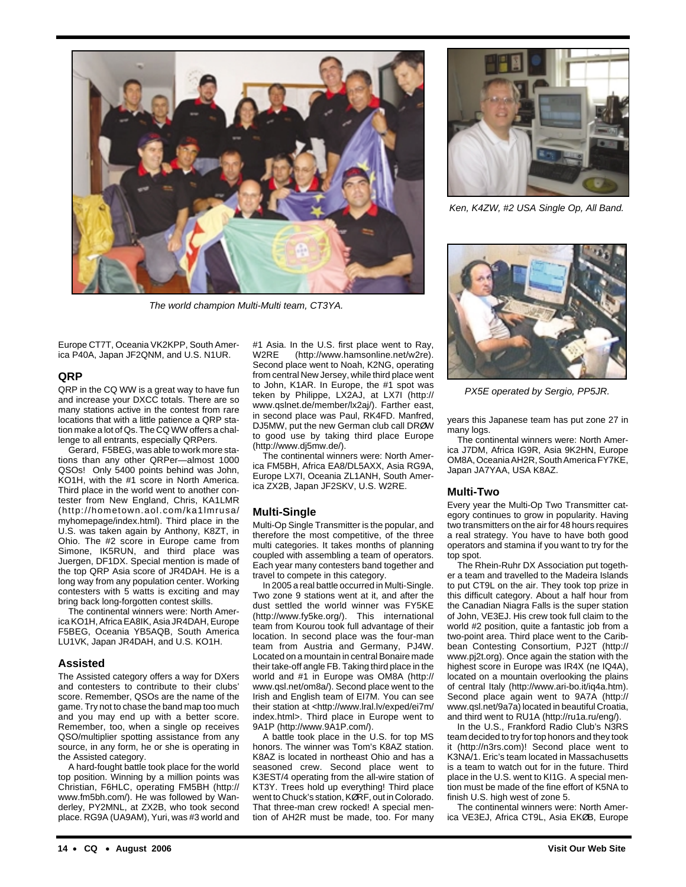*The world champion Multi-Multi team, CT3YA.*

*Ken, K4ZW, #2 USA Single Op, All Band.*

*PX5E operated by Sergio, PP5JR.*

Europe CT7T, Oceania VK2KPP, South America P40A, Japan JF2QNM, and U.S. N1UR.

## QRP

QRP in the CQ WW is a great way to have fun and increase your DXCC totals. There are so many stations active in the contest from rare locations that with a little patience a QRP station make a lot of Qs. The CQ WW offers a challenge to all entrants, especially QRPers.

Gerard, F5BEG, was able to work more stations than any other QRPer—almost 1000 QSOs! Only 5400 points behind was John, KO1H, with the #1 score in North America. Third place in the world went to another contester from New England, Chris, KA1LMR (http://hometown.aol.com/ka1lmrusa/myhomepage/index.html). Third place in the U.S. was taken again by Anthony, K8ZT, in Ohio. The #2 score in Europe came from Simone, IK5RUN, and third place was Juergen, DF1DX. Special mention is made of the top QRP Asia score of JR4DAH. He is a long way from any population center. Working contesters with 5 watts is exciting and may bring back long-forgotten contest skills.

The continental winners were: North America KO1H, Africa EA8IK, Asia JR4DAH, Europe F5BEG, Oceania YB5AQB, South America LU1VK, Japan JR4DAH, and U.S. KO1H.

## Assisted

The Assisted category offers a way for DXers and contesters to contribute to their clubs' score. Remember, QSOs are the name of the game. Try not to chase the band map too much and you may end up with a better score. Remember, too, when a single op receives QSO/multiplier spotting assistance from any source, in any form, he or she is operating in the Assisted category.

A hard-fought battle took place for the world top position. Winning by a million points was Christian, F6HLC, operating FM5BH (http://www.fm5bh.com/). He was followed by Wanderley, PY2MNL, at ZX2B, who took second place. RG9A (UA9AM), Yuri, was #3 world and #1 Asia. In the U.S. first place went to Ray, W2RE (http://www.hamsonline.net/w2re). Second place went to Noah, K2NG, operating from central New Jersey, while third place went to John, K1AR. In Europe, the #1 spot was teken by Philippe, LX2AJ, at LX7I (http://www.qslnet.de/member/lx2aj/). Farther east, in second place was Paul, RK4FD. Manfred, DJ5MW, put the new German club call DRØW to good use by taking third place Europe (http://www.dj5mw.de/).

The continental winners were: North America FM5BH, Africa EA8/DL5AXX, Asia RG9A, Europe LX7I, Oceania ZL1ANH, South America ZX2B, Japan JF2SKV, U.S. W2RE.

## Multi-Single

Multi-Op Single Transmitter is the popular, and therefore the most competitive, of the three multi categories. It takes months of planning coupled with assembling a team of operators. Each year many contesters band together and travel to compete in this category.

In 2005 a real battle occurred in Multi-Single. Two zone 9 stations went at it, and after the dust settled the world winner was FY5KE (http://www.fy5ke.org/). This international team from Kourou took full advantage of their location. In second place was the four-man team from Austria and Germany, PJ4W. Located on a mountain in central Bonaire made their take-off angle FB. Taking third place in the world and #1 in Europe was OM8A (http://www.qsl.net/om8a/). Second place went to the Irish and English team of EI7M. You can see their station at <http://www.lral.lv/exped/ei7m/index.html>. Third place in Europe went to 9A1P (http://www.9A1P.com/).

A battle took place in the U.S. for top MS honors. The winner was Tom's K8AZ station. K8AZ is located in northeast Ohio and has a seasoned crew. Second place went to K3EST/4 operating from the all-wire station of KT3Y. Trees hold up everything! Third place went to Chuck's station, KØRF, out in Colorado. That three-man crew rocked! A special mention of AH2R must be made, too. For many years this Japanese team has put zone 27 in many logs.

The continental winners were: North America J7DM, Africa IG9R, Asia 9K2HN, Europe OM8A, Oceania AH2R, South America FY7KE, Japan JA7YAA, USA K8AZ.

## Multi-Two

Every year the Multi-Op Two Transmitter category continues to grow in popularity. Having two transmitters on the air for 48 hours requires a real strategy. You have to have both good operators and stamina if you want to try for the top spot.

The Rhein-Ruhr DX Association put together a team and travelled to the Madeira Islands to put CT9L on the air. They took top prize in this difficult category. About a half hour from the Canadian Niagra Falls is the super station of John, VE3EJ. His crew took full claim to the world #2 position, quite a fantastic job from a two-point area. Third place went to the Caribbean Contesting Consortium, PJ2T (http://www.pj2t.org). Once again the station with the highest score in Europe was IR4X (ne IQ4A), located on a mountain overlooking the plains of central Italy (http://www.ari-bo.it/iq4a.htm). Second place again went to 9A7A (http://www.qsl.net/9a7a) located in beautiful Croatia, and third went to RU1A (http://ru1a.ru/eng/).

In the U.S., Frankford Radio Club's N3RS team decided to try for top honors and they took it (http://n3rs.com)! Second place went to K3NA/1. Eric's team located in Massachusetts is a team to watch out for in the future. Third place in the U.S. went to KI1G. A special mention must be made of the fine effort of K5NA to finish U.S. high west of zone 5.

The continental winners were: North America VE3EJ, Africa CT9L, Asia EKØB, Europe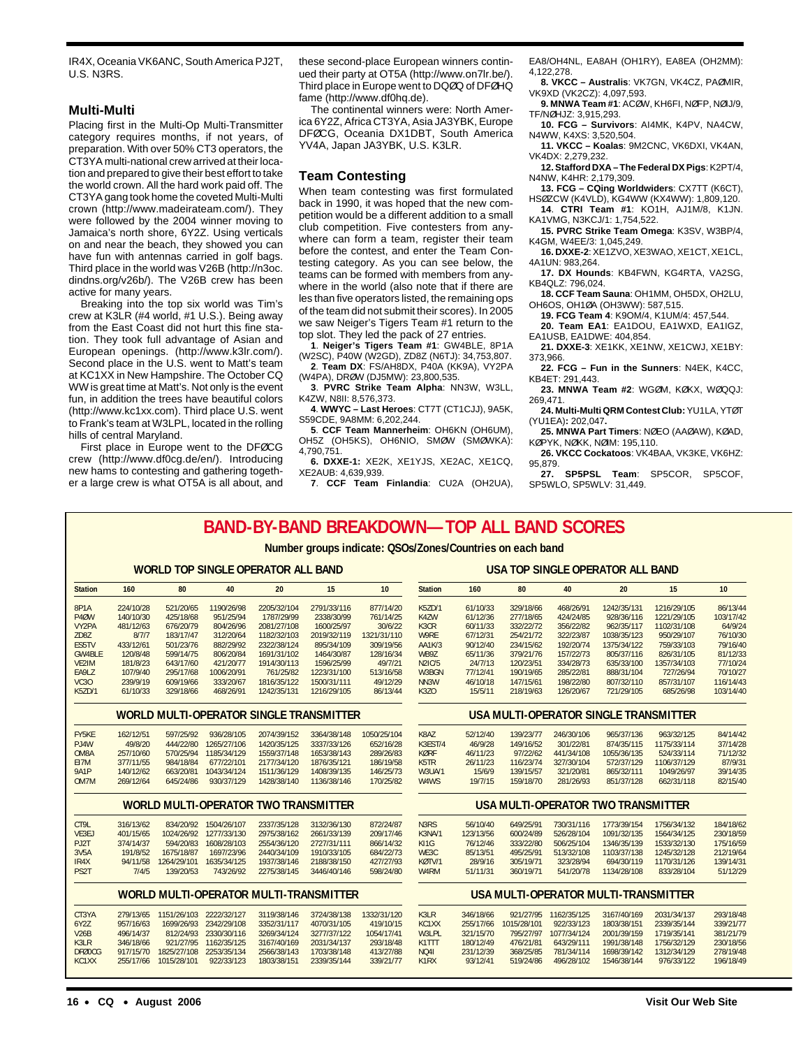IR4X, Oceania VK6ANC, South America PJ2T, U.S. N3RS.

### Multi-Multi

Placing first in the Multi-Op Multi-Transmitter category requires months, if not years, of preparation. With over 50% CT3 operators, the CT3YA multi-national crew arrived at their location and prepared to give their best effort to take the world crown. All the hard work paid off. The CT3YA gang took home the coveted Multi-Multi crown (http://www.madeirateam.com/). They were followed by the 2004 winner moving to Jamaica's north shore, 6Y2Z. Using verticals on and near the beach, they showed you can have fun with antennas carried in golf bags. Third place in the world was V26B (http://n3oc.dindns.org/v26b/). The V26B crew has been active for many years.

Breaking into the top six world was Tim's crew at K3LR (#4 world, #1 U.S.). Being away from the East Coast did not hurt this fine station. They took full advantage of Asian and European openings. (http://www.k3lr.com/). Second place in the U.S. went to Matt's team at KC1XX in New Hampshire. The October CQ WW is great time at Matt's. Not only is the event fun, in addition the trees have beautiful colors (http://www.kc1xx.com). Third place U.S. went to Frank's team at W3LPL, located in the rolling hills of central Maryland.

First place in Europe went to the DFØCG crew (http://www.df0cg.de/en/). Introducing new hams to contesting and gathering together a large crew is what OT5A is all about, and these second-place European winners continued their party at OT5A (http://www.on7lr.be/). Third place in Europe went to DQØQ of DFØHQ fame (http://www.df0hq.de).

The continental winners were: North America 6Y2Z, Africa CT3YA, Asia JA3YBK, Europe DFØCG, Oceania DX1DBT, South America YV4A, Japan JA3YBK, U.S. K3LR.

### Team Contesting

When team contesting was first formulated back in 1990, it was hoped that the new competition would be a different addition to a small club competition. Five contesters from anywhere can form a team, register their team before the contest, and enter the Team Contesting category. As you can see below, the teams can be formed with members from anywhere in the world (also note that if there are les than five operators listed, the remaining ops of the team did not submit their scores). In 2005 we saw Neiger's Tigers Team #1 return to the top slot. They led the pack of 27 entries.

1. **Neiger's Tigers Team #1**: GW4BLE, 8P1A (W2SC), P40W (W2GD), ZD8Z (N6TJ): 34,753,807.
2. **Team DX**: FS/AH8DX, P40A (KK9A), VY2PA (W4PA), DRØW (DJ5MW): 23,800,535.
3. **PVRC Strike Team Alpha**: NN3W, W3LL, K4ZW, N8II: 8,576,373.
4. **WWYC – Last Heroes**: CT7T (CT1CJJ), 9A5K, S59CDE, 9A8MM: 6,202,244.
5. **CCF Team Mannerheim**: OH6KN (OH6UM), OH5Z (OH5KS), OH6NIO, SMØW (SMØWKA): 4,790,751.
6. **DXXE-1:** XE2K, XE1YJS, XE2AC, XE1CQ, XE2AUB: 4,639,939.
7. **CCF Team Finlandia**: CU2A (OH2UA), EA8/OH4NL, EA8AH (OH1RY), EA8EA (OH2MM): 4,122,278.
8. **VKCC – Australis**: VK7GN, VK4CZ, PAØMIR, VK9XD (VK2CZ): 4,097,593.
9. **MNWA Team #1**: ACØW, KH6FI, NØFP, NØIJ/9, TF/NØHJZ: 3,915,293.
10. **FCG – Survivors**: AI4MK, K4PV, NA4CW, N4WW, K4XS: 3,520,504.
11. **VKCC – Koalas**: 9M2CNC, VK6DXI, VK4AN, VK4DX: 2,279,232.
12. **Stafford DXA – The Federal DX Pigs**: K2PT/4, N4NW, K4HR: 2,179,309.
13. **FCG – CQing Worldwiders**: CX7TT (K6CT), HSØZCW (K4VLD), KG4WW (KX4WW): 1,809,120.
14. **CTRI Team #1**: KO1H, AJ1M/8, K1JN. KA1VMG, N3KCJ/1: 1,754,522.
15. **PVRC Strike Team Omega**: K3SV, W3BP/4, K4GM, W4EE/3: 1,045,249.
16. **DXXE-2**: XE1ZVO, XE3WAO, XE1CT, XE1CL, 4A1UN: 983,264.
17. **DX Hounds**: KB4FWN, KG4RTA, VA2SG, KB4QLZ: 796,024.
18. **CCF Team Sauna**: OH1MM, OH5DX, OH2LU, OH6OS, OH1ØA (OH3WW): 587,515.
19. **FCG Team 4**: K9OM/4, K1UM/4: 457,544.
20. **Team EA1**: EA1DOU, EA1WXD, EA1IGZ, EA1USB, EA1DWE: 404,854.
21. **DXXE-3**: XE1KK, XE1NW, XE1CWJ, XE1BY: 373,966.
22. **FCG – Fun in the Sunners**: N4EK, K4CC, KB4ET: 291,443.
23. **MNWA Team #2**: WGØM, KØKX, WØQQJ: 269,471.
24. **Multi-Multi QRM Contest Club:** YU1LA, YTØT (YU1EA)**:** 202,047**.**
25. **MNWA Part Timers**: NØEO (AAØAW), KØAD, KØPYK, NØKK, NØIM: 195,110.
26. **VKCC Cockatoos**: VK4BAA, VK3KE, VK6HZ: 95,879.
27. **SP5PSL Team**: SP5COR, SP5COF, SP5WLO, SP5WLV: 31,449.

## BAND-BY-BAND BREAKDOWN—TOP ALL BAND SCORES

**Number groups indicate: QSOs/Zones/Countries on each band**

#### WORLD TOP SINGLE OPERATOR ALL BAND

| Station | 160 | 80 | 40 | 20 | 15 | 10 |
|---|---|---|---|---|---|---|
| 8P1A | 224/10/28 | 521/20/65 | 1190/26/98 | 2205/32/104 | 2791/33/116 | 877/14/20 |
| P4ØW | 140/10/30 | 425/18/68 | 951/25/94 | 1787/29/99 | 2338/30/99 | 761/14/25 |
| VY2PA | 481/12/63 | 676/20/79 | 804/26/96 | 2081/27/108 | 1600/25/97 | 30/6/22 |
| ZD8Z | 8/7/7 | 183/17/47 | 312/20/64 | 1182/32/103 | 2019/32/119 | 1321/31/110 |
| ES5TV | 433/12/61 | 501/23/76 | 882/29/92 | 2322/38/124 | 895/34/109 | 309/19/56 |
| GW4BLE | 120/8/48 | 599/14/75 | 806/20/84 | 1691/31/102 | 1464/30/87 | 128/16/34 |
| VE2IM | 181/8/23 | 643/17/60 | 421/20/77 | 1914/30/113 | 1596/25/99 | 49/7/21 |
| EA9LZ | 107/9/40 | 295/17/68 | 1006/20/91 | 761/25/82 | 1223/31/100 | 513/16/58 |
| VC3O | 239/9/19 | 609/19/66 | 333/20/67 | 1816/35/122 | 1500/31/111 | 49/12/29 |
| K5ZD/1 | 61/10/33 | 329/18/66 | 468/26/91 | 1242/35/131 | 1216/29/105 | 86/13/44 |

#### USA TOP SINGLE OPERATOR ALL BAND

| Station | 160 | 80 | 40 | 20 | 15 | 10 |
|---|---|---|---|---|---|---|
| K5ZD/1 | 61/10/33 | 329/18/66 | 468/26/91 | 1242/35/131 | 1216/29/105 | 86/13/44 |
| K4ZW | 61/12/36 | 277/18/65 | 424/24/85 | 928/36/116 | 1221/29/105 | 103/17/42 |
| K3CR | 60/11/33 | 332/22/72 | 356/22/82 | 962/35/117 | 1102/31/108 | 64/9/24 |
| W9RE | 67/12/31 | 254/21/72 | 322/23/87 | 1038/35/123 | 950/29/107 | 76/10/30 |
| AA1K/3 | 90/12/40 | 234/15/62 | 192/20/74 | 1375/34/122 | 759/33/103 | 79/16/40 |
| WB9Z | 65/11/36 | 379/21/76 | 157/22/73 | 805/37/116 | 826/31/105 | 81/12/33 |
| N2IC/5 | 24/7/13 | 120/23/51 | 334/28/73 | 635/33/100 | 1357/34/103 | 77/10/24 |
| W3BGN | 77/12/41 | 190/19/65 | 285/22/81 | 888/31/104 | 727/26/94 | 70/10/27 |
| NN3W | 46/10/18 | 147/15/61 | 198/22/80 | 807/32/110 | 857/31/107 | 116/14/43 |
| K3ZO | 15/5/11 | 218/19/63 | 126/20/67 | 721/29/105 | 685/26/98 | 103/14/40 |

#### WORLD MULTI-OPERATOR SINGLE TRANSMITTER

| Station | 160 | 80 | 40 | 20 | 15 | 10 |
|---|---|---|---|---|---|---|
| FY5KE | 162/12/51 | 597/25/92 | 936/28/105 | 2074/39/152 | 3364/38/148 | 1050/25/104 |
| PJ4W | 49/8/20 | 444/22/80 | 1265/27/106 | 1420/35/125 | 3337/33/126 | 652/16/28 |
| OM8A | 257/10/60 | 570/25/94 | 1185/34/129 | 1559/37/148 | 1653/38/143 | 289/26/83 |
| EI7M | 377/11/55 | 984/18/84 | 677/22/101 | 2177/34/120 | 1876/35/121 | 186/19/58 |
| 9A1P | 140/12/62 | 663/20/81 | 1043/34/124 | 1511/36/129 | 1408/39/135 | 146/25/73 |
| OM7M | 269/12/64 | 645/24/86 | 930/37/129 | 1428/38/140 | 1136/38/146 | 170/25/82 |

#### USA MULTI-OPERATOR SINGLE TRANSMITTER

| Station | 160 | 80 | 40 | 20 | 15 | 10 |
|---|---|---|---|---|---|---|
| K8AZ | 52/12/40 | 139/23/77 | 246/30/106 | 965/37/136 | 963/32/125 | 84/14/42 |
| K3EST/4 | 46/9/28 | 149/16/52 | 301/22/81 | 874/35/115 | 1175/33/114 | 37/14/28 |
| KØRF | 46/11/23 | 97/22/62 | 441/34/108 | 1055/36/135 | 524/33/114 | 71/12/32 |
| K5TR | 26/11/23 | 116/23/74 | 327/30/104 | 572/37/129 | 1106/37/129 | 87/9/31 |
| W3UA/1 | 15/6/9 | 139/15/57 | 321/20/81 | 865/32/111 | 1049/26/97 | 39/14/35 |
| W4WS | 19/7/15 | 159/18/70 | 281/26/93 | 851/37/128 | 662/31/118 | 82/15/40 |

#### WORLD MULTI-OPERATOR TWO TRANSMITTER

| Station | 160 | 80 | 40 | 20 | 15 | 10 |
|---|---|---|---|---|---|---|
| CT9L | 316/13/62 | 834/20/92 | 1504/26/107 | 2337/35/128 | 3132/36/130 | 872/24/87 |
| VE3EJ | 401/15/65 | 1024/26/92 | 1277/33/130 | 2975/38/162 | 2661/33/139 | 209/17/46 |
| PJ2T | 374/14/37 | 594/20/83 | 1608/28/103 | 2554/36/120 | 2727/31/111 | 866/14/32 |
| 3V5A | 191/8/52 | 1675/18/87 | 1697/23/96 | 2440/34/109 | 1910/33/105 | 684/22/73 |
| IR4X | 94/11/58 | 1264/29/101 | 1635/34/125 | 1937/38/146 | 2188/38/150 | 427/27/93 |
| PS2T | 7/4/5 | 139/20/53 | 743/26/92 | 2275/38/145 | 3446/40/146 | 598/24/80 |

#### USA MULTI-OPERATOR TWO TRANSMITTER

| Station | 160 | 80 | 40 | 20 | 15 | 10 |
|---|---|---|---|---|---|---|
| N3RS | 56/10/40 | 649/25/91 | 730/31/116 | 1773/39/154 | 1756/34/132 | 184/18/62 |
| K3NA/1 | 123/13/56 | 600/24/89 | 526/28/104 | 1091/32/135 | 1564/34/125 | 230/18/59 |
| KI1G | 76/12/46 | 333/22/80 | 506/25/104 | 1346/35/139 | 1533/32/130 | 175/16/59 |
| WE3C | 85/13/51 | 495/25/91 | 513/32/108 | 1103/37/138 | 1245/32/128 | 212/19/64 |
| KØTV/1 | 28/9/16 | 305/19/71 | 323/28/94 | 694/30/119 | 1170/31/126 | 139/14/31 |
| W4RM | 51/11/31 | 360/19/71 | 541/20/78 | 1134/28/108 | 833/28/104 | 51/12/29 |

#### WORLD MULTI-OPERATOR MULTI-TRANSMITTER

| Station | 160 | 80 | 40 | 20 | 15 | 10 |
|---|---|---|---|---|---|---|
| CT3YA | 279/13/65 | 1151/26/103 | 2222/32/127 | 3119/38/146 | 3724/38/138 | 1332/31/120 |
| 6Y2Z | 957/16/63 | 1699/26/93 | 2342/29/108 | 3352/31/117 | 4070/31/105 | 419/10/15 |
| V26B | 496/14/37 | 812/24/93 | 2330/30/116 | 3269/34/124 | 3277/37/122 | 1054/17/41 |
| K3LR | 346/18/66 | 921/27/95 | 1162/35/125 | 3167/40/169 | 2031/34/137 | 293/18/48 |
| DFØCG | 917/15/70 | 1825/27/108 | 2253/35/134 | 2566/38/143 | 1703/38/148 | 413/27/88 |
| KC1XX | 255/17/66 | 1015/28/101 | 922/33/123 | 1803/38/151 | 2339/35/144 | 339/21/77 |

#### USA MULTI-OPERATOR MULTI-TRANSMITTER

| Station | 160 | 80 | 40 | 20 | 15 | 10 |
|---|---|---|---|---|---|---|
| K3LR | 346/18/66 | 921/27/95 | 1162/35/125 | 3167/40/169 | 2031/34/137 | 293/18/48 |
| KC1XX | 255/17/66 | 1015/28/101 | 922/33/123 | 1803/38/151 | 2339/35/144 | 339/21/77 |
| W3LPL | 321/15/70 | 795/27/97 | 1077/34/124 | 2001/39/159 | 1719/35/141 | 381/21/79 |
| K1TTT | 180/12/49 | 476/21/81 | 643/29/111 | 1991/38/148 | 1756/32/129 | 230/18/56 |
| NQ4I | 231/12/39 | 368/25/85 | 781/34/114 | 1698/39/142 | 1312/34/129 | 278/19/48 |
| K1RX | 93/12/41 | 519/24/86 | 496/28/102 | 1546/38/144 | 976/33/122 | 196/18/49 |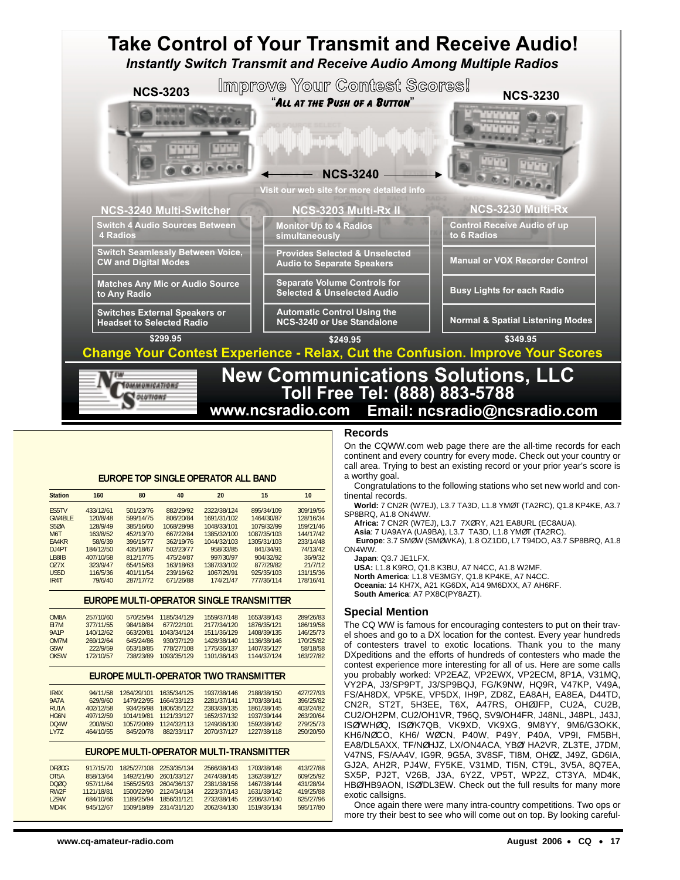# Take Control of Your Transmit and Receive Audio!

*Instantly Switch Transmit and Receive Audio Among Multiple Radios*

Improve Your Contest Scores!

"All at the Push of a Button"

NCS-3203 — NCS-3240 — NCS-3230

Visit our web site for more detailed info

| NCS-3240 Multi-Switcher | NCS-3203 Multi-Rx II | NCS-3230 Multi-Rx |
|---|---|---|
| Switch 4 Audio Sources Between 4 Radios | Monitor Up to 4 Radios simultaneously | Control Receive Audio of up to 6 Radios |
| Switch Seamlessly Between Voice, CW and Digital Modes | Provides Selected & Unselected Audio to Separate Speakers | Manual or VOX Recorder Control |
| Matches Any Mic or Audio Source to Any Radio | Separate Volume Controls for Selected & Unselected Audio | Busy Lights for each Radio |
| Switches External Speakers or Headset to Selected Radio | Automatic Control Using the NCS-3240 or Use Standalone | Normal & Spatial Listening Modes |
| $299.95 | $249.95 | $349.95 |

**Change Your Contest Experience - Relax, Cut the Confusion. Improve Your Scores**

## New Communications Solutions, LLC
**Toll Free Tel: (888) 883-5788**
**www.ncsradio.com Email: ncsradio@ncsradio.com**

### EUROPE TOP SINGLE OPERATOR ALL BAND

| Station | 160 | 80 | 40 | 20 | 15 | 10 |
|---|---|---|---|---|---|---|
| ES5TV | 433/12/61 | 501/23/76 | 882/29/92 | 2322/38/124 | 895/34/109 | 309/19/56 |
| GW4BLE | 120/8/48 | 599/14/75 | 806/20/84 | 1691/31/102 | 1464/30/87 | 128/16/34 |
| S50A | 128/9/49 | 385/16/60 | 1068/28/98 | 1048/33/101 | 1079/32/99 | 159/21/46 |
| M6T | 163/8/52 | 452/13/70 | 667/22/84 | 1385/32/100 | 1087/35/103 | 144/17/42 |
| EA4KR | 58/6/39 | 396/15/77 | 362/19/76 | 1044/32/103 | 1305/31/103 | 233/14/48 |
| DJ4PT | 184/12/50 | 435/18/67 | 502/23/77 | 958/33/85 | 841/34/91 | 74/13/42 |
| LB8IB | 407/10/58 | 812/17/75 | 475/24/87 | 997/30/97 | 904/32/92 | 36/9/32 |
| OZ7X | 323/9/47 | 654/15/63 | 163/18/63 | 1387/33/102 | 877/29/82 | 21/7/12 |
| US5D | 116/5/36 | 401/11/54 | 239/16/62 | 1067/29/91 | 925/35/103 | 131/15/36 |
| IR4T | 79/6/40 | 287/17/72 | 671/26/88 | 174/21/47 | 777/36/114 | 178/16/41 |

### EUROPE MULTI-OPERATOR SINGLE TRANSMITTER

| Station | 160 | 80 | 40 | 20 | 15 | 10 |
|---|---|---|---|---|---|---|
| OM8A | 257/10/60 | 570/25/94 | 1185/34/129 | 1559/37/148 | 1653/38/143 | 289/26/83 |
| EI7M | 377/11/55 | 984/18/84 | 677/22/101 | 2177/34/120 | 1876/35/121 | 186/19/58 |
| 9A1P | 140/12/62 | 663/20/81 | 1043/34/124 | 1511/36/129 | 1408/39/135 | 146/25/73 |
| OM7M | 269/12/64 | 645/24/86 | 930/37/129 | 1428/38/140 | 1136/38/146 | 170/25/82 |
| G5W | 222/9/59 | 653/18/85 | 778/27/108 | 1775/36/137 | 1407/35/127 | 58/18/58 |
| OK5W | 172/10/57 | 738/23/89 | 1093/35/129 | 1101/36/143 | 1144/37/124 | 163/27/82 |

### EUROPE MULTI-OPERATOR TWO TRANSMITTER

| Station | 160 | 80 | 40 | 20 | 15 | 10 |
|---|---|---|---|---|---|---|
| IR4X | 94/11/58 | 1264/29/101 | 1635/34/125 | 1937/38/146 | 2188/38/150 | 427/27/93 |
| 9A7A | 629/9/60 | 1479/22/95 | 1664/33/123 | 2281/37/141 | 1703/38/141 | 396/25/82 |
| RU1A | 402/12/58 | 934/26/98 | 1806/35/122 | 2383/38/135 | 1861/38/145 | 403/24/82 |
| HG6N | 497/12/59 | 1014/19/81 | 1121/33/127 | 1652/37/132 | 1937/39/144 | 263/20/64 |
| DQ4W | 200/8/50 | 1057/20/89 | 1124/32/113 | 1249/36/130 | 1592/38/142 | 279/25/73 |
| LY7Z | 464/10/55 | 845/20/78 | 882/33/117 | 2070/37/127 | 1227/38/118 | 250/20/50 |

### EUROPE MULTI-OPERATOR MULTI-TRANSMITTER

| Station | 160 | 80 | 40 | 20 | 15 | 10 |
|---|---|---|---|---|---|---|
| DFØCG | 917/15/70 | 1825/27/108 | 2253/35/134 | 2566/38/143 | 1703/38/148 | 413/27/88 |
| OT5A | 858/13/64 | 1492/21/90 | 2601/33/127 | 2474/38/145 | 1362/38/127 | 609/25/92 |
| DQØQ | 957/11/64 | 1565/25/93 | 2604/36/137 | 2381/38/156 | 1467/38/144 | 431/28/94 |
| RW2F | 1121/18/81 | 1500/22/90 | 2124/34/134 | 2223/37/143 | 1631/38/142 | 419/25/88 |
| LZ9W | 684/10/66 | 1189/25/94 | 1856/31/121 | 2732/38/145 | 2206/37/140 | 625/27/96 |
| MD4K | 945/12/67 | 1509/18/89 | 2314/31/120 | 2062/34/130 | 1519/36/134 | 595/17/80 |

## Records

On the CQWW.com web page there are the all-time records for each continent and every country for every mode. Check out your country or call area. Trying to best an existing record or your prior year's score is a worthy goal.

Congratulations to the following stations who set new world and continental records.

**World:** 7 CN2R (W7EJ), L3.7 TA3D, L1.8 YMØT (TA2RC), Q1.8 KP4KE, A3.7 SP8BRQ, A1.8 ON4WW.

**Africa:** 7 CN2R (W7EJ), L3.7 7XØRY, A21 EA8URL (EC8AUA).

**Asia**: 7 UA9AYA (UA9BA), L3.7 TA3D, L1.8 YMØT (TA2RC).

**Europe**: 3.7 SMØW (SMØWKA), 1.8 OZ1DD, L7 T94DO, A3.7 SP8BRQ, A1.8 ON4WW.

**Japan**: Q3.7 JE1LFX.

**USA:** L1.8 K9RO, Q1.8 K3BU, A7 N4CC, A1.8 W2MF.

**North America**: L1.8 VE3MGY, Q1.8 KP4KE, A7 N4CC.

**Oceania**: 14 KH7X, A21 KG6DX, A14 9M6DXX, A7 AH6RF.

**South America**: A7 PX8C(PY8AZT).

## Special Mention

The CQ WW is famous for encouraging contesters to put on their travel shoes and go to a DX location for the contest. Every year hundreds of contesters travel to exotic locations. Thank you to the many DXpeditions and the efforts of hundreds of contesters who made the contest experience more interesting for all of us. Here are some calls you probably worked: VP2EAZ, VP2EWX, VP2ECM, 8P1A, V31MQ, VY2PA, J3/SP9PT, J3/SP9BQJ, FG/K9NW, HQ9R, V47KP, V49A, FS/AH8DX, VP5KE, VP5DX, IH9P, ZD8Z, EA8AH, EA8EA, D44TD, CN2R, ST2T, 5H3EE, T6X, A47RS, OHØJFP, CU2A, CU2B, CU2/OH2PM, CU2/OH1VR, T96Q, SV9/OH4FR, J48NL, J48PL, J43J, ISØ/WHØQ, ISØ/K7QB, VK9XD, VK9XG, 9M8YY, 9M6/G3OKK, KH6/NØCO, KH6/ WØCN, P40W, P49Y, P40A, VP9I, FM5BH, EA8/DL5AXX, TF/NØHJZ, LX/ON4ACA, YBØ/ HA2VR, ZL3TE, J7DM, V47NS, FS/AA4V, IG9R, 9G5A, 3V8SF, TI8M, OHØZ, J49Z, GD6IA, GJ2A, AH2R, PJ4W, FY5KE, V31MD, TI5N, CT9L, 3V5A, 8Q7EA, SX5P, PJ2T, V26B, J3A, 6Y2Z, VP5T, WP2Z, CT3YA, MD4K, HBØ/HB9AON, ISØ/DL3EW. Check out the full results for many more exotic callsigns.

Once again there were many intra-country competitions. Two ops or more try their best to see who will come out on top. By looking careful-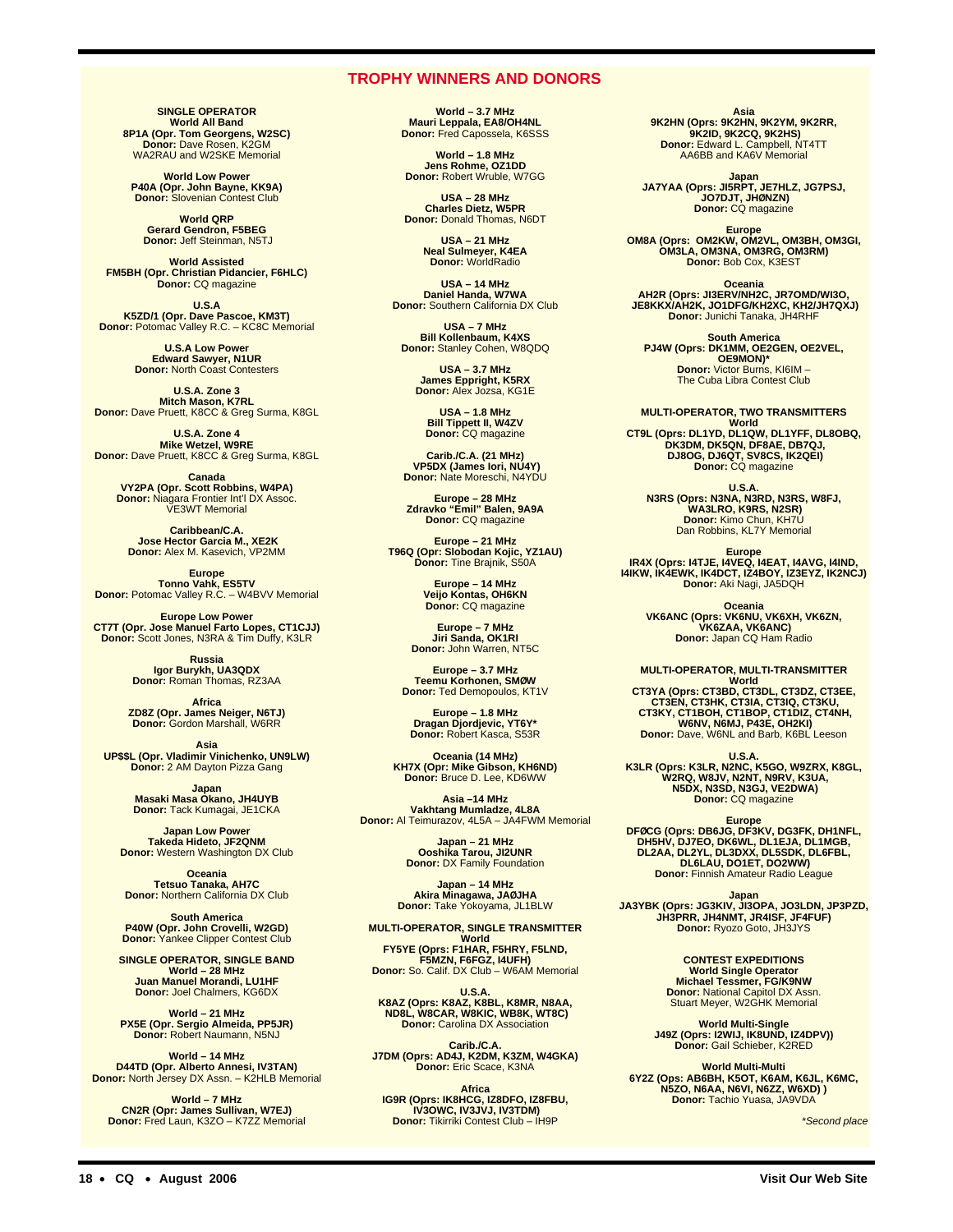## TROPHY WINNERS AND DONORS

**SINGLE OPERATOR**
**World All Band**
**8P1A (Opr. Tom Georgens, W2SC)**
**Donor:** Dave Rosen, K2GM
WA2RAU and W2SKE Memorial

**World Low Power**
**P40A (Opr. John Bayne, KK9A)**
**Donor:** Slovenian Contest Club

**World QRP**
**Gerard Gendron, F5BEG**
**Donor:** Jeff Steinman, N5TJ

**World Assisted**
**FM5BH (Opr. Christian Pidancier, F6HLC)**
**Donor:** CQ magazine

**U.S.A**
**K5ZD/1 (Opr. Dave Pascoe, KM3T)**
**Donor:** Potomac Valley R.C. – KC8C Memorial

**U.S.A Low Power**
**Edward Sawyer, N1UR**
**Donor:** North Coast Contesters

**U.S.A. Zone 3**
**Mitch Mason, K7RL**
**Donor:** Dave Pruett, K8CC & Greg Surma, K8GL

**U.S.A. Zone 4**
**Mike Wetzel, W9RE**
**Donor:** Dave Pruett, K8CC & Greg Surma, K8GL

**Canada**
**VY2PA (Opr. Scott Robbins, W4PA)**
**Donor:** Niagara Frontier Int'l DX Assoc.
VE3WT Memorial

**Caribbean/C.A.**
**Jose Hector Garcia M., XE2K**
**Donor:** Alex M. Kasevich, VP2MM

**Europe**
**Tonno Vahk, ES5TV**
**Donor:** Potomac Valley R.C. – W4BVV Memorial

**Europe Low Power**
**CT7T (Opr. Jose Manuel Farto Lopes, CT1CJJ)**
**Donor:** Scott Jones, N3RA & Tim Duffy, K3LR

**Russia**
**Igor Burykh, UA3QDX**
**Donor:** Roman Thomas, RZ3AA

**Africa**
**ZD8Z (Opr. James Neiger, N6TJ)**
**Donor:** Gordon Marshall, W6RR

**Asia**
**UP$$L (Opr. Vladimir Vinichenko, UN9LW)**
**Donor:** 2 AM Dayton Pizza Gang

**Japan**
**Masaki Masa Okano, JH4UYB**
**Donor:** Tack Kumagai, JE1CKA

**Japan Low Power**
**Takeda Hideto, JF2QNM**
**Donor:** Western Washington DX Club

**Oceania**
**Tetsuo Tanaka, AH7C**
**Donor:** Northern California DX Club

**South America**
**P40W (Opr. John Crovelli, W2GD)**
**Donor:** Yankee Clipper Contest Club

**SINGLE OPERATOR, SINGLE BAND**
**World – 28 MHz**
**Juan Manuel Morandi, LU1HF**
**Donor:** Joel Chalmers, KG6DX

**World – 21 MHz**
**PX5E (Opr. Sergio Almeida, PP5JR)**
**Donor:** Robert Naumann, N5NJ

**World – 14 MHz**
**D44TD (Opr. Alberto Annesi, IV3TAN)**
**Donor:** North Jersey DX Assn. – K2HLB Memorial

**World – 7 MHz**
**CN2R (Opr: James Sullivan, W7EJ)**
**Donor:** Fred Laun, K3ZO – K7ZZ Memorial

**World – 3.7 MHz**
**Mauri Leppala, EA8/OH4NL**
**Donor:** Fred Capossela, K6SSS

**World – 1.8 MHz**
**Jens Rohme, OZ1DD**
**Donor:** Robert Wruble, W7GG

**USA – 28 MHz**
**Charles Dietz, W5PR**
**Donor:** Donald Thomas, N6DT

**USA – 21 MHz**
**Neal Sulmeyer, K4EA**
**Donor:** WorldRadio

**USA – 14 MHz**
**Daniel Handa, W7WA**
**Donor:** Southern California DX Club

**USA – 7 MHz**
**Bill Kollenbaum, K4XS**
**Donor:** Stanley Cohen, W8QDQ

**USA – 3.7 MHz**
**James Eppright, K5RX**
**Donor:** Alex Jozsa, KG1E

**USA – 1.8 MHz**
**Bill Tippett II, W4ZV**
**Donor:** CQ magazine

**Carib./C.A. (21 MHz)**
**VP5DX (James Iori, NU4Y)**
**Donor:** Nate Moreschi, N4YDU

**Europe – 28 MHz**
**Zdravko "Emil" Balen, 9A9A**
**Donor:** CQ magazine

**Europe – 21 MHz**
**T96Q (Opr: Slobodan Kojic, YZ1AU)**
**Donor:** Tine Brajnik, S50A

**Europe – 14 MHz**
**Veijo Kontas, OH6KN**
**Donor:** CQ magazine

**Europe – 7 MHz**
**Jiri Sanda, OK1RI**
**Donor:** John Warren, NT5C

**Europe – 3.7 MHz**
**Teemu Korhonen, SMØW**
**Donor:** Ted Demopoulos, KT1V

**Europe – 1.8 MHz**
**Dragan Djordjevic, YT6Y***
**Donor:** Robert Kasca, S53R

**Oceania (14 MHz)**
**KH7X (Opr: Mike Gibson, KH6ND)**
**Donor:** Bruce D. Lee, KD6WW

**Asia –14 MHz**
**Vakhtang Mumladze, 4L8A**
**Donor:** Al Teimurazov, 4L5A – JA4FWM Memorial

**Japan – 21 MHz**
**Ooshika Tarou, JI2UNR**
**Donor:** DX Family Foundation

**Japan – 14 MHz**
**Akira Minagawa, JAØJHA**
**Donor:** Take Yokoyama, JL1BLW

**MULTI-OPERATOR, SINGLE TRANSMITTER**
**World**
**FY5YE (Oprs: F1HAR, F5HRY, F5LND, F5MZN, F6FGZ, I4UFH)**
**Donor:** So. Calif. DX Club – W6AM Memorial

**U.S.A.**
**K8AZ (Oprs: K8AZ, K8BL, K8MR, N8AA, ND8L, W8CAR, W8KIC, WB8K, WT8C)**
**Donor:** Carolina DX Association

**Carib./C.A.**
**J7DM (Oprs: AD4J, K2DM, K3ZM, W4GKA)**
**Donor:** Eric Scace, K3NA

**Africa**
**IG9R (Oprs: IK8HCG, IZ8DFO, IZ8FBU, IV3OWC, IV3JVJ, IV3TDM)**
**Donor:** Tikirriki Contest Club – IH9P

**Asia**
**9K2HN (Oprs: 9K2HN, 9K2YM, 9K2RR, 9K2ID, 9K2CQ, 9K2HS)**
**Donor:** Edward L. Campbell, NT4TT
AA6BB and KA6V Memorial

**Japan**
**JA7YAA (Oprs: JI5RPT, JE7HLZ, JG7PSJ, JO7DJT, JHØNZN)**
**Donor:** CQ magazine

**Europe**
**OM8A (Oprs: OM2KW, OM2VL, OM3BH, OM3GI, OM3LA, OM3NA, OM3RG, OM3RM)**
**Donor:** Bob Cox, K3EST

**Oceania**
**AH2R (Oprs: JI3ERV/NH2C, JR7OMD/WI3O, JE8KKX/AH2K, JO1DFG/KH2XC, KH2/JH7QXJ)**
**Donor:** Junichi Tanaka, JH4RHF

**South America**
**PJ4W (Oprs: DK1MM, OE2GEN, OE2VEL, OE9MON)***
**Donor:** Victor Burns, KI6IM –
The Cuba Libra Contest Club

**MULTI-OPERATOR, TWO TRANSMITTERS**
**World**
**CT9L (Oprs: DL1YD, DL1QW, DL1YFF, DL8OBQ, DK3DM, DK5QN, DF8AE, DB7QJ, DJ8OG, DJ6QT, SV8CS, IK2QEI)**
**Donor:** CQ magazine

**U.S.A.**
**N3RS (Oprs: N3NA, N3RD, N3RS, W8FJ, WA3LRO, K9RS, N2SR)**
**Donor:** Kimo Chun, KH7U
Dan Robbins, KL7Y Memorial

**Europe**
**IR4X (Oprs: I4TJE, I4VEQ, I4EAT, I4AVG, I4IND, I4IKW, IK4EWK, IK4DCT, IZ4BOY, IZ3EYZ, IK2NCJ)**
**Donor:** Aki Nagi, JA5DQH

**Oceania**
**VK6ANC (Oprs: VK6NU, VK6XH, VK6ZN, VK6ZAA, VK6ANC)**
**Donor:** Japan CQ Ham Radio

**MULTI-OPERATOR, MULTI-TRANSMITTER**
**World**
**CT3YA (Oprs: CT3BD, CT3DL, CT3DZ, CT3EE, CT3EN, CT3HK, CT3IA, CT3IQ, CT3KU, CT3KY, CT1BOH, CT1BOP, CT1DIZ, CT4NH, W6NV, N6MJ, P43E, OH2KI)**
**Donor:** Dave, W6NL and Barb, K6BL Leeson

**U.S.A.**
**K3LR (Oprs: K3LR, N2NC, K5GO, W9ZRX, K8GL, W2RQ, W8JV, N2NT, N9RV, K3UA, N5DX, N3SD, N3GJ, VE2DWA)**
**Donor:** CQ magazine

**Europe**
**DFØCG (Oprs: DB6JG, DF3KV, DG3FK, DH1NFL, DH5HV, DJ7EO, DK6WL, DL1EJA, DL1MGB, DL2AA, DL2YL, DL3DXX, DL5SDK, DL6FBL, DL6LAU, DO1ET, DO2WW)**
**Donor:** Finnish Amateur Radio League

**Japan**
**JA3YBK (Oprs: JG3KIV, JI3OPA, JO3LDN, JP3PZD, JH3PRR, JH4NMT, JR4ISF, JF4FUF)**
**Donor:** Ryozo Goto, JH3JYS

**CONTEST EXPEDITIONS**
**World Single Operator**
**Michael Tessmer, FG/K9NW**
**Donor:** National Capitol DX Assn.
Stuart Meyer, W2GHK Memorial

**World Multi-Single**
**J49Z (Oprs: I2WIJ, IK8UND, IZ4DPV))**
**Donor:** Gail Schieber, K2RED

**World Multi-Multi**
**6Y2Z (Ops: AB6BH, K5OT, K6AM, K6JL, K6MC, N5ZO, N6AA, N6VI, N6ZZ, W6XD) )**
**Donor:** Tachio Yuasa, JA9VDA

*\*Second place*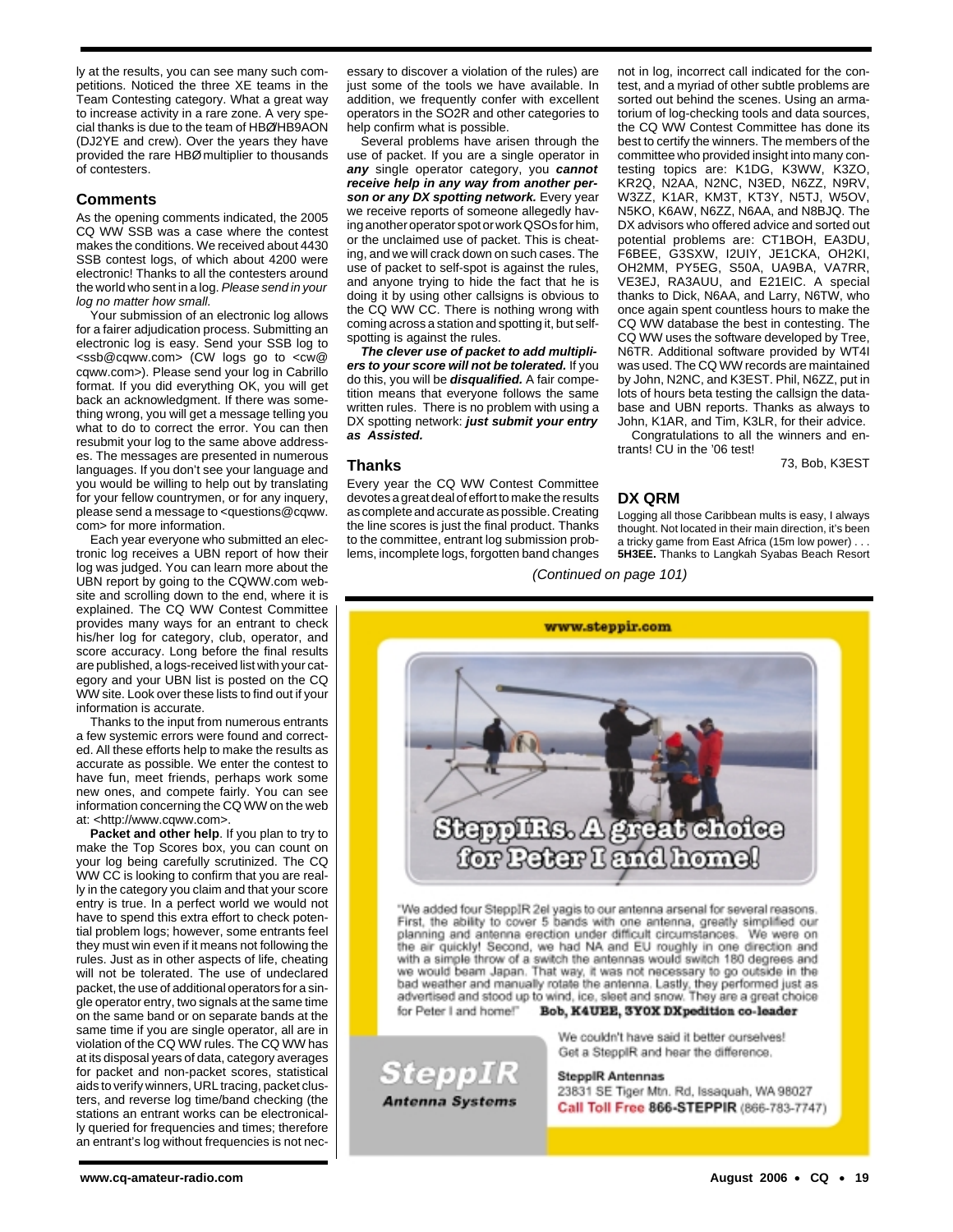ly at the results, you can see many such competitions. Noticed the three XE teams in the Team Contesting category. What a great way to increase activity in a rare zone. A very special thanks is due to the team of HBØ/HB9AON (DJ2YE and crew). Over the years they have provided the rare HBØ multiplier to thousands of contesters.

## Comments

As the opening comments indicated, the 2005 CQ WW SSB was a case where the contest makes the conditions. We received about 4430 SSB contest logs, of which about 4200 were electronic! Thanks to all the contesters around the world who sent in a log. *Please send in your log no matter how small.*

Your submission of an electronic log allows for a fairer adjudication process. Submitting an electronic log is easy. Send your SSB log to <ssb@cqww.com> (CW logs go to <cw@cqww.com>). Please send your log in Cabrillo format. If you did everything OK, you will get back an acknowledgment. If there was something wrong, you will get a message telling you what to do to correct the error. You can then resubmit your log to the same above addresses. The messages are presented in numerous languages. If you don't see your language and you would be willing to help out by translating for your fellow countrymen, or for any inquery, please send a message to <questions@cqww.com> for more information.

Each year everyone who submitted an electronic log receives a UBN report of how their log was judged. You can learn more about the UBN report by going to the CQWW.com website and scrolling down to the end, where it is explained. The CQ WW Contest Committee provides many ways for an entrant to check his/her log for category, club, operator, and score accuracy. Long before the final results are published, a logs-received list with your category and your UBN list is posted on the CQ WW site. Look over these lists to find out if your information is accurate.

Thanks to the input from numerous entrants a few systemic errors were found and corrected. All these efforts help to make the results as accurate as possible. We enter the contest to have fun, meet friends, perhaps work some new ones, and compete fairly. You can see information concerning the CQ WW on the web at: <http://www.cqww.com>.

**Packet and other help**. If you plan to try to make the Top Scores box, you can count on your log being carefully scrutinized. The CQ WW CC is looking to confirm that you are really in the category you claim and that your score entry is true. In a perfect world we would not have to spend this extra effort to check potential problem logs; however, some entrants feel they must win even if it means not following the rules. Just as in other aspects of life, cheating will not be tolerated. The use of undeclared packet, the use of additional operators for a single operator entry, two signals at the same time on the same band or on separate bands at the same time if you are single operator, all are in violation of the CQ WW rules. The CQ WW has at its disposal years of data, category averages for packet and non-packet scores, statistical aids to verify winners, URL tracing, packet clusters, and reverse log time/band checking (the stations an entrant works can be electronically queried for frequencies and times; therefore an entrant's log without frequencies is not necessary to discover a violation of the rules) are just some of the tools we have available. In addition, we frequently confer with excellent operators in the SO2R and other categories to help confirm what is possible.

Several problems have arisen through the use of packet. If you are a single operator in ***any*** single operator category, you ***cannot receive help in any way from another person or any DX spotting network.*** Every year we receive reports of someone allegedly having another operator spot or work QSOs for him, or the unclaimed use of packet. This is cheating, and we will crack down on such cases. The use of packet to self-spot is against the rules, and anyone trying to hide the fact that he is doing it by using other callsigns is obvious to the CQ WW CC. There is nothing wrong with coming across a station and spotting it, but self-spotting is against the rules.

***The clever use of packet to add multipliers to your score will not be tolerated.*** If you do this, you will be ***disqualified.*** A fair competition means that everyone follows the same written rules. There is no problem with using a DX spotting network: ***just submit your entry as Assisted.***

## Thanks

Every year the CQ WW Contest Committee devotes a great deal of effort to make the results as complete and accurate as possible. Creating the line scores is just the final product. Thanks to the committee, entrant log submission problems, incomplete logs, forgotten band changes not in log, incorrect call indicated for the contest, and a myriad of other subtle problems are sorted out behind the scenes. Using an armatorium of log-checking tools and data sources, the CQ WW Contest Committee has done its best to certify the winners. The members of the committee who provided insight into many contesting topics are: K1DG, K3WW, K3ZO, KR2Q, N2AA, N2NC, N3ED, N6ZZ, N9RV, W3ZZ, K1AR, KM3T, KT3Y, N5TJ, W5OV, N5KO, K6AW, N6ZZ, N6AA, and N8BJQ. The DX advisors who offered advice and sorted out potential problems are: CT1BOH, EA3DU, F6BEE, G3SXW, I2UIY, JE1CKA, OH2KI, OH2MM, PY5EG, S50A, UA9BA, VA7RR, VE3EJ, RA3AUU, and E21EIC. A special thanks to Dick, N6AA, and Larry, N6TW, who once again spent countless hours to make the CQ WW database the best in contesting. The CQ WW uses the software developed by Tree, N6TR. Additional software provided by WT4I was used. The CQ WW records are maintained by John, N2NC, and K3EST. Phil, N6ZZ, put in lots of hours beta testing the callsign the database and UBN reports. Thanks as always to John, K1AR, and Tim, K3LR, for their advice.

Congratulations to all the winners and entrants! CU in the '06 test!

73, Bob, K3EST

## DX QRM

Logging all those Caribbean mults is easy, I always thought. Not located in their main direction, it's been a tricky game from East Africa (15m low power) . . . **5H3EE.** Thanks to Langkah Syabas Beach Resort

*(Continued on page 101)*

www.steppir.com

**SteppIRs. A great choice for Peter I and home!**

"We added four SteppIR 2el yagis to our antenna arsenal for several reasons. First, the ability to cover 5 bands with one antenna, greatly simplified our planning and antenna erection under difficult circumstances. We were on the air quickly! Second, we had NA and EU roughly in one direction and with a simple throw of a switch the antennas would switch 180 degrees and we would beam Japan. That way, it was not necessary to go outside in the bad weather and manually rotate the antenna. Lastly, they performed just as advertised and stood up to wind, ice, sleet and snow. They are a great choice for Peter I and home!" **Bob, K4UEE, 3Y0X DXpedition co-leader**

**SteppIR Antenna Systems**

We couldn't have said it better ourselves! Get a SteppIR and hear the difference.

**SteppIR Antennas**
23831 SE Tiger Mtn. Rd, Issaquah, WA 98027
**Call Toll Free 866-STEPPIR** (866-783-7747)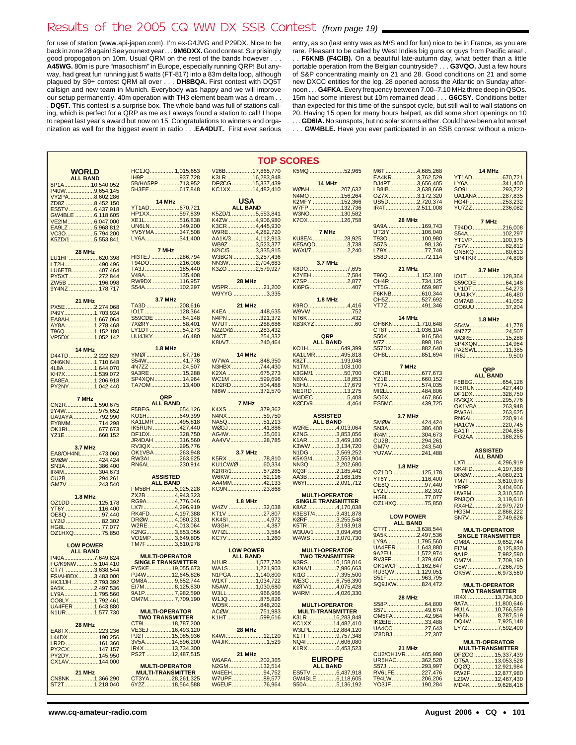## Results of the 2005 CQ WW DX SSB Contest *(from page 19)*

for use of station (www.api-japan.com). I'm ex-G4JVG and P29DX. Nice to be back in zone 28 again! See you next year . . . **9M6DXX.** Good contest. Surprisingly good propogation on 10m. Usual QRM on the rest of the bands however . . . **A45WG.** 80m is pure "masochism" in Europe, especially running QRP! But anyway, had great fun running just 5 watts (FT-817) into a 83m delta loop, although plagued by S9+ contest QRM all over . . . **DH8BQA.** First contest with DQ5T callsign and new team in Munich. Everybody was happy and we will improve our setup permanently. 40m operation with TH3 element beam was a dream . . . **DQ5T.** This contest is a surprise box. The whole band was full of stations calling, which is perfect for a QRP as me as I always found a station to call! I hope to repeat last year's award but now on 15. Congratulations to winners and organization as well for the biggest event in radio . . . **EA4DUT.** First ever serious entry, as so (last entry was as M/S and for fun) nice to be in France, as you are rare. Pleasant to be called by West Indies big guns or guys from Pacific area! . . . **F6KNB (F4CIB).** On a beautiful late-autumn day, what better than a little portable operation from the Belgian countryside? . . . **G3VQO.** Just a few hours of S&P concentrating mainly on 21 and 28. Good conditions on 21 and some new DXCC entities for the log. 28 opened across the Atlantic on Sunday afternoon . . . **G4FKA.** Every frequency between 7.00–7.10 MHz three deep in QSOs. 15m had some interest but 10m remained dead . . . **G6CSY.** Conditions better than expected for this time of the sunspot cycle, but still wall to wall stations on 20. Having 15 open for many hours helped, as did some short openings on 10 . . . **GD6IA.** No sunspots, but no solar storms either. Could have been a lot worse! . . . **GW4BLE.** Have you ever participated in an SSB contest without a micro-

# TOP SCORES

### WORLD

**ALL BAND**
8P1A 10,540,052
P40W 9,654,145
VY2PA 8,602,286
ZD8Z 8,452,150
ES5TV 6,437,918
GW4BLE 6,118,605
VE2IM 6,047,000
EA9LZ 5,968,812
VC3O 5,794,200
K5ZD/1 5,553,841

**28 MHz**
LU1HF 620,398
LT2H 490,496
LU6ETB 407,464
PY5XT 272,844
ZW5B 196,098
9Y4NZ 178,717

**21 MHz**
PX5E 2,274,068
P49Y 1,703,924
EA8AH 1,667,064
AY8A 1,278,468
T96Q 1,152,180
VP5DX 1,052,142

**14 MHz**
D44TD 2,222,829
OH6KN 1,710,648
4L8A 1,644,070
KH7X 1,539,072
EA8EA 1,206,918
PY2NY 1,042,440

**7 MHz**
CN2R 1,590,675
9Y4W 975,652
UA9AYA 792,990
EY8MM 714,298
OK1RI 677,673
YZ1E 660,152

**3.7 MHz**
EA8/OH4NL 473,060
SMØW 424,424
SN3A 386,400
IR4M 304,673
CU2B 294,261
GM7V 243,540

**1.8 MHz**
OZ1DD 125,178
YT6Y 116,400
OE8Q 97,440
LY2IJ 82,302
HG8L 77,077
OZ1HXQ 75,850

**LOW POWER ALL BAND**
P40A 7,649,824
FG/K9NW 5,104,410
CT7T 3,638,544
FS/AH8DX 3,483,000
HK3JJH 2,793,392
9A5K 2,497,536
LY9A 1,795,560
CO8LY 1,792,461
UA4FER 1,643,880
N1UR 1,577,730

**28 MHz**
EA8TX 223,236
L44DX 190,256
LR2D 161,360
PY2CX 147,157
PY2DY 145,950
CX1AV 144,000

**21 MHz**
CN8NK 1,366,290
ST2T 1,218,040
HC1JQ 1,015,653
IH9P 937,728
5B/HA5PP 713,952
5H3EE 617,848

**14 MHz**
YT1AD 670,721
HP1XX 597,839
XE1L 516,838
UN6LN 349,200
YV5YMA 347,508
LY6A 341,400

**7 MHz**
HI3TEJ 286,794
T94DO 216,008
TA3J 185,440
V49A 135,408
RW9DX 116,957
S54A 102,297

**3.7 MHz**
TA3D 208,616
IO1T 128,364
S59CDE 64,148
7XØRY 58,401
LY1DT 54,273
UU4JKY 46,480

**1.8 MHz**
YMØT 67,716
S54W 41,778
4N7ZZ 24,507
9A3RE 15,288
SP4XQN 14,964
TA7OM 13,400

**QRP ALL BAND**
F5BEG 654,126
KO1H 649,399
KA1LMR 495,818
IK5RUN 427,440
DF1DX 328,750
JR4DAH 316,560
RV3QX 295,776
OK1VBA 263,948
RW3AI 263,625
RN6AL 230,914

**ASSISTED ALL BAND**
FM5BH 5,925,228
ZX2B 4,943,323
RG9A 4,776,046
LX7I 4,296,919
RK4FD 4,197,388
DRØW 4,080,231
W2RE 4,013,064
K2NG 3,853,056
VO1MP 3,649,805
TM7F 3,610,978

**MULTI-OPERATOR SINGLE TRANSMITTER**
FY5KE 19,055,673
PJ4W 12,645,826
OM8A 9,652,744
EI7M 8,125,830
9A1P 7,982,590
OM7M 7,709,190

**MULTI-OPERATOR TWO TRANSMITTER**
CT9L 18,787,200
VE3EJ 16,493,120
PJ2T 15,085,936
3V5A 14,896,200
IR4X 13,734,300
PS2T 12,487,515

**MULTI-OPERATOR MULTI-TRANSMITTER**
CT3YA 28,261,325
6Y2Z 18,564,588
V26B 17,865,770
K3LR 16,283,848
DFØCG 15,337,439
KC1XX 14,482,410

### USA

**ALL BAND**
K5ZD/1 5,553,841
K4ZW 4,906,980
K3CR 4,445,930
W9RE 4,282,720
AA1K/3 4,112,913
WB9Z 3,523,377
N2IC/5 3,335,815
W3BGN 3,257,436
NN3W 2,704,683
K3ZO 2,579,927

**28 MHz**
W5PR 21,200
W9YYG 3,335

**21 MHz**
K4EA 448,635
N4PN 321,372
W7UT 288,686
N2ZO/Ø 283,432
N4CT 254,332
K8IA/7 240,464

**14 MHz**
W7WA 848,350
N3HBX 744,430
K2XA 675,273
WC1M 599,696
KD2RD 504,488
NI6W 372,570

**7 MHz**
K4XS 379,362
N4NX 59,750
NA5Q 51,213
WØGJ 41,886
AG4W 35,061
AA4VV 28,785

**3.7 MHz**
K5RX 78,810
KU1CW/Ø 60,334
K2RR/1 57,285
W6KW 52,116
AA4MM 42,133
KG9N 23,868

**1.8 MHz**
W4ZV 32,038
KT1V 27,807
KK4SI 4,972
W3GH 4,387
W7IZL 3,584
KC7V 1,260

**LOW POWER ALL BAND**
N1UR 1,577,730
WA1S 1,221,903
N1PGA 1,140,800
W1KT 1,034,722
N5AW 1,030,680
W3LL 966,966
W1JQ 875,826
WD5K 848,202
ACØW 751,983
K1HT 599,616

**28 MHz**
K4WI 12,120
W4JIK 1,529

**21 MHz**
W6AFA 202,365
N2GM 132,514
W4EEH 94,752
W7UPF 89,577
W6EUF 76,964
K5MQ 52,965

**14 MHz**
WØAH 207,632
N4MO 156,264
K2MFY 152,366
W7FP 132,736
W3NO 130,582
K7OX 126,758

**7 MHz**
KU8E/4 28,925
KE5AQD 3,738
W6XI/7 2,240

**3.7 MHz**
K8DO 7,695
K2YEH 7,584
K7SP 2,877
KI6PG 407

**1.8 MHz**
K9RO 4,416
W9VW 752
NT6K 432
KB3KYZ 60

**QRP ALL BAND**
KO1H 649,399
KA1LMR 495,818
K8ZT 193,048
N1TM 108,100
K3GM/1 50,700
N8XA 18,853
N3HU 17,679
NE1RD 13,275
W4DEC 5,408
KØCD/9 4,464

**ASSISTED ALL BAND**
W2RE 4,013,064
K2NG 3,853,056
K1AR 3,469,180
K3WW 3,134,720
N1DG 2,569,252
K5KG/4 2,553,904
NN3Q 2,202,680
KQ3F 2,185,442
AA3B 2,168,185
W6YI 2,091,712

**MULTI-OPERATOR SINGLE TRANSMITTER**
K8AZ 4,170,038
K3EST/4 3,431,878
KØRF 3,255,548
K5TR 3,193,918
W3UA/1 3,094,456
W4WS 3,070,730

**MULTI-OPERATOR TWO TRANSMITTER**
N3RS 10,158,016
K3NA/1 7,986,663
KI1G 7,395,500
WE3C 6,756,390
KØTV/1 4,075,428
W4RM 4,026,330

**MULTI-OPERATOR MULTI-TRANSMITTER**
K3LR 16,283,848
KC1XX 14,482,410
W3LPL 12,884,120
K1TTT 9,757,348
NQ4I 7,606,080
K1RX 6,453,523

### EUROPE

**ALL BAND**
ES5TV 6,437,918
GW4BLE 6,118,605
S50A 5,136,192
M6T 4,685,268
EA4KR 3,762,529
DJ4PT 3,656,405
LB8IB 3,638,669
OZ7X 3,172,320
US5D 2,720,374
IR4T 2,511,008

**28 MHz**
9A9A 169,743
UT2IY 106,040
T93O 100,980
S57S 98,136
LZ9X 77,748
S58D 72,114

**21 MHz**
T96Q 1,152,180
OH4R 734,125
YT5G 659,987
F6KNB 610,344
OH5Z 527,692
YT7Z 491,346

**14 MHz**
OH6KN 1,710,648
CT8T 1,036,104
S50K 916,584
M7Z 898,184
S57DX 882,640
OH8L 851,694

**7 MHz**
OK1RI 677,673
YZ1E 660,152
YT7A 574,035
MIØLLL 484,806
SO6X 467,866
ES5MC 439,725

**3.7 MHz**
SMØW 424,424
SN3A 386,400
IR4M 304,673
CU2B 294,261
GM7V 243,540
YU7AV 241,488

**1.8 MHz**
OZ1DD 125,178
YT6Y 116,400
OE8Q 97,440
LY2IJ 82,302
HG8L 77,077
OZ1HXQ 75,850

**LOW POWER ALL BAND**
CT7T 3,638,544
9A5K 2,497,536
LY9A 1,795,560
UA4FER 1,643,880
9A2EU 1,572,974
RV3FF 1,379,460
OK1WCF 1,162,647
RU3QW 1,129,051
S51F 963,795
SQ9JKW 824,472

**28 MHz**
S58P 64,800
S57L 49,674
OM5FA 42,964
IKØEIE 33,488
UA4CC 27,643
IZ8DBJ 27,307

**21 MHz**
CU2/OH1VR 405,990
UR5HAC 362,520
S57J 293,997
RV6LFE 227,476
T94LW 206,206
YO3JF 190,284

**14 MHz**
YT1AD 670,721
LY6A 341,400
SO9L 293,722
UA1ANA 287,835
HG4F 253,232
YU7ZZ 236,082

**7 MHz**
T94DO 216,008
S54A 102,297
YT1VP 100,375
7S7V 82,812
ON5KQ 80,613
SP4TKR 74,898

**3.7 MHz**
IO1T 128,364
S59CDE 64,148
LY1DT 54,273
UU4JKY 46,480
OM7AB 41,052
OO6UU 37,204

**1.8 MHz**
S54W 41,778
4N7ZZ 24,507
9A3RE 15,288
SP4XQN 14,964
PA2SWL 11,385
IR8J 9,500

**QRP ALL BAND**
F5BEG 654,126
IK5RUN 427,440
DF1DX 328,750
RV3QX 295,776
OK1VBA 263,948
RW3AI 263,625
RN6AL 230,914
HA1CW 220,745
EA1TI 204,856
PG2AA 188,265

**ASSISTED ALL BAND**
LX7I 4,296,919
RK4FD 4,197,388
DRØW 4,080,231
TM7F 3,610,978
YR9P 3,404,606
UW8M 3,310,560
RN3QO 3,119,616
RX4HZ 2,979,720
HG3M 2,868,222
SN7V 2,749,626

**MULTI-OPERATOR SINGLE TRANSMITTER**
OM8A 9,652,744
EI7M 8,125,830
9A1P 7,982,590
OM7M 7,709,190
G5W 7,266,795
OK5W 6,973,560

**MULTI-OPERATOR TWO TRANSMITTER**
IR4X 13,734,300
9A7A 11,800,646
RU1A 10,766,559
HG6N 8,787,519
DQ4W 7,925,148
LY7Z 7,592,400

**MULTI-OPERATOR MULTI-TRANSMITTER**
DFØCG 15,337,439
OT5A 13,053,528
DQØQ 12,921,984
RW2F 12,877,980
LZ9W 12,467,430
MD4K 9,628,416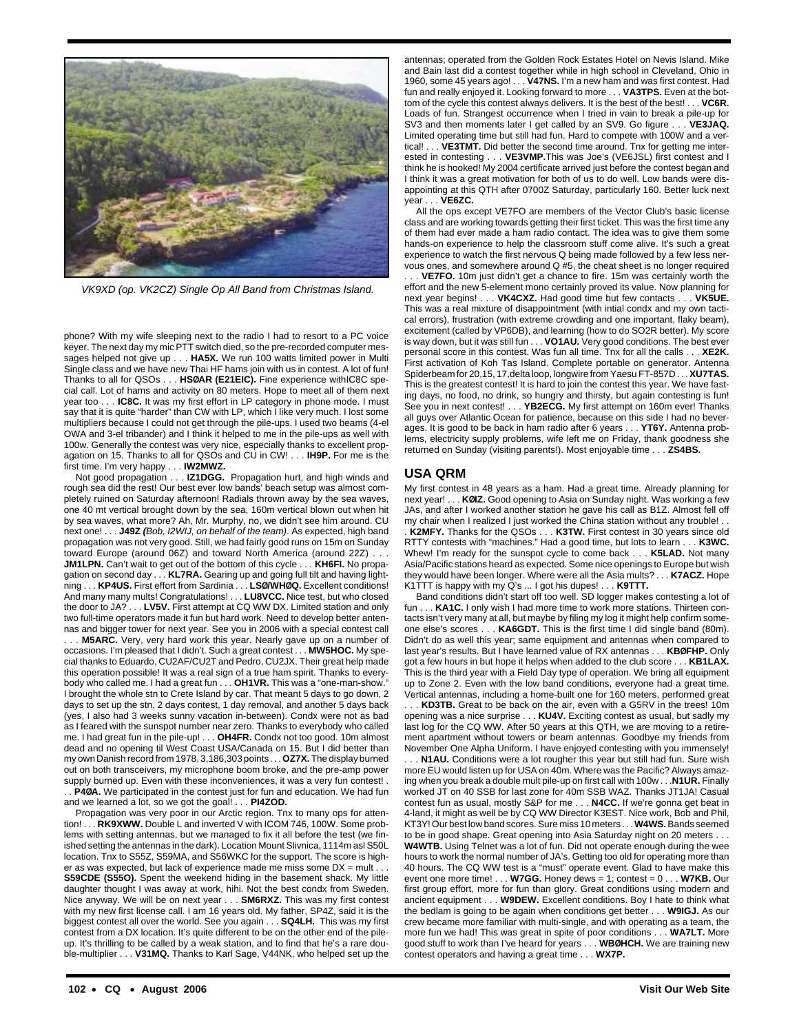*VK9XD (op. VK2CZ) Single Op All Band from Christmas Island.*

phone? With my wife sleeping next to the radio I had to resort to a PC voice keyer. The next day my mic PTT switch died, so the pre-recorded computer messages helped not give up . . . **HA5X.** We run 100 watts limited power in Multi Single class and we have new Thai HF hams join with us in contest. A lot of fun! Thanks to all for QSOs . . . **HSØAR (E21EIC).** Fine experience withIC8C special call. Lot of hams and activity on 80 meters. Hope to meet all of them next year too . . . **IC8C.** It was my first effort in LP category in phone mode. I must say that it is quite "harder" than CW with LP, which I like very much. I lost some multipliers because I could not get through the pile-ups. I used two beams (4-el OWA and 3-el tribander) and I think it helped to me in the pile-ups as well with 100w. Generally the contest was very nice, especially thanks to excellent propagation on 15. Thanks to all for QSOs and CU in CW! . . . **IH9P.** For me is the first time. I'm very happy . . . **IW2MWZ.**

Not good propagation . . . **IZ1DGG.** Propagation hurt, and high winds and rough sea did the rest! Our best ever low bands' beach setup was almost completely ruined on Saturday afternoon! Radials thrown away by the sea waves, one 40 mt vertical brought down by the sea, 160m vertical blown out when hit by sea waves, what more? Ah, Mr. Murphy, no, we didn't see him around. CU next one! . . . **J49Z** *(Bob, I2WIJ, on behalf of the team).* As expected, high band propagation was not very good. Still, we had fairly good runs on 15m on Sunday toward Europe (around 06Z) and toward North America (around 22Z) . . . **JM1LPN.** Can't wait to get out of the bottom of this cycle . . . **KH6FI.** No propagation on second day . . . **KL7RA.** Gearing up and going full tilt and having lightning . . . **KP4US.** First effort from Sardinia . . . **LSØ/WHØQ.** Excellent conditions! And many many mults! Congratulations! . . . **LU8VCC.** Nice test, but who closed the door to JA? . . . **LV5V.** First attempt at CQ WW DX. Limited station and only two full-time operators made it fun but hard work. Need to develop better antennas and bigger tower for next year. See you in 2006 with a special contest call . . . **M5ARC.** Very, very hard work this year. Nearly gave up on a number of occasions. I'm pleased that I didn't. Such a great contest . . . **MW5HOC.** My special thanks to Eduardo, CU2AF/CU2T and Pedro, CU2JX. Their great help made this operation possible! It was a real sign of a true ham spirit. Thanks to everybody who called me. I had a great fun . . . **OH1VR.** This was a "one-man-show." I brought the whole stn to Crete Island by car. That meant 5 days to go down, 2 days to set up the stn, 2 days contest, 1 day removal, and another 5 days back (yes, I also had 3 weeks sunny vacation in-between). Condx were not as bad as I feared with the sunspot number near zero. Thanks to everybody who called me. I had great fun in the pile-up! . . . **OH4FR.** Condx not too good. 10m almost dead and no opening til West Coast USA/Canada on 15. But I did better than my own Danish record from 1978, 3,186,303 points . . . **OZ7X.** The display burned out on both transceivers, my microphone boom broke, and the pre-amp power supply burned up. Even with these inconveniences, it was a very fun contest! . . . **P4ØA.** We participated in the contest just for fun and education. We had fun and we learned a lot, so we got the goal! . . . **PI4ZOD.**

Propagation was very poor in our Arctic region. Tnx to many ops for attention! . . . **RK9XWW.** Double L and inverted V with ICOM 746, 100W. Some problems with setting antennas, but we managed to fix it all before the test (we finished setting the antennas in the dark). Location Mount Slivnica, 1114m asl S50L location. Tnx to S55Z, S59MA, and S56WKC for the support. The score is higher as was expected, but lack of experience made me miss some DX = mult . . . **S59CDE (S55O).** Spent the weekend hiding in the basement shack. My little daughter thought I was away at work, hihi. Not the best condx from Sweden. Nice anyway. We will be on next year . . . **SM6RXZ.** This was my first contest with my new first license call. I am 16 years old. My father, SP4Z, said it is the biggest contest all over the world. See you again . . . **SQ4LH.** This was my first contest from a DX location. It's quite different to be on the other end of the pile-up. It's thrilling to be called by a weak station, and to find that he's a rare double-multiplier . . . **V31MQ.** Thanks to Karl Sage, V44NK, who helped set up the antennas; operated from the Golden Rock Estates Hotel on Nevis Island. Mike and Bain last did a contest together while in high school in Cleveland, Ohio in 1960, some 45 years ago! . . . **V47NS.** I'm a new ham and was first contest. Had fun and really enjoyed it. Looking forward to more . . . **VA3TPS.** Even at the bottom of the cycle this contest always delivers. It is the best of the best! . . . **VC6R.** Loads of fun. Strangest occurrence when I tried in vain to break a pile-up for SV3 and then moments later I get called by an SV9. Go figure . . . **VE3JAQ.** Limited operating time but still had fun. Hard to compete with 100W and a vertical! . . . **VE3TMT.** Did better the second time around. Tnx for getting me interested in contesting . . . **VE3VMP.**This was Joe's (VE6JSL) first contest and I think he is hooked! My 2004 certificate arrived just before the contest began and I think it was a great motivation for both of us to do well. Low bands were disappointing at this QTH after 0700Z Saturday, particularly 160. Better luck next year . . . **VE6ZC.**

All the ops except VE7FO are members of the Vector Club's basic license class and are working towards getting their first ticket. This was the first time any of them had ever made a ham radio contact. The idea was to give them some hands-on experience to help the classroom stuff come alive. It's such a great experience to watch the first nervous Q being made followed by a few less nervous ones, and somewhere around Q #5, the cheat sheet is no longer required . . . **VE7FO.** 10m just didn't get a chance to fire. 15m was certainly worth the effort and the new 5-element mono certainly proved its value. Now planning for next year begins! . . . **VK4CXZ.** Had good time but few contacts . . . **VK5UE.** This was a real mixture of disappointment (with intial condx and my own tactical errors), frustration (with extreme crowding and one important, flaky beam), excitement (by VP6DB), and learning (how to do SO2R better). My score is way down, but it was still fun . . . **VO1AU.** Very good conditions. The best ever personal score in this contest. Was fun all time. Tnx for all the calls . . . **XE2K.** First activation of Koh Tas Island. Complete portable on generator. Antenna Spiderbeam for 20,15,17,delta loop, longwire from Yaesu FT-857D . . . **XU7TAS.** This is the greatest contest! It is hard to join the contest this year. We have fasting days, no food, no drink, so hungry and thirsty, but again contesting is fun! See you in next contest! . . . **YB2ECG.** My first attempt on 160m ever! Thanks all guys over Atlantic Ocean for patience, because on this side I had no beverages. It is good to be back in ham radio after 6 years . . . **YT6Y.** Antenna problems, electricity supply problems, wife left me on Friday, thank goodness she returned on Sunday (visiting parents!). Most enjoyable time . . . **ZS4BS.**

## USA QRM

My first contest in 48 years as a ham. Had a great time. Already planning for next year! . . . **KØIZ.** Good opening to Asia on Sunday night. Was working a few JAs, and after I worked another station he gave his call as B1Z. Almost fell off my chair when I realized I just worked the China station without any trouble! . . . **K2MFY.** Thanks for the QSOs . . . **K3TW.** First contest in 30 years since old RTTY contests with "machines." Had a good time, but lots to learn . . . **K3WC.** Whew! I'm ready for the sunspot cycle to come back . . . **K5LAD.** Not many Asia/Pacific stations heard as expected. Some nice openings to Europe but wish they would have been longer. Where were all the Asia mults? . . . **K7ACZ.** Hope K1TTT is happy with my Q's ... I got his dupes! . . . **K9TTT.**

Band conditions didn't start off too well. SD logger makes contesting a lot of fun . . . **KA1C.** I only wish I had more time to work more stations. Thirteen contacts isn't very many at all, but maybe by filing my log it might help confirm someone else's scores . . . **KA6GDT.** This is the first time I did single band (80m). Didn't do as well this year; same equipment and antennas when compared to last year's results. But I have learned value of RX antennas . . . **KBØFHP.** Only got a few hours in but hope it helps when added to the club score . . . **KB1LAX.** This is the third year with a Field Day type of operation. We bring all equipment up to Zone 2. Even with the low band conditions, everyone had a great time. Vertical antennas, including a home-built one for 160 meters, performed great . . . **KD3TB.** Great to be back on the air, even with a G5RV in the trees! 10m opening was a nice surprise . . . **KU4V.** Exciting contest as usual, but sadly my last log for the CQ WW. After 50 years at this QTH, we are moving to a retirement apartment without towers or beam antennas. Goodbye my friends from November One Alpha Uniform. I have enjoyed contesting with you immensely! . . . **N1AU.** Conditions were a lot rougher this year but still had fun. Sure wish more EU would listen up for USA on 40m. Where was the Pacific? Always amazing when you break a double mult pile-up on first call with 100w . . .**N1UR.** Finally worked JT on 40 SSB for last zone for 40m SSB WAZ. Thanks JT1JA! Casual contest fun as usual, mostly S&P for me . . . **N4CC.** If we're gonna get beat in 4-land, it might as well be by CQ WW Director K3EST. Nice work, Bob and Phil, KT3Y! Our best low band scores. Sure miss 10 meters . . . **W4WS.** Bands seemed to be in good shape. Great opening into Asia Saturday night on 20 meters . . . **W4WTB.** Using Telnet was a lot of fun. Did not operate enough during the wee hours to work the normal number of JA's. Getting too old for operating more than 40 hours. The CQ WW test is a "must" operate event. Glad to have make this event one more time! . . . **W7GG.** Honey dews = 1; contest = 0 . . . **W7KB.** Our first group effort, more for fun than glory. Great conditions using modern and ancient equipment . . . **W9DEW.** Excellent conditions. Boy I hate to think what the bedlam is going to be again when conditions get better . . . **W9IGJ.** As our crew became more familiar with multi-single, and with operating as a team, the more fun we had! This was great in spite of poor conditions . . . **WA7LT.** More good stuff to work than I've heard for years . . . **WBØHCH.** We are training new contest operators and having a great time . . . **WX7P.**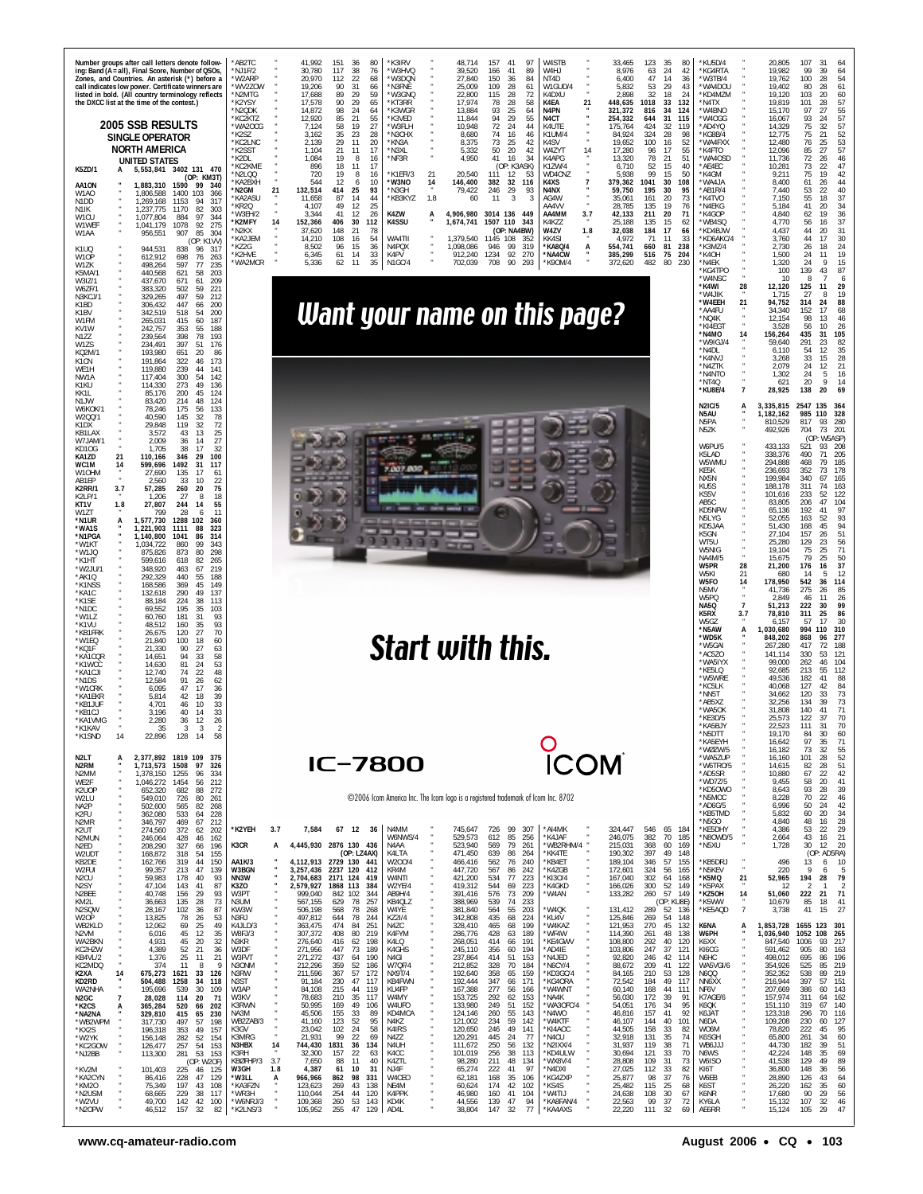Number groups after call letters denote following: Band (A = all), Final Score, Number of QSOs, Zones, and Countries. An asterisk (*) before a call indicates low power. Certificate winners are listed in bold. (All country terminology reflects the DXCC list at the time of the contest.)

## 2005 SSB RESULTS

### SINGLE OPERATOR

### NORTH AMERICA

#### UNITED STATES

| Call | Band | Score | QSOs | Zones | Countries |
|---|---|---|---|---|---|
| **K5ZD/1** | **A** | **5,553,841** | **3402** | **131** | **470** |
| (OP: KM3T) | | | | | |
| **AA1ON** | " | **1,883,310** | **1590** | **99** | **340** |
| W1AO | " | 1,806,588 | 1400 | 103 | 366 |
| N1DD | " | 1,269,168 | 1153 | 94 | 317 |
| N1IK | " | 1,237,775 | 1170 | 82 | 303 |
| W1CU | " | 1,077,804 | 884 | 97 | 344 |
| W1WEF | " | 1,041,179 | 1078 | 92 | 275 |
| W1AA | " | 956,551 | 907 | 85 | 304 |
| (OP: K1VW) | | | | | |
| K1UO | " | 944,531 | 838 | 96 | 317 |
| W1OP | " | 612,912 | 698 | 76 | 263 |
| W1ZK | " | 498,264 | 597 | 77 | 235 |
| K5MA/1 | " | 440,568 | 621 | 58 | 203 |
| W3IZ/1 | " | 437,670 | 671 | 61 | 209 |
| W6ZF/1 | " | 383,320 | 502 | 59 | 221 |
| N3KCJ/1 | " | 329,265 | 497 | 59 | 212 |
| K1BD | " | 306,432 | 447 | 66 | 200 |
| K1BV | " | 342,519 | 518 | 54 | 200 |
| W1FM | " | 265,031 | 415 | 60 | 187 |
| KV1W | " | 242,757 | 353 | 55 | 188 |
| N1ZZ | " | 239,564 | 398 | 78 | 193 |
| W1ZS | " | 234,491 | 397 | 51 | 176 |
| KQ2M/1 | " | 193,980 | 651 | 20 | 86 |
| K1CN | " | 191,864 | 322 | 46 | 173 |
| WE1H | " | 119,880 | 239 | 44 | 141 |
| NW1A | " | 117,404 | 300 | 54 | 142 |
| K1KU | " | 114,330 | 273 | 49 | 136 |
| KK1L | " | 85,176 | 200 | 45 | 124 |
| N1JW | " | 83,420 | 214 | 48 | 124 |
| W6KOK/1 | " | 78,246 | 175 | 56 | 133 |
| W2QQ/1 | " | 40,590 | 145 | 32 | 78 |
| K1DX | " | 29,848 | 119 | 32 | 72 |
| KB1LAX | " | 3,572 | 43 | 13 | 25 |
| W7JAM/1 | " | 2,009 | 36 | 14 | 27 |
| KD1OG | " | 1,705 | 38 | 17 | 32 |
| **KA1ZD** | **21** | **110,166** | **346** | **29** | **100** |
| **WC1M** | **14** | **599,696** | **1492** | **31** | **117** |
| W1OHM | " | 27,690 | 135 | 17 | 61 |
| AB1EP | " | 2,560 | 33 | 10 | 22 |
| **K2RR/1** | **3.7** | **57,285** | **260** | **20** | **75** |
| K2LP/1 | " | 1,206 | 27 | 8 | 18 |
| **KT1V** | **1.8** | **27,807** | **244** | **14** | **55** |
| W1ZT | " | 799 | 28 | 6 | 11 |
| ***N1UR** | **A** | **1,577,730** | **1288** | **102** | **360** |
| ***WA1S** | " | **1,221,903** | **1111** | **88** | **323** |
| ***N1PGA** | " | **1,140,800** | **1041** | **86** | **314** |
| *W1KT | " | 1,034,722 | 860 | 99 | 343 |
| *W1JQ | " | 875,826 | 873 | 80 | 298 |
| *K1HT | " | 599,616 | 618 | 82 | 265 |
| *W2JU/1 | " | 348,920 | 463 | 67 | 219 |
| *AK1Q | " | 292,329 | 440 | 55 | 188 |
| *K1NSS | " | 168,586 | 369 | 45 | 149 |
| *KA1C | " | 132,618 | 290 | 49 | 137 |
| *K1SE | " | 88,184 | 224 | 38 | 113 |
| *N1DC | " | 69,552 | 195 | 35 | 103 |
| *W1LZ | " | 60,760 | 181 | 31 | 93 |
| *K1VU | " | 48,512 | 160 | 35 | 93 |
| *KB1FRK | " | 26,675 | 120 | 27 | 70 |
| *W1EQ | " | 21,840 | 100 | 18 | 60 |
| *KQ1F | " | 21,330 | 90 | 27 | 63 |
| *KA1CQR | " | 14,651 | 94 | 33 | 58 |
| *K1WCC | " | 14,630 | 81 | 24 | 53 |
| *KA1CJI | " | 12,740 | 74 | 22 | 48 |
| *N1DS | " | 12,584 | 91 | 26 | 62 |
| *W1CRK | " | 6,095 | 47 | 17 | 36 |
| *KA1EKR | " | 5,814 | 42 | 18 | 39 |
| *KB1JUF | " | 4,701 | 46 | 10 | 33 |
| *KB1CJ | " | 3,196 | 40 | 14 | 33 |
| *KA1VMG | " | 2,280 | 36 | 12 | 26 |
| *K1KAV | " | 35 | 3 | 3 | 2 |
| *K1SND | 14 | 22,896 | 128 | 14 | 58 |
| **N2LT** | **A** | **2,377,892** | **1819** | **109** | **375** |
| **N2RM** | " | **1,713,573** | **1508** | **97** | **326** |
| N2MM | " | 1,378,150 | 1255 | 96 | 334 |
| WE2F | " | 1,046,272 | 1454 | 56 | 212 |
| K2UOP | " | 652,320 | 682 | 88 | 272 |
| W2LU | " | 549,010 | 726 | 80 | 261 |
| NA2P | " | 502,600 | 565 | 82 | 268 |
| K2FU | " | 362,080 | 533 | 64 | 228 |
| N2MR | " | 346,797 | 469 | 67 | 212 |
| K2UT | " | 274,560 | 372 | 62 | 202 |
| N2MUN | " | 246,064 | 428 | 46 | 162 |
| N2ED | " | 208,290 | 327 | 66 | 196 |
| W2UDT | " | 168,872 | 318 | 54 | 155 |
| KB2DE | " | 162,766 | 319 | 44 | 150 |
| W2FUI | " | 99,357 | 213 | 47 | 139 |
| N2OU | " | 59,983 | 178 | 40 | 93 |
| N2SY | " | 47,104 | 143 | 41 | 87 |
| N2BEE | " | 40,748 | 156 | 29 | 93 |
| KM2L | " | 36,663 | 135 | 28 | 73 |
| N2SQW | " | 28,167 | 102 | 36 | 87 |
| W2OP | " | 13,825 | 78 | 26 | 53 |
| WB2KLD | " | 12,062 | 69 | 25 | 49 |
| N2VM | " | 6,016 | 45 | 12 | 35 |
| WA2BKN | " | 4,931 | 45 | 20 | 32 |
| KC2HZW | " | 4,389 | 52 | 21 | 36 |
| KB4VL/2 | " | 1,376 | 25 | 11 | 21 |
| KC2MDQ | " | 374 | 11 | 8 | 9 |
| **K2XA** | **14** | **675,273** | **1621** | **33** | **126** |
| **KD2RD** | " | **504,488** | **1258** | **34** | **118** |
| WA2NHA | " | 195,696 | 539 | 30 | 109 |
| **N2GC** | **7** | **28,028** | **114** | **20** | **71** |
| ***K2CS** | **A** | **365,284** | **520** | **66** | **202** |
| ***NA2NA** | " | **329,810** | **415** | **65** | **230** |
| *WB2WPM | " | 317,730 | 497 | 57 | 198 |
| *KX2S | " | 196,318 | 353 | 49 | 157 |
| *W2YK | " | 156,148 | 282 | 52 | 154 |
| *KC2GOW | " | 126,477 | 257 | 54 | 153 |
| *NJ2BB | " | 113,300 | 281 | 53 | 153 |
| (OP: W2OF) | | | | | |
| *KV2M | " | 101,403 | 225 | 46 | 129 |
| *KA2CYN | " | 86,416 | 228 | 47 | 129 |
| *KM2O | " | 75,349 | 197 | 43 | 108 |
| *N2USM | " | 68,665 | 229 | 38 | 117 |
| *W2VU | " | 49,700 | 142 | 42 | 100 |
| *N2OPW | " | 46,512 | 157 | 32 | 82 |
| *AB2TC | " | 41,992 | 151 | 36 | 80 |
| *NJ1F/2 | " | 30,780 | 117 | 38 | 76 |
| *W2ARP | " | 20,970 | 112 | 22 | 68 |
| *WV2ZOW | " | 19,206 | 90 | 31 | 66 |
| *N2MTG | " | 17,688 | 89 | 29 | 59 |
| *K2YSY | " | 17,578 | 90 | 29 | 65 |
| *N2QDK | " | 14,872 | 98 | 24 | 64 |
| *KC2KTZ | " | 12,920 | 85 | 21 | 55 |
| *WA2OCG | " | 7,124 | 58 | 19 | 27 |
| *K2SZ | " | 3,162 | 35 | 23 | 28 |
| *KC2LNC | " | 2,139 | 29 | 11 | 20 |
| *K2SST | " | 1,104 | 21 | 11 | 17 |
| *K2DL | " | 1,084 | 19 | 8 | 16 |
| *KC2KME | " | 896 | 18 | 11 | 17 |
| *N2LQQ | " | 720 | 19 | 8 | 16 |
| *KA2BXH | " | 544 | 12 | 6 | 10 |
| ***N2GM** | **21** | **132,514** | **414** | **25** | **93** |
| *KA2ASU | " | 11,658 | 87 | 14 | 44 |
| *KR2Q | " | 4,107 | 49 | 12 | 25 |
| *W3EH/2 | " | 3,344 | 41 | 12 | 26 |
| ***K2MFY** | **14** | **152,366** | **406** | **30** | **112** |
| *N2KX | " | 37,620 | 148 | 21 | 78 |
| *KA2JEM | " | 14,210 | 108 | 16 | 54 |
| *KZ2G | " | 8,502 | 96 | 15 | 36 |
| *K2HVE | " | 6,345 | 61 | 14 | 33 |
| *WA2MCR | " | 5,336 | 62 | 11 | 35 |
| ***K2YEH** | **3.7** | **7,584** | **67** | **12** | **36** |
| **K3CR** | **A** | **4,445,930** | **2876** | **130** | **436** |
| (OP: LZ4AX) | | | | | |
| **AA1K/3** | " | **4,112,913** | **2729** | **130** | **441** |
| **W3BGN** | " | **3,257,436** | **2237** | **120** | **412** |
| **NN3W** | " | **2,704,683** | **2171** | **124** | **419** |
| **K3ZO** | " | **2,579,927** | **1868** | **113** | **384** |
| W3PT | " | 999,040 | 842 | 102 | 344 |
| N3UM | " | 567,155 | 629 | 78 | 257 |
| KW3W | " | 506,198 | 568 | 78 | 268 |
| N3RJ | " | 497,812 | 644 | 78 | 244 |
| K4JLD/3 | " | 363,475 | 474 | 84 | 251 |
| W8FJ/3 | " | 307,372 | 408 | 80 | 219 |
| N3KR | " | 276,640 | 416 | 62 | 198 |
| W3DF | " | 271,956 | 447 | 73 | 189 |
| W3FVT | " | 271,272 | 437 | 64 | 190 |
| N3ONM | " | 212,296 | 359 | 52 | 186 |
| N3RW | " | 211,596 | 367 | 57 | 172 |
| N3ST | " | 91,184 | 230 | 47 | 117 |
| W3AP | " | 84,108 | 215 | 44 | 119 |
| W3KV | " | 78,683 | 210 | 35 | 117 |
| K3RWN | " | 50,995 | 169 | 49 | 106 |
| NA3M | " | 45,506 | 155 | 33 | 89 |
| WB2ZAB/3 | " | 41,160 | 123 | 52 | 95 |
| K3GV | " | 23,042 | 102 | 24 | 58 |
| K3MRG | " | 21,931 | 99 | 22 | 69 |
| **N3HBX** | **14** | **744,430** | **1831** | **36** | **134** |
| K3RH | " | 32,300 | 157 | 22 | 63 |
| **KB2FHP/3** | **3.7** | **7,650** | **88** | **11** | **40** |
| **W3GH** | **1.8** | **4,387** | **61** | **10** | **31** |
| ***W3LL** | **A** | **966,966** | **862** | **98** | **331** |
| *KA3FZN | " | 123,623 | 269 | 43 | 138 |
| *WR3H | " | 110,044 | 254 | 44 | 120 |
| *W6NRJ/3 | " | 109,368 | 260 | 53 | 143 |
| *K2LNS/3 | " | 105,952 | 255 | 47 | 129 |
| *K3IRV | " | 48,714 | 157 | 41 | 97 |
| *W3HVQ | " | 39,520 | 166 | 41 | 89 |
| *W3DQN | " | 27,840 | 150 | 36 | 84 |
| *N3FNE | " | 25,009 | 109 | 28 | 61 |
| *W3GNQ | " | 22,800 | 115 | 28 | 72 |
| *KT3RR | " | 17,974 | 78 | 28 | 58 |
| *K3WGR | " | 13,884 | 93 | 25 | 64 |
| *K3VED | " | 11,844 | 94 | 29 | 55 |
| *W3FLH | " | 10,948 | 72 | 24 | 44 |
| *N3CHX | " | 8,680 | 74 | 16 | 46 |
| *KN3A | " | 8,375 | 73 | 25 | 42 |
| *N3XL | " | 5,332 | 50 | 20 | 42 |
| *NF3R | " | 4,950 | 41 | 16 | 34 |
| (OP: K3ASK) | | | | | |
| *K1EFI/3 | 21 | 20,540 | 111 | 12 | 53 |
| ***W3NO** | **14** | **146,400** | **382** | **32** | **116** |
| *N3GH | " | 79,422 | 246 | 29 | 93 |
| *KB3KYZ | 1.8 | 60 | 11 | 3 | 3 |
| **K4ZW** | **A** | **4,906,980** | **3014** | **136** | **449** |
| **K4SSU** | " | **1,674,741** | **1507** | **110** | **343** |
| (OP: NA4BW) | | | | | |
| WA4TII | " | 1,379,540 | 1145 | 108 | 352 |
| N4PQX | " | 1,098,066 | 946 | 99 | 319 |
| K4PV | " | 912,240 | 1234 | 92 | 270 |
| N1GC/4 | " | 702,039 | 708 | 90 | 293 |
| N4MM | " | 745,647 | 726 | 99 | 307 |
| W6NWS/4 | " | 529,573 | 612 | 85 | 256 |
| N4AA | " | 523,940 | 569 | 79 | 261 |
| K4LTA | " | 471,450 | 639 | 86 | 264 |
| W2OO/4 | " | 466,416 | 562 | 76 | 240 |
| KR4M | " | 447,720 | 567 | 86 | 242 |
| W4NTI | " | 421,200 | 534 | 77 | 223 |
| W2YE/4 | " | 419,312 | 544 | 69 | 223 |
| AB9H/4 | " | 391,416 | 576 | 73 | 209 |
| KB4QLZ | " | 388,969 | 539 | 74 | 233 |
| W4YE | " | 381,840 | 564 | 55 | 203 |
| KZ2I/4 | " | 342,808 | 435 | 68 | 224 |
| N4ZC | " | 328,410 | 465 | 68 | 199 |
| K4FYM | " | 286,776 | 428 | 63 | 189 |
| K4LQ | " | 268,051 | 414 | 66 | 191 |
| K4GHS | " | 245,110 | 356 | 60 | 194 |
| N4GI | " | 237,864 | 414 | 51 | 153 |
| W7QF/4 | " | 212,852 | 328 | 70 | 184 |
| NX9T/4 | " | 192,640 | 358 | 65 | 159 |
| KB4FWN | " | 192,444 | 347 | 66 | 171 |
| KI4FP | " | 167,388 | 277 | 56 | 166 |
| W4MY | " | 153,725 | 292 | 62 | 153 |
| W4UFO | " | 133,980 | 249 | 51 | 152 |
| KD4MCA | " | 124,146 | 260 | 55 | 143 |
| N4KZ | " | 121,002 | 234 | 59 | 142 |
| K4IRS | " | 120,650 | 246 | 49 | 141 |
| N4ZZ | " | 120,291 | 245 | 24 | 77 |
| N4UH | " | 111,672 | 250 | 56 | 132 |
| K4CC | " | 101,019 | 256 | 38 | 113 |
| K4ZTL | " | 98,280 | 218 | 48 | 134 |
| N4ZF | " | 65,272 | 222 | 41 | 97 |
| W4CEO | " | 62,181 | 168 | 35 | 106 |
| NE4M | " | 60,624 | 174 | 42 | 102 |
| K4PPK | " | 46,980 | 160 | 41 | 104 |
| KD4K | " | 44,556 | 139 | 47 | 94 |
| AD4L | " | 38,804 | 147 | 32 | 77 |
| W4STB | " | 33,465 | 123 | 35 | 80 |
| W4HJ | " | 8,976 | 63 | 24 | 42 |
| NT4D | " | 6,400 | 47 | 14 | 36 |
| W1GUD/4 | " | 5,832 | 53 | 29 | 43 |
| K4DXU | " | 2,898 | 32 | 18 | 24 |
| **K4EA** | **21** | **448,635** | **1018** | **33** | **132** |
| **N4PN** | " | **321,372** | **816** | **34** | **124** |
| **N4CT** | " | **254,332** | **644** | **31** | **115** |
| K4UTE | " | 175,764 | 424 | 32 | 119 |
| K1UM/4 | " | 84,924 | 324 | 28 | 98 |
| K4SV | " | 19,652 | 100 | 16 | 52 |
| W4ZYT | 14 | 17,280 | 96 | 17 | 55 |
| K4APG | " | 13,320 | 78 | 21 | 51 |
| K1ZW/4 | " | 6,710 | 52 | 15 | 40 |
| WD4CNZ | " | 5,938 | 99 | 15 | 50 |
| **K4XS** | **7** | **379,362** | **1041** | **30** | **108** |
| N4NX | " | 59,750 | 195 | 30 | 95 |
| AG4W | " | 35,061 | 161 | 20 | 73 |
| AA4VV | " | 28,785 | 135 | 19 | 76 |
| AA4MM | 3.7 | 42,133 | 211 | 20 | 71 |
| K4KZZ | " | 25,188 | 135 | 15 | 62 |
| **W4ZV** | **1.8** | **32,038** | **184** | **17** | **66** |
| KK4SI | " | 4,972 | 71 | 11 | 33 |
| ***KA8Q/4** | **A** | **554,741** | **660** | **81** | **238** |
| ***NA4CW** | " | **385,299** | **592** | **75** | **204** |
| *K9OM/4 | " | 372,620 | 482 | 80 | 230 |
| *AI4MK | " | 324,447 | 546 | 65 | 184 |
| *K4JAF | " | 246,075 | 382 | 70 | 185 |
| *WB2RHM/4 | " | 215,031 | 368 | 60 | 169 |
| *KK4TE | " | 190,302 | 397 | 49 | 148 |
| *KB4ET | " | 189,104 | 346 | 57 | 155 |
| *K4ZGB | " | 172,601 | 324 | 56 | 165 |
| *KI3O/4 | " | 167,040 | 302 | 64 | 168 |
| *K4GKD | " | 166,026 | 300 | 52 | 149 |
| *W4AN | " | 133,282 | 260 | 57 | 149 |
| (OP: KU8E) | | | | | |
| *W4QK | " | 131,412 | 289 | 52 | 136 |
| *KU4V | " | 125,846 | 269 | 54 | 148 |
| *W4KAZ | " | 121,953 | 270 | 45 | 132 |
| *WF4W | " | 114,390 | 261 | 48 | 138 |
| *KE4GWW | " | 108,800 | 292 | 40 | 120 |
| *AD4IE | " | 103,806 | 247 | 37 | 121 |
| *N4JED | " | 92,820 | 246 | 42 | 114 |
| *N6CY/4 | " | 88,672 | 209 | 41 | 122 |
| *KD3GC/4 | " | 84,165 | 210 | 53 | 128 |
| *KG4ORA | " | 72,542 | 184 | 49 | 117 |
| *W4WNT | " | 60,140 | 168 | 44 | 111 |
| *NA4K | " | 56,030 | 172 | 39 | 91 |
| *WA3OFC/4 | " | 54,051 | 176 | 34 | 95 |
| *N4WO | " | 46,816 | 157 | 41 | 92 |
| *W4KTF | " | 46,107 | 144 | 40 | 101 |
| *KI4AOC | " | 44,505 | 158 | 33 | 82 |
| *N4CU | " | 32,918 | 131 | 35 | 74 |
| *N2IXX/4 | " | 31,937 | 119 | 38 | 71 |
| *KD4ULW | " | 30,694 | 121 | 33 | 70 |
| *WX8V/4 | " | 28,808 | 109 | 31 | 73 |
| *N4DXI | " | 27,025 | 112 | 33 | 82 |
| *KG4ZXP | " | 25,877 | 98 | 37 | 76 |
| *KS4S | " | 25,482 | 115 | 25 | 68 |
| *W4TIJ | " | 24,638 | 108 | 30 | 67 |
| *KA8FAN/4 | " | 22,563 | 99 | 37 | 72 |
| *KA4AXS | " | 22,220 | 111 | 32 | 69 |
| *KU5D/4 | " | 20,805 | 107 | 31 | 64 |
| *KG4RTA | " | 19,982 | 99 | 39 | 64 |
| *W3TB/4 | " | 19,762 | 100 | 28 | 54 |
| *WA4DOU | " | 19,402 | 80 | 28 | 61 |
| *KD4MZM | " | 19,120 | 103 | 20 | 60 |
| *N4TX | " | 19,819 | 101 | 28 | 57 |
| *W4BNO | " | 15,170 | 97 | 27 | 55 |
| *W4OGG | " | 16,067 | 93 | 24 | 57 |
| *AD4YQ | " | 14,329 | 75 | 32 | 57 |
| *KG8B/4 | " | 12,775 | 75 | 21 | 52 |
| *WA4FXX | " | 12,480 | 76 | 25 | 53 |
| *K4FTO | " | 12,096 | 85 | 27 | 57 |
| *WA4OSD | " | 11,736 | 72 | 26 | 46 |
| *AE4EC | " | 10,281 | 73 | 22 | 47 |
| *K4GM | " | 9,211 | 75 | 19 | 42 |
| *WA4JA | " | 8,400 | 61 | 26 | 44 |
| *AB1R/4 | " | 7,440 | 53 | 22 | 40 |
| *K4TVO | " | 7,150 | 55 | 18 | 37 |
| *N4EKG | " | 5,184 | 41 | 20 | 34 |
| *K4GOP | " | 4,840 | 62 | 19 | 36 |
| *WB4SQ | " | 4,770 | 56 | 16 | 37 |
| *KD4BJW | " | 4,437 | 44 | 20 | 31 |
| *KD6AKC/4 | " | 3,760 | 44 | 17 | 30 |
| *K3MZ/4 | " | 2,730 | 26 | 18 | 24 |
| *K4OH | " | 1,500 | 24 | 11 | 19 |
| *N4EK | " | 1,320 | 24 | 9 | 15 |
| *KG4TPO | " | 100 | 139 | 43 | 87 |
| *W4NSC | " | 10 | 8 | 7 | 6 |
| ***K4WI** | **28** | **12,120** | **125** | **11** | **29** |
| *W4JIK | " | 1,715 | 27 | 8 | 19 |
| ***W4EEH** | **21** | **94,752** | **314** | **24** | **88** |
| *AA4RJ | " | 34,340 | 152 | 17 | 68 |
| *NQ4K | " | 12,154 | 98 | 13 | 46 |
| *KI4EGT | " | 3,528 | 56 | 10 | 26 |
| ***N4MO** | **14** | **156,264** | **435** | **31** | **105** |
| *W9IGJ/4 | " | 59,640 | 291 | 23 | 82 |
| *N4DL | " | 6,110 | 54 | 12 | 35 |
| *K4NVJ | " | 3,268 | 33 | 15 | 28 |
| *N4ZTK | " | 2,079 | 24 | 12 | 21 |
| *N4NTO | " | 1,302 | 24 | 5 | 16 |
| *NT4Q | " | 621 | 20 | 9 | 14 |
| ***KU8E/4** | **7** | **28,925** | **138** | **20** | **69** |
| **N2IC/5** | **A** | **3,335,815** | **2547** | **135** | **364** |
| **N5AU** | " | **1,182,162** | **985** | **110** | **328** |
| N5PA | " | 810,529 | 817 | 93 | 280 |
| N5ZK | " | 492,926 | 704 | 73 | 201 |
| (OP: W5ASP) | | | | | |
| W6PU/5 | " | 433,133 | 521 | 93 | 208 |
| K5LAD | " | 338,376 | 490 | 71 | 205 |
| W5WMU | " | 294,888 | 468 | 79 | 185 |
| KE5K | " | 236,693 | 352 | 73 | 178 |
| NX5N | " | 199,984 | 340 | 67 | 165 |
| KU5S | " | 188,178 | 311 | 74 | 163 |
| KS5V | " | 101,616 | 233 | 52 | 122 |
| AB5C | " | 83,805 | 206 | 47 | 104 |
| KD5NFW | " | 65,136 | 192 | 41 | 97 |
| N5LYG | " | 52,055 | 163 | 52 | 93 |
| KD5JAA | " | 51,430 | 168 | 45 | 94 |
| K5GN | " | 27,104 | 157 | 26 | 51 |
| WT5U | " | 25,280 | 129 | 23 | 56 |
| W5NIG | " | 19,104 | 75 | 25 | 71 |
| NA4M/5 | " | 15,675 | 79 | 25 | 50 |
| **W5PR** | **28** | **21,200** | **176** | **16** | **37** |
| W5KI | 21 | 680 | 14 | 5 | 12 |
| **W5FO** | **14** | **178,950** | **542** | **36** | **114** |
| N5MV | " | 41,736 | 275 | 26 | 85 |
| W5PQ | " | 2,849 | 46 | 11 | 26 |
| **NA5Q** | **7** | **51,213** | **222** | **30** | **99** |
| **K5RX** | **3.7** | **78,810** | **311** | **25** | **86** |
| W5GZ | " | 6,157 | 57 | 17 | 30 |
| ***N5AW** | **A** | **1,030,680** | **994** | **110** | **310** |
| ***WD5K** | " | **848,202** | **868** | **96** | **277** |
| *W5GAI | " | 267,280 | 417 | 72 | 188 |
| *AC5ZO | " | 141,114 | 330 | 53 | 121 |
| *WA5IYX | " | 99,000 | 262 | 46 | 104 |
| *KE5LQ | " | 92,685 | 213 | 55 | 112 |
| *W5WRE | " | 49,536 | 182 | 41 | 88 |
| *KC5LK | " | 40,068 | 127 | 42 | 84 |
| *NN5T | " | 34,662 | 120 | 33 | 73 |
| *AB5XZ | " | 32,256 | 134 | 39 | 73 |
| *WA5OK | " | 31,808 | 140 | 41 | 71 |
| *KE3D/5 | " | 25,573 | 122 | 37 | 70 |
| *KA5BJY | " | 22,523 | 111 | 31 | 70 |
| *N5DTT | " | 19,170 | 84 | 30 | 60 |
| *KA5EYH | " | 16,642 | 97 | 35 | 71 |
| *W2DZW/5 | " | 16,182 | 73 | 32 | 55 |
| *WA5ZUP | " | 16,160 | 101 | 28 | 52 |
| *W6TRQ/5 | " | 14,615 | 82 | 28 | 51 |
| *AD5SR | " | 10,880 | 67 | 22 | 42 |
| *WD7Z/5 | " | 9,455 | 58 | 20 | 41 |
| *KD5OWO | " | 8,643 | 93 | 28 | 39 |
| *N5MOC | " | 8,228 | 70 | 22 | 46 |
| *AD6G/5 | " | 6,996 | 50 | 24 | 42 |
| *KB5TMD | " | 5,832 | 60 | 20 | 34 |
| *N5GO | " | 4,840 | 48 | 16 | 28 |
| *KE5DHY | " | 4,386 | 53 | 22 | 29 |
| *N8OWD/5 | " | 2,664 | 43 | 16 | 21 |
| *N5XU | " | 1,728 | 30 | 12 | 20 |
| (OP: AD5RA) | | | | | |
| *KB5DRJ | " | 496 | 13 | 6 | 10 |
| *N5KEV | " | 220 | 9 | 6 | 5 |
| ***K5MQ** | **21** | **52,965** | **194** | **28** | **79** |
| *K5PAX | " | 12 | 2 | 1 | 2 |
| ***KZ5OH** | **14** | **51,600** | **222** | **21** | **71** |
| *K5WW | " | 10,679 | 85 | 18 | 41 |
| *KE5AQD | 7 | 3,738 | 41 | 15 | 27 |
| **K6NA** | **A** | **1,853,728** | **1655** | **123** | **301** |
| **W6PH** | " | **1,036,940** | **1052** | **108** | **265** |
| K6XX | " | 847,540 | 1006 | 93 | 217 |
| KI6CG | " | 591,462 | 905 | 80 | 163 |
| N6HC | " | 498,012 | 695 | 86 | 196 |
| WA6VGI/6 | " | 354,926 | 525 | 85 | 219 |
| N6QQ | " | 352,352 | 538 | 89 | 219 |
| NN6XX | " | 216,944 | 397 | 57 | 151 |
| NF6V | " | 207,669 | 386 | 60 | 143 |
| K7AGE/6 | " | 157,974 | 311 | 64 | 162 |
| K6QK | " | 151,110 | 319 | 67 | 140 |
| K6JAT | " | 123,318 | 296 | 70 | 116 |
| N6DA | " | 109,208 | 230 | 60 | 127 |
| WO6M | " | 78,820 | 222 | 45 | 95 |
| K6SGH | " | 65,800 | 261 | 34 | 60 |
| WB6JJJ | " | 44,730 | 182 | 39 | 51 |
| N6WS | " | 42,224 | 148 | 35 | 69 |
| W6ISO | " | 41,538 | 129 | 49 | 89 |
| KI6T | " | 36,800 | 148 | 36 | 56 |
| W6EB | " | 28,890 | 126 | 43 | 64 |
| K6ST | " | 26,220 | 162 | 35 | 60 |
| K6NR | " | 17,680 | 90 | 29 | 56 |
| KY6LA | " | 15,132 | 107 | 32 | 46 |
| AE6RR | " | 15,124 | 105 | 29 | 47 |

*Want your name on this page?*

*Start with this.*

IC-7800 ICOM

©2006 Icom America Inc. The Icom logo is a registered trademark of Icom Inc. 8702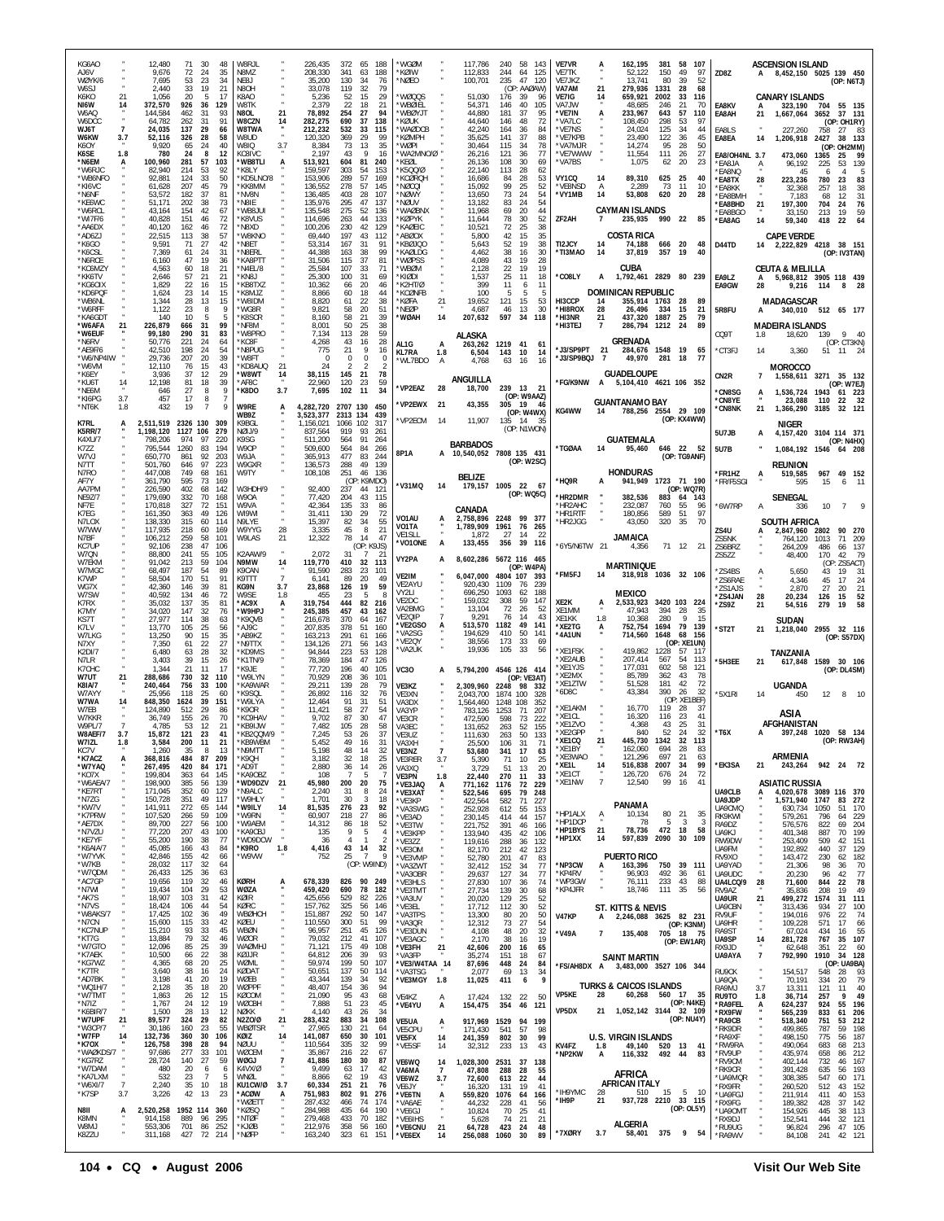KG6AO " 12,480 71 30 48
AJ6V " 9,676 72 24 35
WØYK/6 " 7,695 53 23 34
W6SJ " 2,440 33 19 21
K6KO 21 1,056 20 5 17
NI6W 14 372,570 926 36 129
W6AQ " 144,584 462 31 93
W6DCC " 64,782 262 31 91
WJ6T 7 24,035 137 29 66
W6KW 3.7 52,116 326 28 58
K6OY " 9,920 65 24 40
K6SE 1.8 780 24 8 12
*N6EM A 100,960 281 57 103
*W6RJC " 82,940 214 53 92
*WB6NFO " 92,881 124 33 50
*KI6VC " 61,628 207 45 79
*N6NF " 53,572 182 37 81
*KE6WC " 51,171 202 38 73
*W6RCL " 43,164 154 42 67
*WI7FR/6 " 40,828 151 46 72
*AA6DX " 40,120 162 46 72
*AD6ZJ " 22,515 113 38 57
*K6GO " 9,591 71 27 42
*K6CSL " 7,369 61 24 31
*N6RCE " 6,160 47 19 36
*KO6MZY " 4,563 60 18 21
*KK6TV " 2,646 57 21 21
*KI6GDX " 1,829 22 16 15
*KD6PQF " 1,624 23 14 15
*WB6NL " 1,344 28 13 15
*W6RFF " 1,122 23 8 9
*KA6GDT " 140 10 5 5
*W6AFA 21 226,879 666 31 99
*W6EUF " 99,180 290 31 83
*N6RV " 50,776 221 24 64
*AE6F/6 " 42,510 198 24 54
*W6/NP4IW " 29,736 207 20 39
*W6VM " 12,110 76 15 43
*K6EY " 3,936 37 12 29
*KU6T 14 12,198 81 18 39
*NE6M " 646 27 8 9
*KI6PG 3.7 457 17 8 7
*NT6K 1.8 432 19 7 9

K7RL A 2,511,519 2326 130 309
K5RR/7 " 1,198,120 1127 106 279
K4XU/7 " 798,206 974 97 220
K7ZZ " 795,544 1260 83 194
W7VJ " 650,770 861 92 203
N7TT " 501,760 646 97 223
N7RO " 447,008 749 68 161
AF7Y " 361,790 595 73 169
AA7PM " 226,590 402 68 142
NE9Z/7 " 179,690 332 70 168
NF7E " 170,818 327 72 151
K7EG " 161,350 363 49 126
N7LOX " 138,330 315 60 114
W7WW " 117,935 218 60 169
N7BF " 106,212 259 58 101
KC7UP " 92,106 238 47 106
W7QN " 88,800 241 55 105
W7EKM " 91,042 213 59 104
W7MGC " 68,497 187 54 89
K7WP " 58,504 170 51 91
WG7X " 42,360 146 39 81
W7SW " 40,592 134 46 72
K7RX " 35,032 137 35 81
K7MY " 34,020 147 32 76
KS7T " 27,977 114 38 63
K7LV " 13,770 105 25 56
W7LKG " 13,250 90 15 35
N7XY " 7,350 61 22 27
K2DI/7 " 6,480 63 28 32
N7UR " 3,403 39 15 26
K7OHC " 1,344 21 11 17
W7UT 21 288,686 730 32 110
K8IA/7 " 240,464 756 33 100
W7AYY " 25,956 118 25 59
W7WA 14 848,350 1624 39 151
W7EB " 124,890 512 29 86
W7WKR " 36,749 155 26 70
W9PL/7 7 4,785 53 12 21
W8AEF/7 3.7 15,872 121 23 41
W7IZL 1.8 3,584 200 11 21
KC7V " 1,260 35 8 13
*K7ACZ A 368,816 484 87 209
*W7YAQ " 267,495 420 84 171
*KI7X " 199,804 363 64 145
*W6AEA/7 " 198,900 385 56 139
*KE7RT " 171,045 352 60 129
*N7ZG " 150,728 351 49 117
*KW7V " 141,911 272 65 144
*K7PRW " 107,520 266 59 109
*AE7DX " 89,700 227 56 100
*N7VZU " 77,220 207 43 100
*KE7YF " 55,200 190 38 77
*K6AIA/7 " 45,085 166 43 84
*W7YVK " 42,846 155 42 66
*W7KB " 28,032 117 32 64
*W7QDM " 26,433 125 36 63
*AC7GP " 19,656 119 32 46
*N7VM " 19,434 104 29 53
*AK7S " 18,907 103 31 42
*N7VS " 18,424 106 44 54
*W6AKS/7 " 17,425 102 36 49
*N7CN " 15,600 115 33 42
*KC7NUP " 15,210 93 33 45
*KT7G " 13,884 79 32 46
*W7GTO " 12,096 85 25 39
*K7AFK " 10,500 66 22 38
*KG7WZ " 4,365 68 20 25
*K7TR " 3,640 38 16 24
*AD7BK " 3,198 41 20 19
*WQ1H/7 " 2,128 35 18 20
*W7TMT " 1,863 26 12 15
*N7IZ " 1,767 24 12 19
*K6BIR/7 " 1,500 28 13 12
*W7UPF 21 89,577 324 29 82
*W3CP/7 " 30,186 160 23 55
*W7FP 14 132,736 360 30 106
*K7OX " 126,758 398 28 94
*WA2KDS/7 " 97,686 277 33 101
*KG7RZ " 28,724 140 27 59
*W7DAM " 480 20 6 6
*KA7LXM " 532 23 7 5
*W6XI/7 7 2,240 35 10 18
*K7SP 3.7 3,226 42 13 23

N8II A 2,520,258 1952 114 360
K8MN " 914,158 889 96 295
W8MJ " 553,306 701 86 253
K8ZZU " 311,168 427 72 214
W8RJL " 226,435 372 65 188
N8MZ " 208,330 341 63 188
NE8J " 35,200 130 34 76
N8OH " 33,078 119 32 79
K8AO " 5,236 52 15 29
W8TK " 2,379 22 18 21
N8OL 21 78,892 254 27 94
W8CZN 14 282,275 690 37 138
W8TWA " 212,232 532 33 115
W8UD " 120,320 369 29 99
W8IQ " 8,384 73 13 35
KC8IVC " 2,197 43 9 16
*WB8TLI A 513,921 604 81 240
*K8LY " 159,597 303 54 153
*KD5LNO/8 " 153,906 289 57 169
*KK8MM " 136,552 278 57 145
*NV8N " 136,485 403 28 107
*N8IE " 135,976 295 47 137
*WB8JUI " 135,548 275 52 136
*K8VUS " 114,696 263 44 133
*N8XD " 100,206 230 42 129
*W8KNO " 69,440 197 43 112
*N8ET " 53,314 167 31 91
*N8ERL " 44,388 163 38 99
*KA8PTT " 31,506 115 37 81
*N4EL/8 " 25,584 107 33 71
*KN8J " 25,300 100 31 69
*KB8TXZ " 10,362 66 20 46
*K8MJZ " 8,866 60 18 44
*W8IDM " 8,820 61 22 38
*WG8R " 9,821 58 20 51
*K8SCR " 8,160 58 21 39
*NF8M " 8,001 50 25 38
*W8PRO " 7,134 113 28 59
*KC8F " 4,268 43 16 28
*N8PUG " 775 21 9 16
*W8FT " 0 0 0 0
*KD8AUQ 21 24 2 2 2
*W8WT 14 38,115 145 21 78
*AF8C " 22,960 120 23 59
*K8DO 3.7 7,695 102 11 34

W9RE A 4,282,720 2707 130 450
WB9Z " 3,523,377 2313 134 439
K9BGL " 1,156,021 1066 102 317
NØIJ/9 " 837,564 919 93 261
K9SG " 511,200 564 91 264
W9OP " 509,600 564 84 266
W9JA " 365,913 477 83 244
W9GXR " 136,573 288 49 139
W9TY " 108,108 251 46 136
(OP: K9MDO)
W3HDH/9 " 92,400 237 44 121
W9OA " 77,420 204 43 115
W9VA " 42,364 135 33 86
WI9M " 31,411 130 29 72
N9LYE " 15,397 82 34 55
W9YYG 28 3,335 45 8 21
W9LAS 21 12,322 78 14 47
(OP: K9JS)
K2AAW/9 " 2,072 31 7 21
N9MW 14 119,770 410 32 113
K9CAN " 91,590 283 23 101
K9TTT 7 6,141 89 20 49
KG9N 3.7 23,868 126 19 59
W9SE 1.8 455 23 5 8
*AC9X A 319,754 444 82 216
*W9HPJ " 245,385 457 43 162
*K9QVB " 216,678 370 64 167
*AJ9C " 207,835 378 51 160
*AB9KZ " 163,213 291 61 166
*N9TTX " 134,126 271 56 143
*KD9MS " 94,844 223 53 128
*KL7Y/9 " 78,369 184 47 126
*K9JE " 77,720 196 40 105
*W9LYN " 70,929 208 36 101
*KA9WAR " 29,211 139 28 79
*K9SQL " 26,892 116 32 76
*W9LYA " 12,464 91 31 51
*K9OR " 11,421 58 27 54
*KC9HAV " 9,702 87 30 47
*KB9IJW " 7,482 105 28 58
*KB2QQM/9 " 7,245 53 26 37
*KB9WBM " 5,452 49 16 31
*N9MTT " 5,198 48 14 32
*K9QH " 3,182 32 18 25
*AD9T " 2,880 36 14 26
*KA9OBZ " 108 5 7
*WD9DZV 21 45,980 200 20 75
*N9ALC " 2,240 31 8 24
*W9HLY " 1,701 30 3 18
*W9ILY 14 81,535 276 23 92
*W9RN " 60,907 218 27 86
*W9AEM " 14,312 86 18 52
*KA9CBJ " 135 9 5 4
*WD9DCW " 36 4 1 2
*K9RO 1.8 4,416 43 14 32
*W9VW " 752 25 7 9
(OP: W9IND)

KØRH A 678,339 826 90 249
WØZA " 459,420 690 78 182
KØIR " 425,656 529 82 226
KØRC " 157,762 325 56 146
WBØHCH " 151,887 292 50 147
KØEU " 110,550 300 51 99
WBØN " 96,957 251 45 126
WØOR " 79,032 212 41 107
WAØMHJ " 71,121 175 49 108
KØIJR " 64,812 206 39 93
WØML " 59,974 199 50 107
KØDAT " 50,651 137 50 114
WØEB " 43,344 139 34 92
WØPPF " 48,407 154 36 94
KØCOM " 21,090 95 43 68
WØCBH " 7,888 51 23 45
KØKK " 4,140 43 26 34
NØZO/Ø 21 283,432 883 34 108
WBØTSR " 27,965 130 21 64
KØIZ 14 141,087 650 30 101
NØUU " 110,564 335 32 99
WØCEM " 35,867 216 22 67
WØGJ 7 41,886 180 30 87
K4VX/Ø " 9,499 63 17 42
WNØL " 8,866 62 19 43
KU1CW/Ø 3.7 60,334 251 21 76
*ACØW A 751,983 802 91 276
*WØETT " 287,432 466 74 174
*KØSQ " 284,988 435 64 190
*NTØF " 279,468 433 70 182
*KJØB " 212,976 358 56 160
*NØFP " 163,240 323 61 151
*WGØM " 117,788 240 58 143
*KØIW " 112,833 244 64 125
*NØEO " 100,701 235 47 120
(OP: AAØAW)
*WØQQS " 51,030 176 39 96
*WBØIEL " 54,371 146 40 105
*WBØYJT " 44,880 181 37 95
*KØUK " 44,640 146 48 72
*WAØDCB " 42,240 164 36 84
*KØMPH " 35,625 141 37 88
*WØPI " 30,464 115 34 78
*WA2MNO/Ø " 26,216 121 36 77
*KEØL " 26,136 108 30 69
*KSQQ/Ø " 22,140 113 28 62
*KCØRQH " 16,686 84 28 53
*NØCQI " 15,092 99 25 52
*NØWY " 13,650 73 24 54
*NØUV " 13,182 83 24 54
*WAØBNX " 11,968 69 20 44
*KØPYK " 11,644 78 30 52
*KAØBIC " 10,521 72 25 38
*ABØOX " 5,800 42 15 35
*KBØJQO " 5,643 52 19 38
*KAØLDG " 4,462 38 16 30
*WØPSS " 4,089 43 19 28
*WBØM " 2,128 22 19 19
*KIØDI " 1,537 25 11 18
*K2HT/Ø " 399 11 6 11
*KCØNFB " 100 5 5 5
*KØFA 21 19,652 121 15 53
*NEØP " 4,687 46 13 30
*WØAH 14 207,632 597 34 118

## ALASKA
AL1G A 263,262 1219 41 61
KL7RA 1.8 6,504 143 10 14
*WL7BDO A 4,768 63 16 16

## ANGUILLA
*VP2EAZ 28 18,700 239 13 21
(OP: W9AAZ)
*VP2EWX 21 43,355 305 19 46
(OP: W4WX)
*VP2ECM 14 11,907 135 14 35
(OP: N1WON)

## BARBADOS
8P1A A 10,540,052 7808 135 431
(OP: W2SC)

## BELIZE
*V31MQ 14 179,157 1005 22 67
(OP: WQ5C)

## CANADA
VO1AU A 2,758,896 2248 99 377
VO1TA " 1,789,909 1961 76 265
VE1SLL " 1,872 27 14 22
*VO1ONE A 133,455 356 39 116

VY2PA A 8,602,286 5672 116 465
(OP: W4PA)
VE2IM " 6,047,000 4804 107 393
VE2AYU " 920,430 1109 76 239
VY2LI " 696,250 1093 62 188
VE2DC " 159,032 308 59 147
VA2BMG " 13,104 72 26 52
VE2QIP 7 9,291 76 14 43
*VE2GSO A 513,570 1182 49 141
*VA2SG " 194,629 410 50 141
*VE2QY " 38,556 173 33 69
*VA2UK " 19,936 105 33 56

VC3O A 5,794,200 4546 126 414
(OP: VE3AT)
VE3KZ " 2,309,960 2248 98 332
VE3XN " 2,043,700 1874 100 328
VA3DX " 1,564,460 1248 108 352
VA3YP " 783,126 1253 71 207
VE3CR " 472,590 598 73 222
VA3EC " 131,652 263 52 155
VE3UZ " 111,630 263 50 133
VA3XH " 25,500 106 31 71
VE3NZ 7 53,680 341 17 63
VE3RER 3.7 5,390 71 10 25
VA3XQ " 3,729 51 13 20
VE3PN 1.8 22,440 270 11 33
*VE3JAQ A 771,162 1176 72 229
*VE3XAT " 522,546 695 79 248
*VE3KP " 422,564 582 71 227
*VA3SWG " 252,928 612 55 153
*VE3AD " 230,145 414 44 157
*VE3TW " 221,752 391 46 166
*VE3KPP " 133,940 435 42 106
*VE3ZZ " 119,616 288 36 132
*VE3OM " 82,170 212 42 123
*VE3MVP " 52,780 201 47 83
*VA3ZWT " 32,412 152 34 77
*VA3OBR " 29,637 127 34 77
*VE3HLS " 27,830 107 36 74
*VE3TMT " 27,734 139 30 68
*VA3LV " 20,020 129 25 52
*VE3EL " 17,712 112 30 52
*VA3TPS " 13,300 80 20 50
*VA3QR " 12,312 73 27 54
*VE3DUN " 4,108 48 20 32
*VE3AGC " 2,170 38 16 19
*VE3FH 21 42,606 200 16 65
*VA3FP " 35,274 151 18 67
*VE3/W4TAA 14 87,696 448 24 84
*VA3TSG " 2,077 69 13 34
*VE3MGY 1.8 11,025 411 6 9

VE4KZ A 17,424 132 22 50
*VE4YU A 154,475 354 46 121

VE5UA A 917,969 1529 94 199
VE5CPU " 171,430 541 57 98
VE5FX 14 241,359 802 30 99
*VE5SF 14 32,312 233 13 43

VE6WQ 14 1,028,300 2531 37 138
VA6MA 7 47,808 288 28 55
VE6WZ 3.7 72,600 613 22 44
VE6JY " 16,320 131 19 41
*VE6TN A 559,820 1076 64 166
*VA6AE " 44,232 228 41 56
*VE6BGJ " 10,824 70 25 41
*VE6IHS " 5,628 74 21 21
*VE6CNU 21 64,728 423 24 48
*VE6EX 14 256,088 1060 30 89

VE7VR A 162,195 381 58 107
VE7TK " 52,122 150 49 97
VE7JKZ " 13,741 80 39 52
VA7AM 21 279,936 1331 28 68
VE7IG 14 659,921 2002 33 116
VA7JW " 48,685 246 21 70
*VE7IN A 233,967 643 57 110
*VA7LC " 108,450 298 53 97
*VE7NS " 24,024 125 34 44
*VE7KPB " 23,490 122 36 45
*VA7MJR " 14,274 95 28 50
*VE7WWW " 11,554 111 26 27
*VA7BS " 1,075 62 20 23

VY1CQ 14 89,310 625 25 40
*VE8NSD A 2,289 73 11 10
*VY1MB 14 53,808 620 20 28

## CAYMAN ISLANDS
ZF2AH 7 235,935 990 22 85

## COSTA RICA
TI2JCY 14 74,188 666 20 48
*TI3MAO 14 37,819 357 19 40

## CUBA
*CO8LY A 1,792,461 2829 80 239

## DOMINICAN REPUBLIC
HI3CCP 14 355,914 1763 28 89
*HI8ROX 28 26,496 334 15 21
*HI3NR 21 437,320 1887 25 79
*HI3TEJ 7 286,794 1212 24 89

## GRENADA
*J3/SP9PT 21 284,676 1548 19 65
*J3/SP9BQJ 7 49,970 281 18 77

## GUADELOUPE
*FG/K9NW A 5,104,410 4621 106 352

## GUANTANAMO BAY
KG4WW 14 788,256 2554 29 109
(OP: KX4WW)

## GUATEMALA
*TG9AA 14 95,460 646 22 52
(OP: TG9ANF)

## HONDURAS
*HQ9R A 941,949 1723 71 190
(OP: WQ7R)
*HR2DMR " 382,536 883 64 143
*HR2AHC " 232,087 760 55 96
*HR1RTF " 180,856 589 51 97
*HR2JGG " 43,050 320 35 70

## JAMAICA
*6Y5/N6TW 21 4,356 71 12 21

## MARTINIQUE
*FM5FJ 14 318,918 1036 32 106

## MEXICO
XE2K A 2,533,923 3420 103 224
XE1MM " 47,943 394 28 35
XE1KK 1.8 10,368 280 9 15
*XE2TG A 752,754 1694 79 139
*4A1UN " 714,560 1648 68 156
(OP: XE1UN)
*XE1FSK " 419,862 1228 57 117
*XE2AUB " 207,414 567 54 113
*XE1YJS " 177,031 602 58 121
*XE2MX " 85,789 362 43 78
*XE1ZTW " 51,528 181 42 72
*6D8C " 43,384 390 26 32
(OP: XE1BEF)
*XE1AKM " 16,770 119 28 37
*XE1CL " 16,320 116 23 41
*XE1ZVO " 4,368 43 25 31
*XE2GPP " 840 52 24 32
*XE1CQ 21 445,730 1342 32 113
*XE1BY " 162,060 694 28 83
*XE3WAO " 121,296 697 21 63
*XE1L 14 516,838 2007 34 99
*XE1CT " 126,720 676 24 72
*XE1NW 7 12,540 99 16 41

## PANAMA
*HP1ALX A 10,134 80 21 35
*HP1DCP " 78 5 3 3
*HP1BYS 21 78,736 472 18 58
*HP1XX 14 597,839 2090 30 109

## PUERTO RICO
*NP3CW A 163,396 750 39 111
*KP4RV " 96,903 492 36 61
*WP3GW " 76,111 233 43 88
*KP4JFR " 18,746 111 35 56

## ST. KITTS & NEVIS
V47KP A 2,246,088 3625 82 231
(OP: K3MN)
*V49A 7 135,408 705 18 75
(OP: EW1AR)

## SAINT MARTIN
*FS/AH8DX A 3,483,000 3527 106 344

## TURKS & CAICOS ISLANDS
VP5KE 28 60,268 560 17 35
(OP: N4KE)
VP5DX 21 1,052,142 3144 32 109
(OP: NU4Y)

## U.S. VIRGIN ISLANDS
KV4FZ 1.8 49,140 520 13 41
*NP2KW A 116,332 492 44 83

# AFRICA

## AFRICAN ITALY
*IH9YMC 28 510 15 5 10
*IH9P 21 937,728 2210 33 115
(OP: OL5Y)

## ALGERIA
*7XØRY 3.7 58,401 375 9 54

## ASCENSION ISLAND
ZD8Z A 8,452,150 5025 139 450
(OP: N6TJ)

## CANARY ISLANDS
EA8KV A 323,190 704 55 131
EA8AH 21 1,667,064 3652 37 131
(OP: OH1RY)
EA8LS " 227,260 758 27 83
EA8EA 14 1,206,918 2427 38 133
(OP: OH2MM)
EA8/OH4NL 3.7 473,060 1365 25 99
*EA8JA A 96,192 225 53 139
*EA8NQ " 45 6 4 5
*EA8TX 28 223,236 780 23 83
*EA8KK " 32,368 257 18 38
*EA8BMH " 7,183 68 12 31
*EA8BHD 21 197,300 704 24 76
*EA8BGO " 33,150 213 19 59
*EA8AG 14 59,340 418 22 64

## CAPE VERDE
D44TD 14 2,222,829 4218 38 151
(OP: IV3TAN)

## CEUTA & MELILLA
EA9LZ A 5,968,812 3905 118 344
EA9GW 28 9,216 114 8 28

## MADAGASCAR
5R8FU A 340,010 512 65 177

## MADEIRA ISLANDS
CQ9T 1.8 18,620 139 9 40
(OP: CT3KN)
*CT3FJ 14 3,360 51 11 24

## MOROCCO
CN2R 7 1,558,611 3271 35 132
(OP: W7EJ)
*CN8SG A 1,536,724 1943 61 223
*CN8YE " 23,088 110 22 32
*CN8NK 21 1,366,290 3185 32 121

## NIGER
5U7JB A 4,157,420 3104 114 371
(OP: N4HX)
5U7B " 1,084,192 1546 64 208

## REUNION
*FR1HZ A 519,585 967 49 152
*FR/F5SGI " 595 15 6 11

## SENEGAL
*6W7RP A 336 10 7 9

## SOUTH AFRICA
ZS4U A 2,847,960 2802 90 270
ZS5NK " 764,120 1013 71 209
ZS6P " 264,209 486 66 137
ZS5ZZ " 48,400 170 42 79
(OP: ZS5ACT)
*ZS4BS A 5,650 43 19 31
*ZS6RAE " 4,346 45 17 24
*ZS1AJS " 2,870 27 20 21
*ZS4JAN 28 20,234 126 15 52
*ZS9Z 21 54,516 279 19 58

## SUDAN
*ST2T 21 1,218,040 2955 32 116
(OP: S57DX)

## TANZANIA
*5H3EE 21 617,848 1589 30 106
(OP: DL4SM)

## UGANDA
*5X1RI 14 450 12 8 10

# ASIA

## AFGHANISTAN
*T6X A 397,248 1020 58 134
(OP: RW3AH)

## ARMENIA
*EK3SA 21 243,264 942 24 72

## ASIATIC RUSSIA
UA9CLB A 4,020,678 3089 116 370
UA9JDP " 1,571,940 1747 83 272
UA9CMQ " 630,734 1050 51 170
RK9KWI " 579,261 796 64 229
RA9DZ " 576,576 822 69 204
UA9KJ " 401,348 887 70 199
RW9DW " 253,409 509 42 151
UA9FM " 192,892 440 37 129
RV9XO " 143,472 230 62 182
UA9YAD " 21,306 98 36 70
UA9UDC " 20,230 96 42 77
UA4LCQ/9 28 71,600 844 22 78
RV9AZ " 35,836 208 19 49
UA9UR 21 499,272 1574 31 111
UA9CBN " 313,436 934 27 100
RV9UF " 194,016 976 22 74
UA9HR " 109,228 571 17 66
RA9ST " 67,024 434 16 55
UA9SP 14 281,728 767 35 107
RX9JD " 62,648 351 22 60
UA9AYA 7 792,990 1910 34 128
(OP: UA9BA)
RU9CK " 154,517 548 28 93
UA9QA " 70,191 334 20 79
RA9MJ 3.7 13,311 121 11 40
RU9TO 1.8 36,714 257 9 49
*RA9FEL A 624,237 924 55 196
*RX9FW " 565,239 833 61 206
*RA9CB " 518,340 751 53 212
*RK9DR " 499,865 787 59 198
*RA9XF " 498,150 775 56 187
*RW9RA " 490,064 683 68 213
*RV9UP " 435,974 658 66 212
*RV9CM " 402,144 732 46 167
*RK9CR " 391,428 635 56 193
*UA9MQR " 308,385 547 60 171
*RX9FR " 260,520 512 43 152
*UA9FGJ " 211,914 411 40 153
*RX9FG " 189,362 428 37 142
*UA9OMT " 154,926 445 38 113
*RX9DJ " 152,541 444 32 121
*RU9UG " 96,824 296 47 105
*RA9WV " 84,108 241 42 121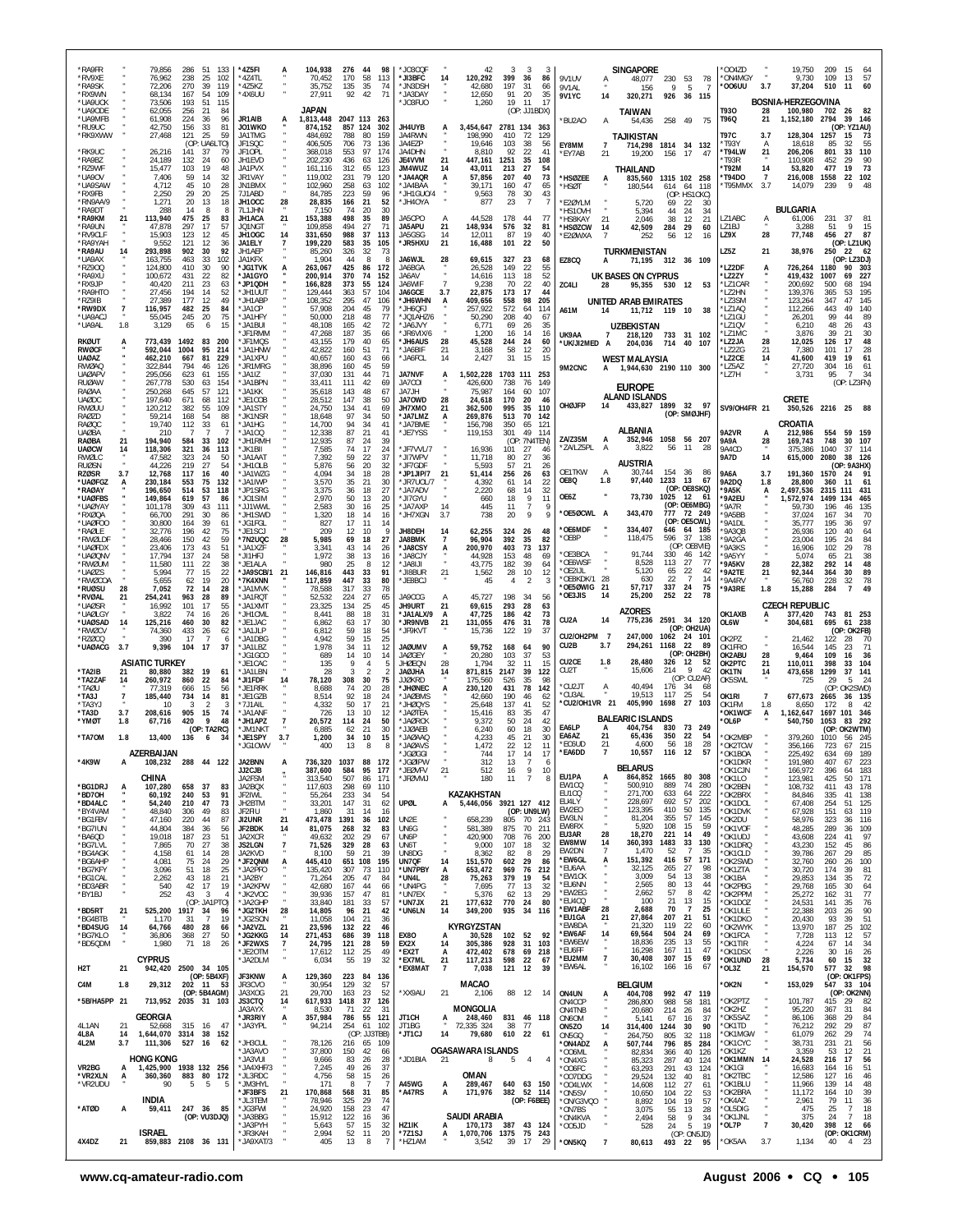*RA9FR " 79,856 286 51 133
*RV9XE " 76,962 238 25 102
*RA9SK " 72,206 270 39 119
*RX9WN " 68,134 167 54 109
*UA9UCK " 73,506 193 51 115
*UA9ODE " 62,055 256 21 84
*UA9MFB " 61,908 224 36 96
*RU9UC " 42,750 156 33 81
*RK9XWW " 27,468 121 25 59
(OP: UA6LTO)
*RK9UC " 26,216 141 37 79
*RA9BZ " 24,189 132 24 60
*RZ9WF " 15,477 103 19 48
*UA9OV " 7,406 59 14 32
*UA9SAW " 4,712 45 10 28
*RX9FB " 2,250 29 20 25
*RN9AA/9 " 1,271 20 13 18
*RA9DT " 288 14 8 8
*RA9KM 21 113,940 475 25 83
*RA9UN " 47,878 297 17 57
*RV9CLF " 15,903 123 12 45
*RA9YAH " 9,552 121 12 36
*RA9AU 14 293,898 902 30 92
*UA9AX " 163,755 463 33 102
*RZ9OQ " 124,800 410 30 90
*RA9XU " 100,672 431 22 82
*RX9JP " 40,420 211 23 63
*RA9HTO " 27,456 194 14 52
*RZ9IB " 27,389 177 12 49
*RW9DX 7 116,957 482 25 84
*UA9ACJ " 55,045 245 20 75
*UA9AL 1.8 3,129 65 6 15
RK0UT A 773,439 1492 83 200
RW0CF " 592,044 1004 95 214
UA0AZ " 462,210 667 81 229
RM0AQ " 322,844 794 46 126
UA0APV " 295,056 623 61 155
RU0AW " 267,778 530 63 154
RA0AA " 250,268 645 57 121
UA0DC " 197,640 671 68 112
RW0UU " 120,212 382 55 109
RA0ZD " 59,214 168 54 88
RA0QC " 19,740 112 33 61
UA0BA " 210 7 7 7
RA0BA 21 194,940 584 33 102
UA0CW 14 118,306 321 36 113
RW0LC " 47,582 323 24 50
RU0SN " 44,226 219 27 54
RZ0SR 3.7 12,768 117 16 40
*UA0FGZ A 230,184 553 75 132
*RA0AY " 196,650 514 53 118
*UA0FBS " 149,864 619 57 86
*UA0YAY " 101,178 309 43 111
*RX0QA " 66,700 291 30 86
*UA0FOO " 30,800 164 39 61
*RA0LE " 32,776 196 42 75
*RW0LDF " 28,466 150 42 59
*UA0FDX " 23,406 173 43 51
*UA0QNV " 17,794 137 24 58
*RW0UM " 11,580 111 22 38
*UA0ZS " 5,994 77 15 22
*RW0COA " 5,655 62 19 20
*RU0SU 28 7,052 72 14 28
*RV0AL 21 254,241 963 28 89
*UA0SR " 16,992 101 17 55
*UA0LGY " 3,822 74 16 26
*UA0SAD 14 125,216 460 30 82
*RW0CV " 74,360 433 26 62
*RZ0CQ " 390 17 7 6
*UA0ACG 3.7 9,396 104 17 37

## ASIATIC TURKEY

*TA2IB 21 80,880 382 19 61
*TA2ZAF 14 260,972 860 22 84
*TA0U " 77,319 666 15 56
*TA3J 7 185,440 734 14 81
*TA3YJ " 10 3 2 3
*TA3D 3.7 208,616 905 15 74
*YM0T 1.8 67,716 420 9 48
(OP: TA2RC)
*TA7OM 1.8 13,400 136 6 34

## AZERBAIJAN

*4K9W A 108,232 288 44 122

## CHINA

*BG1DRJ A 107,280 658 37 83
*BD7OH " 60,192 240 53 91
*BD4ALC " 54,240 210 47 73
*BY4VAM " 48,840 306 49 83
*BG1FBV " 47,160 220 44 87
*BG7IUN " 44,804 384 36 56
*BA6QD " 19,018 187 23 51
*BG7LVL " 7,865 70 27 38
*BG4AGK " 4,158 61 14 28
*BG6AHP " 4,081 75 24 29
*BG7KFY " 3,096 51 18 25
*BG1CAL " 2,262 43 18 21
*BD3ABR " 540 42 17 19
*BY1BJ " 252 43 3 4
(OP: JA1PTO)
*BD5RT 21 525,200 1917 34 96
*BG4ETB " 1,170 31 7 19
*BD4SUG 14 64,766 480 28 66
*BG7KLO " 36,806 368 27 50
*BD5QDM " 1,980 71 18 26

## CYPRUS

H2T 21 942,420 2500 34 105
(OP: 5B4XF)
(OP: 5B4AGM)
C4M 1.8 29,312 202 11 53
*5B/HA5PP 21 713,952 2035 31 103

## GEORGIA

4L1AN 21 52,668 315 16 47
4L8A 14 1,644,070 3314 38 152
4L2M 3.7 111,306 527 16 62

## HONG KONG

VR2BG A 1,425,900 1938 132 256
*VR2XLN A 360,360 883 80 172
*VR2UDU " 90 5 5 5

## INDIA

*AT0D A 59,411 247 36 85
(OP: VU3DJQ)

## ISRAEL

4X4DZ 21 859,883 2108 36 131
*4Z5FI A 104,938 276 44 98
*4Z4TL " 70,452 170 58 113
*4Z5KZ " 35,752 135 35 74
*4X6UU " 27,911 92 42 71

## JAPAN

JR1AIB A 1,813,448 2047 113 263
JO1WKO " 874,152 857 124 302
JA1TMG " 484,692 788 80 159
JF1SQC " 406,505 706 73 136
JF1OPL " 368,018 553 97 174
JH1EVD " 202,230 436 63 126
JA1PVX " 161,116 312 65 123
JR1VAY " 119,002 231 79 120
JN1BMX " 102,960 258 63 102
7J1ABD " 84,785 223 59 96
JH1OCC 28 28,835 166 21 52
7L1JHN " 7,150 74 20 30
JH1ACA 21 153,388 498 35 89
JQ1NGT " 109,858 494 27 71
JH1OGC 14 331,650 988 37 113
JA1ELY 7 199,220 583 35 105
JH1AEP " 85,260 326 32 73
JA1KFX " 1,904 44 8 8
*JG1TVK A 263,067 425 86 172
*JA1GYO " 200,914 370 74 152
*JF1QDH " 166,828 373 55 124
*JH1UUT " 129,444 363 57 104
*JH1ABP " 108,352 295 47 106
*JA1CP " 57,908 204 45 79
*JA1HFY " 50,000 218 48 77
*JA1BUI " 48,108 165 42 72
*JF1RNM " 47,268 187 35 66
*JF1MQS " 43,155 179 40 65
*JA1HNW " 42,822 160 51 71
*JA1XPU " 40,657 160 43 66
*JR1MRG " 38,896 160 45 59
*JA1IZ " 37,030 131 44 71
*JA1BPN " 33,411 111 42 69
*JA1KK " 35,618 143 48 67
*JE1COB " 28,512 147 38 50
*JA1STY " 24,750 134 41 69
*JK1NSR " 18,648 97 34 50
*JA1HG " 14,700 94 34 41
*JA1CQ " 12,338 87 21 41
*JH1RMH " 12,935 87 24 39
*JK1BII " 7,585 74 17 24
*JA1AAT " 7,392 59 22 37
*JH1OLB " 5,876 56 20 32
*JA1WZG " 4,094 34 18 28
*JA1IWP " 3,570 35 21 30
*JP1SRG " 3,375 36 18 27
*JO1SIM " 2,970 50 13 20
*JJ1WWL " 2,583 30 16 25
*JH1SWD " 1,320 18 14 16
*JG1FGL " 827 17 11 14
*JE1SCJ " 209 12 10 9
*7N2UQC 28 5,985 69 18 27
*JA1XZF " 3,341 43 14 26
*JI1HFJ " 1,972 38 13 16
*JE1ALA " 980 25 8 12
*JA9SCB/1 21 146,816 443 33 91
*7K4XNN " 117,859 447 33 80
*JA1MVK " 78,588 317 33 78
*JA1RQT " 52,532 224 27 65
*JA1XMT " 23,325 134 25 45
*JH1OML " 8,441 88 18 31
*JE1JAC " 6,862 63 17 30
*JA1JLP " 6,812 59 18 34
*JA1DBG " 4,942 59 15 25
*JA1LBZ " 1,978 34 11 12
*JG1GCO " 689 14 10 14
*JE1CAC " 135 9 4 5
*JA1LBN " 28 3 2 2
*JI1FDF 14 78,120 308 30 75
*JE1RRK " 8,688 74 20 28
*JE1GZB " 8,514 92 18 24
*7J1AIL " 4,332 50 17 21
*JA1WQF " 726 13 10 12
*JH1APZ 7 20,572 114 24 50
*JM1NKT " 6,885 62 21 30
*JE1SPY 3.7 1,200 34 10 15
*JG1OWV " 400 13 8 8
JA2BNN A 736,320 1037 88 172
JJ2CJB " 387,600 584 95 177
JA2FSM " 313,540 507 86 171
JA2BQX " 117,603 298 69 110
JF2IWL " 55,264 233 34 54
JH2BTM " 33,201 147 31 62
JF2FIU " 1,860 31 14 16
JI2UNR 21 473,478 1391 36 102
JF2BDK 14 81,075 268 32 83
JA2PFO " 49,632 202 29 67
JS2LGN 7 71,526 329 28 63
JA2KVD " 8,100 59 21 39
*JF2QNM A 445,410 651 108 195
*JA2PFO " 135,420 307 73 110
*JA2BY " 71,264 205 47 84
*JA2KPW " 42,680 167 44 66
*JK2VOC " 39,936 157 47 81
*JA2GHP " 33,840 181 33 57
*JG2TKH 28 14,805 96 21 42
*JG2SON " 11,058 104 21 36
*JA2VZL 21 23,596 132 22 46
*JG2KKG 14 271,453 686 39 118
*JF2WXS 7 24,795 121 28 59
*JE2OTM " 17,612 112 25 49
*JA2DLM " 6,034 55 19 32
JF3KNW A 129,360 223 84 136
JR3CVO " 30,954 129 32 57
JA3XOG 21 29,700 163 23 52
JS3CTQ 14 617,933 1418 37 126
JA3AYX " 8,530 71 21 31
*JR3RIY A 357,984 786 55 121
*JA3YPL " 94,214 254 61 102
(OP: JJ3TBB)
*JH3CUL " 78,126 216 65 109
*JA3AVO " 37,800 150 42 66
*JA3VUI " 9,666 83 26 28
*JA3GWE " 8,162 86 26 36
*JA4XHF/3 " 7,245 49 26 37
*JR3RDC " 4,756 58 15 26
*JM3HYL " 171 8 7 2
*JF3BFS 21 170,808 568 31 85
*JL3TEM " 78,946 325 29 74
*JG3FWI " 24,830 159 22 48
*JA3BBG " 15,912 122 16 36
*JA3PYH " 5,643 57 15 18
*JR3KAH " 2,994 52 11 20
*JA9XAT/3 " 405 13 8 7
*JO3CQF " 42 3 3 3
*JI3BFC 14 120,292 399 36 86
*JN3DSH " 42,680 197 31 66
*JA3DAY " 12,650 91 20 35
*JO3FUO " 1,260 19 11 17
(OP: JJ1BDX)
JH4UYB A 3,454,647 2781 134 363
JA4RWN " 198,990 410 72 129
JA4EZP " 19,646 103 38 56
JA4DHN " 8,810 92 22 41
JE4VVM 21 447,161 1251 35 108
JM4WUZ 14 43,011 213 27 54
*JA4AQR A 57,856 207 40 73
*JA4BAA " 39,171 160 47 65
*JH4UUQ/4 " 8,976 78 30 43
*JH4OYA " 877 23 7 7
JA5CPO A 44,528 178 44 77
JA5APU 21 148,934 576 32 81
JA5GSG 14 12,011 87 19 40
*JR5HXU 21 16,488 101 22 50
JA6WJL A 69,615 327 23 68
JA6BGA " 26,528 149 22 55
JA6AV " 14,616 113 18 52
JA6WIF 7 9,238 70 22 40
JA6GCE 3.7 22,875 173 17 44
*JH6WHN A 409,656 558 98 205
*JH6QFJ " 257,922 572 64 114
*JQ1AHZ/6 " 50,290 208 40 67
*JA6JVY " 6,771 69 26 35
*JR6VX/6 " 1,200 16 14 16
*JH6AUS 28 45,528 244 24 60
*JA6BIF 21 3,168 58 12 20
*JA6FCL 14 2,427 31 15 15
JA7NVF A 1,502,228 1703 111 253
JA7COI " 426,600 738 76 149
JA7JH " 75,987 164 60 107
JA7OWD 28 24,618 170 20 46
JH7XMO 21 362,500 995 35 110
*JA7LMZ A 269,876 513 70 142
*JA7BME " 156,798 350 65 121
*JE7YSS " 119,153 301 49 114
(OP: 7N4TEN)
*JF7VVL/7 " 16,936 101 27 46
*JF7WPV " 11,718 80 27 36
*JF7GDF " 5,593 57 21 26
*JP1JPI/7 21 51,414 256 26 63
*JR7UOL/7 " 4,392 61 14 22
*JA7AOV " 2,220 68 14 32
*JI7GYU " 660 18 9 11
*JA7AXP 14 445 11 7 9
*JH7XGN 3.7 738 20 9 9
JH8DEH 14 62,255 324 26 48
JA8BMK 7 96,904 392 35 82
*JA8CSY A 200,970 403 73 137
*JA8CJY " 94,928 153 48 69
*JA8IJI " 43,775 182 39 64
*JI8BUR 21 1,562 28 10 12
*JE8BCJ " 45 4 2 3
JA9CCG A 45,727 198 34 56
JH9URT 21 69,615 293 28 63
*JA1ALX/9 A 47,725 186 42 73
*JR9NVB 21 131,055 476 31 78
*JF9KVT " 15,736 122 19 37
JA0UMV A 59,752 168 64 90
JA0GFY " 20,280 103 37 53
JH0EQN 28 1,794 32 11 15
JA0JHA 14 871,815 2147 39 122
JJ0KRD " 175,560 526 35 98
*JH0NEC A 230,120 431 78 142
*JA0BMS " 42,660 190 46 62
*JH0QYS " 25,648 137 41 52
*JA0TEA " 15,418 83 35 47
*JA0EKR " 9,372 50 24 42
*JJ0AEB " 6,240 60 18 30
*JA0AAQ " 4,233 45 21 30
*JA0AVS " 1,472 22 12 11
*JG0GGI " 744 17 14 17
*JG0PPW " 312 13 7 6
*JE0MFV 21 512 16 9 10
*JR0MMJ " 180 11 7 8

## KAZAKHSTAN

UPØL A 5,446,056 3921 127 412
(OP: UN9LW)
UN2E " 658,239 805 70 243
UN6G " 581,389 875 70 211
UN6P " 420,900 708 76 200
UN6T " 9,000 107 18 32
UN8DG " 8,362 82 8 29
UN7QF 14 151,570 602 29 86
*UN7PBY A 653,472 969 76 212
*UN4L 28 75,263 379 19 54
*UN4PG " 7,695 77 13 32
*UN7EX " 5,376 62 13 29
*UN7JX 21 177,632 770 24 80
*UN6LN 14 349,200 935 34 116

## KYRGYZSTAN

EX8O A 30,528 102 52 92
EX2X 14 305,386 928 31 103
*EX2T A 472,402 678 69 218
*EX7ML 21 117,213 598 22 67
*EX8MAT 7 7,038 121 12 39

## MACAO

*XX9AU 21 2,106 88 12 14

## MONGOLIA

JT1CH A 248,460 831 46 118
JT1BG " 72,335 324 38 77
*JT1CJ 14 79,680 610 22 60

## OGASAWARA ISLANDS

*JD1BIA 21 8 4 4 4

## OMAN

A45WG A 289,467 840 56 157
*A47RS A 171,976 382 52 114
(OP: F6BEE)

## SAUDI ARABIA

HZ1IK A 170,173 387 43 124
7Z1SJ A 1,070,706 1375 75 243
*HZ1AM " 3,542 39 17 29

## SINGAPORE

9V1UV A 48,077 230 53 78
9V1AL " 156 9 5 7
9V1YC 14 320,271 926 36 115

## TAIWAN

*BU2AO A 54,436 258 49 75

## TAJIKISTAN

EY8MM 7 714,298 1814 34 132
*EY7AB 21 19,200 156 17 47

## THAILAND

*HS0ZEE A 835,560 1315 102 258
*HS0T " 180,544 614 64 118
(OP: HS1CKC)
*E20YLM " 5,720 69 22 30
*HS1OVH " 5,394 44 24 34
*HS8KAY 21 2,046 38 12 21
*HS0ZCW 14 42,509 284 29 60
*E20WXA 7 252 56 12 16

## TURKMENISTAN

EZ8CQ A 71,195 312 36 109

## UK BASES ON CYPRUS

ZC4LI 28 95,355 530 12 53

## UNITED ARAB EMIRATES

A61M 14 11,712 119 10 38

## UZBEKISTAN

UK9AA 7 218,120 733 31 102
*UK/JI2MED A 204,036 714 40 107

## WEST MALAYSIA

9M2CNC A 1,944,630 2190 110 300

# EUROPE

## ALAND ISLANDS

OH0JFP 14 433,827 1899 32 97
(OP: SM0JHF)

## ALBANIA

ZA/Z35M A 352,946 1058 56 207
*ZA/LZ5PL A 3,822 56 11 28

## AUSTRIA

OE1TKW A 30,744 154 36 86
OE8Q 1.8 97,440 1233 13 67
(OP: OE8SKQ)
OE6Z " 73,730 1025 12 61
(OP: OE6MBG)
*OE50CWL A 343,470 777 72 249
(OP: OE5CWL)
*OE6MDF " 334,407 646 64 185
*OE8P " 118,475 596 37 138
(OP: OE8VIE)
*OE3BCA " 91,744 330 46 142
*OE6WSF " 8,528 113 27 77
*OE2IJL " 5,120 65 22 42
*OE8KDK/1 28 630 22 7 14
*OE50WIG 21 57,717 337 24 75
*OE3JIS 14 25,200 252 22 78

## AZORES

CU2A 14 775,236 2591 34 120
(OP: OH2UA)
CU2/OH2PM 7 247,000 1062 24 101
CU2B 3.7 294,261 1168 22 89
(OP: OH2BH)
CU2CE 1.8 28,480 326 12 52
CU2T " 15,606 214 9 42
(OP: CU2AF)
*CU2JT A 40,494 176 34 68
*CU8AL " 19,513 117 25 54
*CU2/OH1VR 21 405,990 1698 27 103

## BALEARIC ISLANDS

EA6LP A 404,754 830 73 249
EA6AZ 21 65,436 350 22 54
*EG6UD 21 4,600 56 18 28
*EA6DD 7 10,557 116 12 57

## BELARUS

EU1PA A 864,852 1665 80 308
EW1CQ " 500,910 889 74 280
EU1CQ " 271,700 633 64 222
EU4LY " 228,697 692 57 202
EW2EO " 123,395 410 50 135
EW3LN " 81,204 355 57 145
EW8RX " 5,920 108 15 59
EU3AR 28 18,270 221 14 49
EW8MW 14 360,393 1483 33 130
EW2DN 7 1,470 52 7 35
*EW6GL A 151,392 416 57 171
*EU6AA " 32,125 265 27 98
*EW1CK " 3,009 54 13 38
*EU6NN " 2,565 80 13 44
*EW2EG " 2,662 57 8 42
*EU4CQ " 100 21 13 15
*EW1ABF 28 2,688 70 7 25
*EU1GA 21 27,064 220 14 62
*EW8DA " 21,320 119 22 60
*EW6AF 14 69,564 504 24 69
*EW6EW " 18,836 235 13 55
*EU6FF " 16,298 167 11 47
*EU2MM 7 30,408 307 15 69
*EW6AL " 16,102 166 16 67

## BELGIUM

ON4UN A 404,708 992 47 119
ON4COP " 286,800 988 58 181
ON4TNB " 20,680 216 26 84
ON6OM " 5,141 67 16 37
ON5ZO 14 314,400 1244 30 90
ON5GQ " 264,750 805 32 118
*ON4ADZ A 507,744 796 85 284
*ON4CFD " 46,620 243 28 83
*OO7DDG " 29,524 132 40 81
*OO4LWX " 14,608 147 22 61
*ON5SV " 10,650 104 22 53
*ON/G3VQO " 8,892 104 19 57
*ON7BS " 3,075 55 13 28
*ON4KVA " 2,494 58 9 34
*OO5JD " 528 24 5 19
(OP: ON5JD)
*ON5KQ 7 80,613 493 22 95
*OO4ZD " 19,750 209 15 64
*ON4MGY " 9,730 109 13 57
*OO6UU 3.7 37,204 510 11 60

## BOSNIA-HERZEGOVINA

T93O 28 100,980 702 26 82
T96Q 21 1,152,180 2794 39 146
(OP: YZ1AU)
T97C 3.7 128,304 1257 15 73
*T93Y A 18,618 85 32 55
*T94LW 21 206,206 801 33 110
*T93R " 110,908 452 29 90
*T92M 14 53,820 477 19 73
*T94DO 7 216,008 1558 22 102
*T95MMX 3.7 14,079 239 9 48

## BULGARIA

LZ1ABC A 61,006 231 37 81
LZ1BJ " 3,288 51 9 15
LZ9X 28 77,748 456 27 87
(OP: LZ1UK)
LZ5Z 21 38,976 250 22 62
(OP: LZ3DJ)
*LZ2DF A 726,264 1180 90 303
*LZ2ZY " 419,432 1007 69 227
*LZ1CAR " 200,692 500 68 194
*LZ2HN " 139,376 365 53 195
*LZ3SM " 123,264 347 47 145
*LZ1AQ " 112,266 443 49 140
*LZ1GU " 26,201 99 44 89
*LZ1QV " 6,210 48 26 43
*LZ1MC " 3,876 39 21 30
*LZ2JA 28 12,025 126 17 48
*LZ2ZG 21 7,380 101 17 28
*LZ2CE 14 41,600 419 19 61
*LZ5AZ " 27,720 304 16 61
*LZ7H " 3,731 95 7 34
(OP: LZ3FN)

## CRETE

SV9/OH4FR 21 350,526 2216 25 88

## CROATIA

9A2VR A 212,986 554 59 159
9A9A 28 169,743 748 30 107
9A4CD " 375,386 1040 37 114
9A7D 14 615,030 2080 38 126
(OP: 9A3HX)
9A6A 3.7 191,360 1570 24 91
9A2DQ 1.8 28,800 360 11 61
*9A5K A 2,497,536 2315 111 431
*9A2EU " 1,572,974 1499 134 465
*9A7R " 59,730 196 46 135
*9A5BB " 37,024 167 34 70
*9A1DL " 35,777 195 36 97
*9A3QB " 26,936 120 40 64
*9A2GA " 23,004 195 24 84
*9A3KS " 16,906 102 29 78
*9A5YY " 5,074 65 21 38
*9A5KV 28 22,382 292 14 48
*9A2TE 21 92,344 364 30 89
*9A4RV " 56,760 228 32 78
*9A3RE 1.8 15,288 284 7 49

## CZECH REPUBLIC

OK1AXB A 377,420 743 81 253
OL6W " 304,681 695 61 238
(OP: OK2FB)
OK2PZ " 21,462 122 28 70
OK1FRO " 16,544 145 23 71
OK2ABU 28 9,464 109 16 36
OK2PTC 21 110,011 398 33 104
OK1TN 14 473,658 1299 37 141
OK5SWL " 725 29 5 24
(OP: OK2SWD)
OK1RI 7 677,673 2665 36 135
OK1FM 1.8 8,650 172 8 42
*OK1WCF A 1,162,647 1697 101 346
*OL6P " 540,750 1053 83 292
(OP: OK2WTM)
*OK2MBP " 379,260 1010 56 245
*OK2TOW " 356,166 723 67 215
*OK1BOA " 225,492 634 69 189
*OK1DKR " 191,980 407 67 223
*OK1CJN " 166,972 396 64 183
*OK1LO " 123,981 425 50 171
*OK2BEN " 108,732 411 43 178
*OK2BRX " 84,846 335 41 138
*OK1DOL " 67,408 254 51 125
*OK1DVK " 67,928 151 63 119
*OK2DU " 58,976 323 36 116
*OK1VOF " 48,285 289 36 109
*OK1UDJ " 43,608 224 41 97
*OK1DRQ " 43,230 152 45 86
*OK1CLD " 39,786 267 29 85
*OK2SWD " 32,760 266 26 100
*OK1ZTA " 30,720 174 39 81
*OK1BA " 29,853 134 35 72
*OK2PBG " 29,768 165 30 64
*OK2PPM " 25,272 162 31 77
*OK1DOZ " 24,531 141 35 76
*OK1ULE " 22,388 203 26 90
*OK1DKO " 20,430 93 39 51
*OK2WYK " 13,970 187 25 102
*OK1FCA " 7,728 113 12 57
*OK1TIR " 4,224 67 14 34
*OK1DSX " 2,226 30 16 26
*OK1UND 28 5,734 60 15 32
*OL3Z 21 154,570 577 32 98
(OP: OK1FPS)
*OK2N " 153,029 547 33 104
(OP: OK2NN)
*OK2PTZ " 101,787 415 29 82
*OK2HZ " 95,220 367 31 84
*OK5SAZ " 86,106 368 29 84
*OK1TD " 76,212 292 29 87
*OK1MGW " 61,079 262 29 74
*OK1CYC " 38,731 221 25 56
*OK1KZ " 3,359 53 12 21
*OK1MMN 14 24,528 170 21 51
*OK1GI " 16,683 164 16 51
*OK2TBC " 12,586 127 16 46
*OK2BRA " 11,172 164 10 39
*OK4AZ " 2,961 79 5 42
*OL5DIG " 475 29 7 18
*OK1JNL " 375 24 7 18
*OL7P 7 30,420 398 12 66
(OP: OK1CRM)
*OK5AA 3.7 1,134 40 4 23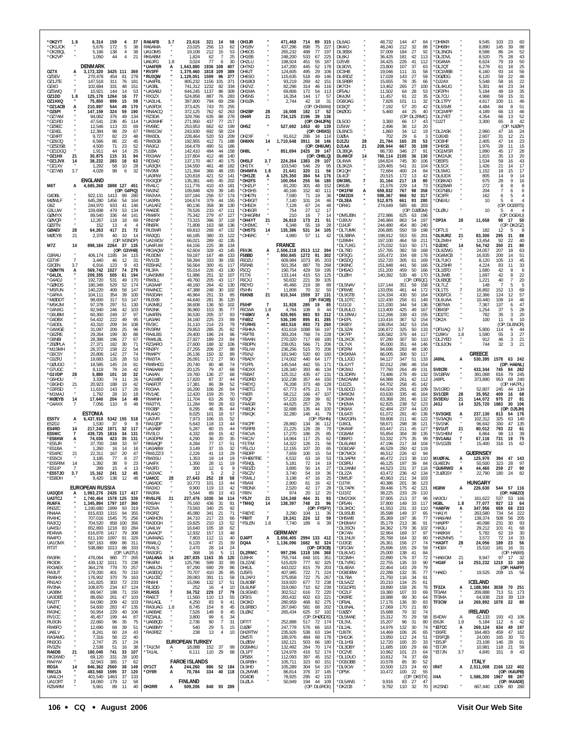*OK2YT 1.8 6,314 159 4 37
*OK1JOK " 5,676 172 5 38
*OK2BQL " 5,166 138 4 38
*OK2VP " 1,050 44 4 21

**DENMARK**

OZ7X A 3,172,320 3425 111 369
OZ5EV " 270,478 454 81 278
OZ1JTE " 147,518 311 76 181
OZ4O " 102,684 331 48 151
OZ5WQ 7 10,921 144 14 53
OZ1DD 1.8 125,178 1264 16 77
OZ1HXQ " 75,850 899 15 59
*OZ1ACB A 210,897 544 49 170
*OZ6PI " 147,159 324 59 190
*OZ7AM " 94,062 376 49 134
*OZ1RD " 47,541 236 45 114
*OZ9EC " 12,546 113 33 69
*OZ4EL " 12,384 98 29 67
*OZ4RT " 9,727 82 23 48
*OZ6OQ " 6,566 86 22 45
*OZ5DSB " 4,500 71 23 52
*OZ1DGQ " 1,911 44 14 25
*OZ1HX 21 30,875 115 31 94
*OZ1JVX 14 38,232 283 18 63
*OZ1XV " 1,292 58 10 28
*OZ7AEI 3.7 4,028 98 6 32

**ENGLAND**

M6T A 4,685,268 3898 127 451
(OP: G4PIQ)
G4DBL " 922,131 1413 89 280
MØWLF " 645,280 1456 54 164
G6Z " 244,970 933 41 146
G3LUW " 159,698 479 53 134
GØMYX " 89,540 336 44 141
GØVQR " 12,267 118 18 69
GØJTN " 152 13 4 4
GØAEV 28 64,263 417 21 72
MØCYB 21 2,376 40 10 14
(OP: M3NDP)
M7Z 14 898,184 2264 37 135
(OP: G3VHB)
G3RAU " 406,174 1185 34 115
G3TXF 7 3,440 46 12 31
G3CEN 3.7 6,916 123 9 43
*GØMTN A 569,742 1027 74 279
*G4LDL " 209,355 505 61 194
*G4ADJ " 192,720 531 49 170
*GØKDS " 180,348 529 52 174
*M5RJN " 140,220 409 58 147
*G4FKA " 104,111 354 39 100
*MØDDT " 98,600 317 53 147
*M5KJM " 97,378 297 51 130
*G4NXG " 82,940 246 42 103
*G6UBM " 60,300 249 37 97
*G4DBX " 54,432 222 49 95
*G4DDL " 43,310 209 34 108
*G4WGE " 31,097 209 25 96
*G6ZRE " 29,264 199 30 88
*G8NBI " 28,388 196 27 67
*2EØPLA " 27,371 182 30 71
*M1SMH " 26,372 158 22 54
*G6CSY " 20,806 142 27 74
*G3ZRJ " 19,683 126 28 53
*GØUGO " 18,585 145 24 81
*G7UGC " 8,118 78 24 42
*G1VDP 28 5,880 101 10 32
*G6HOU 7 3,330 74 11 26
*G8GHD 21 20,923 188 19 42
*G3RSD " 11,610 143 17 26
*M1MAJ " 1,792 28 10 18
*MØEYB 14 17,640 204 14 49
*G4AXX 7 7,056 110 8 48

**ESTONIA**

ES5TV A 6,437,918 5342 155 518
ES2DJ " 1,530 37 9 8
ES4RD 14 217,242 1071 32 117
ES5MC 7 439,725 1816 34 131
*ES6KW A 74,036 423 35 131
*ES5JR " 37,700 248 33 97
*ES1BA " 1,260 16 14 16
*ES4RC 21 22,311 167 20 47
*ES5CX " 3,185 77 8 27
*ES5RIM 14 1,392 38 9 23
*ES1IP 7 289 15 4 13
*ES5TJO 3.7 15,162 241 12 45
*ES8DH " 9,420 138 12 48

**EUROPEAN RUSSIA**

UA3QDX A 1,983,276 2426 117 417
UA3TCJ " 1,740,464 1578 125 339
RU6FA " 1,345,894 1797 107 360
RN3ZC " 1,190,680 1999 93 319
RN4AA " 815,833 1315 94 355
RA4HC " 707,016 1545 75 256
RA3CQ " 704,520 858 100 356
UA4SU " 652,893 1218 83 284
RD4WA " 616,878 1417 79 308
RA4PO " 611,100 1097 91 329
UA1OMX " 587,163 899 86 311
RT3T " 538,880 1013 88 333
(OP: UA3TU)
RA3RK " 476,064 980 77 265
RK3DK " 439,132 1011 73 238
RX3AEX " 364,278 779 70 257
RA3UT " 179,200 401 70 210
RW6HX " 176,902 370 79 163
RN1AO " 141,825 303 72 233
RV3NA " 108,870 234 67 124
UA3BM " 89,947 188 71 150
UA3DEE " 88,650 261 47 103
RA3TT " 64,090 209 42 103
UA4NC " 54,600 283 47 135
RA3NC " 50,954 229 40 106
RV1CC " 45,457 199 44 87
RU3GN " 22,660 96 35 75
RW6FO " 12,690 69 39 51
UA6LV " 8,241 60 24 43
RA3AMG " 7,316 58 22 40
RN3OG " 2,747 25 17 24
RV3ZN " 2,538 51 16 38
RA6DB 21 180,040 741 33 107
RK3XWD " 69,120 331 28 100
RA4YW " 32,943 385 17 62
RD3A 14 846,362 2560 38 149
RW1ZA " 483,560 1595 37 120
UA4LCH " 401,540 1463 37 133
UA1ORT 7 18,060 179 12 58
RZ6ARM " 5,661 89 11 40
RA6AFB 3.7 23,616 321 14 58
RA6AMA " 23,025 256 13 62
UA1OMS " 19,108 212 15 53
RK6ABM " 1,824 62 7 25
UA6JFG 1.8 3,024 77 6 30
*UA4FER A 1,643,880 1936 108 407
*RV3FF " 1,379,460 1818 109 389
*RU3QW " 1,129,051 1599 96 377
*UA4FRL " 805,232 1156 101 371
*UA3BL " 741,312 1232 82 334
*UA3ABJ " 644,245 1137 86 309
*RX3ZX " 524,858 887 76 283
*UA3LHL " 397,800 794 69 256
*UA3FDX " 373,425 743 70 255
*RN4ACQ " 372,125 762 62 263
*RZ3DA " 329,766 635 88 278
*UA3WHF " 271,950 437 77 217
*RV6BC " 253,953 662 62 199
*RW1CW " 243,930 692 58 224
*RW3DL " 228,464 520 53 209
*RW3GB " 192,955 412 71 188
*RA3GJ " 164,478 490 51 186
*U1BA " 142,410 494 44 158
*RX3AW " 137,804 412 48 140
*RD3AD " 137,170 467 40 175
*UA3QIX " 134,550 461 48 182
*RV3MI " 121,394 366 48 155
*UA3RW " 120,818 421 52 141
*RX3QDF " 135,381 445 45 202
*RV4LC " 111,776 410 43 181
*RA3NZ " 109,848 429 39 145
*RA3VRA " 107,184 256 57 174
*UA3RN " 104,674 379 44 155
*UA1AFZ " 80,136 358 38 130
*RA6DE " 78,526 233 47 111
*RW4FX " 75,342 279 47 127
*RN1NP " 73,315 396 37 118
*RN6FK " 71,808 163 68 136
*RU3WR " 69,810 268 47 132
*RA3QG " 66,185 380 33 122
*UA1WGV " 66,021 289 42 125
*UA4FUW " 64,156 225 38 134
*RK3AQW " 62,604 328 43 145
*RU3DM " 59,187 167 48 133
*RV1CB " 58,394 333 39 155
*RZ6HAZ " 56,564 300 41 117
*RL3FA " 55,014 226 43 130
*UA4SMM " 51,986 251 32 107
*RW3LL " 49,760 205 43 117
*UA3AAP " 48,160 264 42 130
*RA4ACC " 47,388 248 39 102
*RA3DAH " 46,964 251 33 85
*RU3XB " 44,640 281 35 120
*UA3MEJ " 38,608 136 50 102
*RA3NK " 36,960 153 35 77
*UA4FEN " 36,530 205 37 93
*UA3AKI " 34,160 225 23 89
*RX3IC " 31,110 214 23 79
*RV3RM " 29,853 285 25 82
*RA4LBS " 29,400 196 24 96
*RW4LBL " 27,927 189 23 84
*RZ3ARO " 27,600 188 32 106
*RN3FY " 27,255 206 27 88
*RW4PY " 26,136 150 32 89
*RW3TA " 26,091 172 27 90
*RW6HCG " 20,740 80 48 74
*RA6AAW " 20,125 79 47 68
*UA4AN " 19,760 136 27 68
*UA1WBV " 17,820 87 37 44
*RA6FOT " 17,381 86 39 52
*RX3AA " 16,290 106 26 64
*RV1AE " 12,420 159 20 70
*RW4NH " 11,704 63 26 50
*RA3TYL " 11,284 99 28 63
*RX3BP " 8,295 46 35 44
*RU4AO " 8,025 101 18 57
*UA3VFI " 7,973 106 15 52
*RA1QDP " 5,643 118 13 44
*UA3AEF " 5,287 80 15 44
*RV3LO " 4,332 69 15 42
*UA3DPM " 4,290 36 20 35
*RK6AQP " 4,284 77 17 51
*UA3ARW " 3,149 37 15 32
*RW1ZZ/3 " 2,226 41 13 29
*RW3SU " 1,353 19 14 19
*UA4FX " 1,350 28 11 19
*RA3FD " 300 12 6 9
*UA3XAC " 12 5 2 2
*UA4CC 28 27,643 252 19 58
*UA6ADC " 10,773 101 13 44
*RA3XO " 9,900 119 13 42
*RA3RA " 5,544 89 13 43
*RV6LFE 21 227,476 1030 34 114
*RX6AH " 76,160 436 31 81
*RZ3VA " 73,593 340 25 92
*RX3RZ " 45,080 341 21 71
*UA6HON " 34,710 217 23 66
*RA3DGH " 19,825 210 13 52
*UA4LW " 16,640 105 18 62
*UA4ACP " 12,932 157 13 48
*UA6WAG " 7,803 112 11 40
*RW4LQ " 6,120 47 21 39
*RV4LS " 2,470 28 14 24
*RA3GFG " 368 16 5 11
*UA1ANA 14 287,835 1163 35 120
*RK4FM " 125,796 599 33 99
*UA6LCN " 97,290 690 29 86
*UA3EDQ " 70,707 416 26 85
*UA1CEC " 28,083 391 11 58
*RN6HI " 15,096 132 17 51
*RL3DD " 252 16 4 10
*RU4SS 7 34,752 229 17 79
*UA6BQD " 2,736 90 7 31
*RA6CT " 11,560 115 13 55
*RA1AGL " 4,250 83 9 41
*RA3UAG 1.8 8,745 154 6 47
*UA6BAE " 7,526 148 8 45
*RZ3AUL " 3,800 99 6 34
*UA6BMY " 540 29 5 15
*RA3REZ " 238 13 4 10

**EUROPEAN TURKEY**

*TA1CM A 18,088 152 37 99
*TA1AL " 6,111 120 23 68

**FAROE ISLANDS**

OY1CT A 244,260 886 52 184
*OY9R A 70,784 334 40 118

**FINLAND**

OH3RR A 509,206 848 93 289
OH3JR " 471,468 714 89 315
OH1BV " 437,296 898 75 227
OH6OS " 265,232 488 77 197
OH1EB " 248,200 533 67 225
OH2LU " 198,924 451 55 187
OH7KD " 147,200 445 52 178
OH8JT " 124,605 495 29 106
OH6SO " 115,635 518 49 146
OH1BOI " 93,219 269 42 151
OH2VZ " 82,296 314 46 116
OH1MA " 69,806 172 54 113
OH5NS " 16,354 144 17 57
OH1ØA " 2,744 42 18 31
(OP: OH3WW)
OH2BP 28 16,008 182 17 52
OH4R 21 734,125 2196 39 136
(OP: OH4JFN)
OH5Z " 527,692 1453 40 139
(OP: OH5KS)
OH2XF " 91,612 286 34 114
OH6KN 14 1,710,648 3911 38 146
(OP: OH6UM)
OH8L " 851,694 2425 39 147
(OP: OH8LQ)
OH5LF 3.7 224,264 1383 29 107
OH1TX " 103,540 546 29 95
OH4MFA 1.8 21,641 320 11 56
*OH1ZE A 125,350 384 54 176
*OH2FS " 100,064 255 56 180
*OH2LP " 81,200 301 48 152
*OH8HS " 40,166 152 40 111
*OH6TN " 7,590 71 19 36
*OH6GIT " 7,140 101 24 46
*OH5DX " 7,128 67 24 48
*OH6GFI " 754 27 12 17
*OH4GRM " 210 16 7 14
*OH4YT 21 26,810 173 21 51
*OH3MC " 6,348 55 18 28
*OH5TS 14 135,386 531 34 105
*OH6RC " 4,980 57 11 42

**FRANCE**

F5VJK A 2,506,218 2513 112 394
F5BBD " 850,845 1272 91 302
F8DZU " 609,984 1073 85 203
F5RAB " 501,354 887 78 268
F5CQ " 190,754 429 59 195
F1TXI " 133,144 415 53 125
F6CXJ " 50,832 221 39 105
F8DYD " 45,466 219 38 89
F5IHN " 11,808 70 32 50
F6KNB 21 610,344 1559 37 131
(OP: F4CIB)
F5IHP 7 31,928 285 19 85
F6OWA 1.8 4,784 106 8 44
*F4BKV A 628,965 883 93 312
*F4BZ " 536,190 895 81 285
*F1RHS " 483,516 893 73 260
*F6HKA " 431,618 1088 56 197
*F6FTB " 393,204 768 74 228
*F8AAN " 270,320 717 68 180
*F8DPN " 239,051 566 71 206
*F5LIW " 236,256 515 70 206
*F5INJ " 181,940 520 60 160
*F8ADY " 174,002 440 64 177
*F1FPL " 145,544 442 55 171
*F4DXX " 128,340 393 46 134
*F6BAT " 125,312 435 47 131
*F5ORD " 102,238 357 44 150
*F4EYQ " 76,208 373 48 128
*F4ETG " 67,773 475 21 74
*F4EFI " 58,212 166 47 107
*F5QF " 57,233 228 39 82
*F4AGR " 44,625 257 26 79
*F4EUN " 32,688 135 44 100
*F6KQK " 32,280 146 41 79
(OP: F5IHN)
*F4CPF " 28,860 134 36 112
*F5RPB " 21,226 128 28 79
*F4CVA " 17,270 186 25 85
*F4CJV " 14,964 117 25 62
*F1TIM " 14,322 126 21 56
*F5LCU " 12,155 107 20 65
*F8DFP " 7,659 100 15 54
*F/HB9TRE " 6,532 63 18 53
*F5NQL " 5,181 72 14 39
*F6DZD " 3,895 50 14 27
*F6CZV " 3,740 54 19 36
*F5MLJ " 3,198 47 16 25
*F8AXJ " 2,900 61 16 42
*F8DNX " 2,520 42 17 28
*F8IN " 974 20 12 20
*F5JY 21 124,248 464 31 93
*TM6Q 14 138,397 748 23 96
(OP: FY5FY)
*F4EYE " 3,290 104 11 36
*F6IIT 7 19,241 224 12 59
*F5LEN 1.8 7,740 189 6 39

**GERMANY**

DJ4PT A 3,656,405 2994 133 412
DQ4A " 1,136,096 1682 92 324
(OP: DF3CB)
DL2RMC " 997,296 1318 106 368
DJ9HX " 755,744 848 101 351
DL2ZAE " 515,829 777 92 325
DH6JL " 443,022 815 79 203
DJ5IW " 407,985 722 71 224
DL2APJ " 375,858 722 75 267
DL8OBF " 319,060 710 67 228
DL6UNF " 310,692 599 71 223
DL9GWD " 302,512 616 72 220
DF3IS " 283,432 602 63 221
DK3KD " 280,959 468 82 275
DL6RBO " 267,840 581 68 202
DLØAZ " 265,434 625 57 192
(OP: DHØGDS)
DF7IT " 252,888 517 72 174
DJØIF " 247,778 576 66 193
DH2RTW " 235,926 538 64 183
DM5TI " 185,976 432 63 196
DLØEW " 182,121 503 66 180
DG5MKU " 132,492 264 74 133
DK2CX " 118,272 343 54 153
DF5BX " 110,712 397 45 152
DL6RBH " 105,771 323 51 132
DL9HD " 105,280 326 45 143
DL2MWB " 86,814 376 37 145
DL4DB " 78,925 295 42 133
DLØLA " 50,949 194 44 109
(OP: DL6RCK)
DL6AG " 48,732 144 47 84
DK4IO " 48,240 212 32 88
DL3EBX " 37,009 184 27 92
DL8KJ " 36,425 181 42 113
DJ5VB " 34,425 226 41 112
DL9DYL " 23,800 107 37 63
DC3HB " 19,046 111 31 58
DL4RDZ " 17,028 143 27 59
DL5RBR " 15,655 78 35 66
DK7CH " 13,462 265 27 100
DF5AU " 11,502 64 28 53
DK4JM " 11,457 91 22 35
DG6OAG " 7,826 101 11 32
DC8QT " 7,192 57 20 42
DKØOG " 5,460 44 25 40
(OP: DL2RMC)
DL5OO " 3,360 66 17 43
DJ5IW " 2,496 36 12 20
DL8NCS " 1,860 34 12 19
DJØIA " 702 29 6 3
DJ1ZU 28 21,784 165 20 53
DJ1AA 21 208,944 667 35 109
DL3BQA " 86,730 346 27 91
DL4MCF 14 760,114 2105 36 130
DL4WA " 184,824 745 30 106
DL5KZA " 129,465 541 31 104
DK1QH " 72,684 400 24 84
DL4CF " 20,515 172 13 42
DM3ML 7 31,164 217 18 80
DK8JB " 21,576 229 14 73
*DK1FW A 659,832 767 98 358
*DM2DX " 598,367 966 92 317
*DL3EA " 512,875 661 93 280
*DR4G " 274,649 585 66 203
(OP: DJ9GM)
*DM5JBN " 272,986 625 63 196
*DJ8UV " 246,984 863 54 197
*DJ4JF " 244,480 454 80 240
*DL7UMK " 206,885 550 59 198
*DL3BRA " 198,912 553 55 201
*DJ9MH " 197,100 464 59 211
*DL7UXG " 175,032 510 50 171
*DL7BD " 157,765 382 59 168
*DF3QG " 155,472 334 68 178
*DK5DQ " 152,720 305 61 169
*DK8NC " 151,848 441 56 166
*DH5AO " 151,200 459 50 166
*DLØIH " 140,392 530 48 170
(OP: DF6QC)
*DL5NAV " 137,144 351 59 158
*DF6WE " 133,056 461 44 172
*DL9GTB " 124,334 430 50 164
*DL1DTC " 122,430 258 61 149
*DJ1OJ " 121,030 344 54 136
*DL8ULO " 113,400 425 49 167
*DL1BWU " 112,266 338 43 155
*DH2PL " 110,416 367 52 154
*DK8EY " 108,054 342 53 154
*DL3ZAI " 106,872 325 50 133
*DK7FP " 106,582 376 44 117
*DL2KQX " 97,280 307 50 110
*DL7VX " 95,000 351 44 146
*DF2FM " 94,696 283 48 130
*DK5KMA " 86,005 306 50 117
*DL1JGO " 84,127 347 51 133
*DL4JYT " 82,012 298 48 154
*DK3WJ " 77,760 264 49 131
*DL3DRN " 73,486 278 49 132
*DM2AWM " 69,888 261 42 112
*DJ2ZS " 64,702 258 45 142
*DL6DCD " 64,024 291 42 109
*DM9CM " 63,630 335 46 164
*DK3WN " 63,368 281 46 132
*DH2MA " 62,825 238 52 123
*DK8AX " 62,484 237 44 120
*DL6ATI " 61,072 291 40 136
*DM2GFN " 59,808 211 46 122
*DJ6OL " 58,671 298 38 121
*DK4WF " 53,447 211 45 127
*DC8AM " 55,854 304 39 135
*DB6FO " 53,332 275 35 99
*DL6UAM " 47,196 217 34 104
*DO6DAF " 46,529 250 42 119
*DK7MCX " 46,512 226 42 94
*DL3APM " 46,472 213 38 110
*DC8RU " 46,125 197 39 84
*DL2ANM " 44,523 231 37 116
*DL2ZA " 43,472 236 42 134
*DM5JF " 40,963 211 34 103
*DJ7IK " 40,386 201 36 123
*DL7APK " 39,446 175 42 121
*DJ1FZ " 38,225 233 29 110
*DM2CKK " 37,905 213 37 96
*DF5AN " 37,800 149 33 117
*DL3KDC " 41,553 231 33 110
*DL9SUB " 35,598 149 37 65
*DF6WB " 35,369 197 36 77
*DH3MAY " 35,179 213 36 91
*DL3SCN " 34,362 179 36 102
*DK7AN " 32,964 169 37 97
*DL1NUX " 26,768 164 32 80
*DJ3GE " 26,361 156 27 74
*DF1GW " 25,698 155 29 59
*DL8UVG " 25,000 138 41 84
*DC3MH " 22,890 176 37 72
*DL7VRG " 22,755 135 33 90
*DL4EAX " 22,464 143 29 79
*DG8DBW " 22,288 132 35 77
*DL7BA " 21,750 136 34 91
*DL5AZZ " 20,014 120 37 61
*DG3DRS " 19,890 158 26 76
*DC2LF " 19,380 107 33 69
*DK8RE " 18,988 99 33 64
*DF8AL " 17,176 136 30 83
*DL6NAL " 17,069 170 21 80
*DL1DUO " 16,812 74 37 67
*DL5MAE " 15,312 70 29 58
*DL3VL " 15,207 96 31 80
*DL2AL " 14,976 132 37 59
*DJ6TK " 14,469 106 26 65
*DH1DK " 13,950 122 36 74
*DL1HSI " 12,720 100 20 33
*DL3DBY " 11,685 100 26 69
*DC2VE " 10,962 107 22 64
*DG5OBB " 10,578 71 30 52
*DL5DH " 10,551 84 24 63
*DP5K " 10,472 100 30 47
(OP: DK5TX)
*DL5ANS " 9,916 83 27 47
*DK2CB " 9,792 110 32 70
*DH6KR " 9,545 103 23 60
*DH6BH " 8,890 145 39 88
*DL3NGN " 8,588 86 24 52
*DL2DVL " 8,520 75 28 43
*DG4MA " 6,624 79 19 50
*DL2QT " 6,278 61 18 25
*DC1MBB " 6,160 93 14 56
*DGØDG " 6,120 59 22 46
*DJ2AX " 5,548 58 16 22
*DL4KUG " 5,301 44 23 34
*DF2PH " 5,184 49 19 35
*DL7CU " 4,968 59 15 31
*DL1TPY " 4,617 100 11 46
*DL5SVB " 4,484 84 8 51
*DC1MPP " 4,189 66 13 46
*DL2YET " 4,354 66 13 52
*DJ2T " 3,300 65 8 42
(OP: NØJIP)
*DL2ASK " 2,960 47 16 24
*DJ6XB " 2,607 31 12 21
*DC8HF " 2,405 47 14 23
*DH9SB " 1,976 28 11 15
*DG1MSR " 1,890 45 17 28
*DM2AJK " 1,815 35 13 20
*DB3FS " 1,534 59 16 43
*DL5CX " 1,426 21 14 17
*DL5MG " 1,152 18 15 17
*DL8JDX " 805 14 9 14
*DG8KAD " 675 28 9 16
*DG2BAR " 272 8 8 8
*DG7NBU " 204 7 6 6
*DC3FR " 162 6 5 4
*DN6XU " 10 5 4 4
(OP: DO2BTS)
*DLØIU " 10 5 4 4
(OP: DG6XU)
*DP3A 28 11,658 98 17 50
(OP: DK2GZ)
*DF7LS " 182 12 5 8
*DL9URZ 21 83,200 295 31 88
*DL2MIH " 13,454 122 22 40
*DJ2XC 14 54,742 350 21 80
*DL9ZWG " 24,057 207 18 63
*DG4MCB " 16,835 200 14 51
*DL7UIO " 8,120 105 13 45
*DL2SHR " 4,224 83 11 33
*DL1EFD " 1,680 42 8 6
*DL3WB " 1,697 42 8 22
*DL6BQE " 1,221 40 7 20
*DL7LZ " 148 7 5 5
*DL1TS 7 16,892 152 13 69
*DG5FCX " 12,366 124 12 57
*DL6UAA " 10,440 109 14 46
*DB7MA " 7,367 137 6 47
*DB4SP " 1,254 37 5 28
*DD2TC " 782 35 3 20
*DK2A " 100 11 6 10
(OP: DL8NCR)
*DF1IAQ 3.7 5,800 114 6 44
*DJ9KV 1.8 1,590 55 3 27
*DL2YED " 912 46 3 21
*DL9JON " 744 32 3 21

**GREECE**

J48NL A 530,395 1578 63 242
(OP: HA6NL)
SV8CRI " 433,344 745 84 282
SV1BFW " 391,068 816 79 245
J48PL " 373,890 953 69 240
(OP: HA7PL)
SV1GRD " 52,807 245 44 134
SV1CER 28 35,952 409 16 68
SV3EXU 21 144,072 975 27 81
J43J 14 325,720 1883 30 106
(OP: DJ5JH)
*SV3GKE A 237,130 813 54 176
*SV3AQN " 102,312 325 63 140
*SV1NK " 96,642 330 47 135
*SV1UT 21 80,012 793 22 61
*SV1HEM " 6,864 98 13 39
*SV1AAU 7 67,116 731 19 75
*SV1DZB " 15,400 316 15 62

**GUERNSEY**

MUØFAL A 125,970 394 47 143
GU4EON " 50,500 323 28 97
*GUØRWD A 44,460 259 27 90
*2UØGSY " 22,790 180 24 82

**HUNGARY**

HG8W A 226,530 544 57 116
(OP: HA8ZO)
HA3OU " 161,622 537 53 166
HG8L 1.8 77,077 927 13 64
*HA8FW A 347,956 659 68 233
*HA1YI " 263,580 734 54 222
*HA6IAM " 139,374 508 56 205
*HA9PP " 40,098 231 30 93
*HA3LI " 29,212 101 41 68
*HA8KW " 5,782 62 19 30
*HA2MN/5 " 3,572 74 14 33
*HA3FT 28 24,056 189 23 56
*HG8X " 15,510 181 16 31
(OP: HA8IB)
*HA6IGM 21 9,947 97 17 32
*HG4F 14 253,232 1210 33 100
(OP: HA4FF)
*HA6D " 19,525 209 15 56

**ICELAND**

TF3ZA A 1,188,984 3038 70 251
TF3AM " 209,888 713 51 173
TF3MA " 64,038 178 54 108
TF3CW 14 269,892 1078 22 80

**IRELAND**

EI4DW A 62,133 193 43 106
EI6JK 1.8 5,184 112 6 42
*EI7CC A 269,124 634 49 197
*EI6FE " 164,483 459 47 162
*EI5FQB " 24,000 165 37 59
*EI5JP " 23,108 136 26 66
*EI7JR " 10,981 118 28 55
*EI7JN 3.7 4,845 151 8 43

**ITALY**

IR4T A 2,511,008 2166 122 402
(OP: IK4UPB)
II4A " 1,586,200 1967 98 287
(OP: IK4ADE)
IK2SND " 667,440 1309 80 280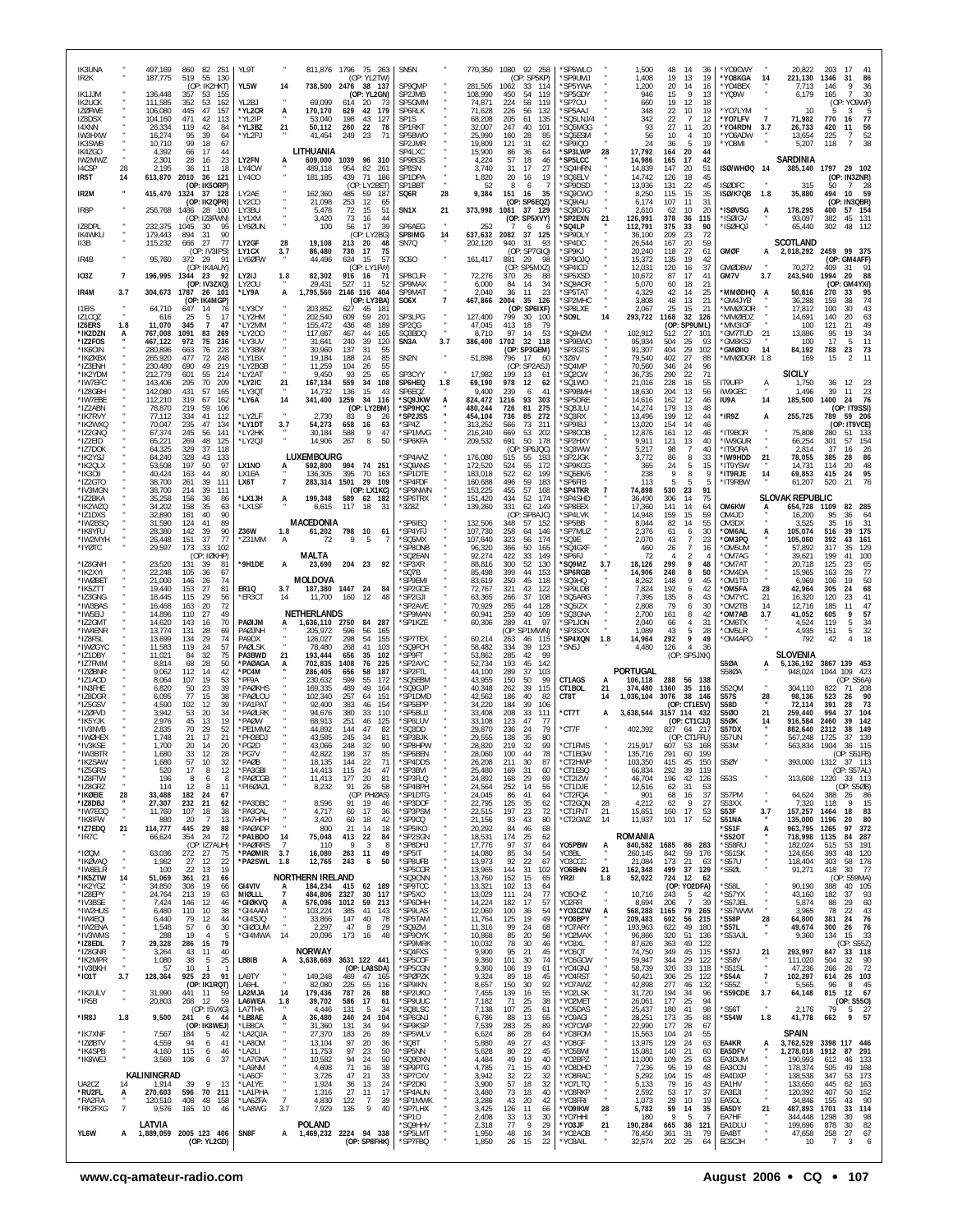IK3UNA " 497,169 860 82 251
IR2K " 187,775 519 55 130
(OP: IK2HKT)
IK1JJM " 136,448 357 53 155
IK2UCK " 111,585 352 53 162
IZ0FWE " 106,080 445 47 157
IZ8DSX " 104,160 471 42 113
I4XNN " 26,334 119 42 84
IW3HAW " 16,274 95 39 64
IK3SWB " 10,710 99 18 67
IK4ZGO " 4,392 66 17 44
IW2MWZ " 2,301 28 16 23
I4CSP 28 2,195 36 11 18
IR5T 14 613,870 2010 36 121
(OP: IK5ORP)
IR2M " 415,470 1324 37 128
(OP: IK2QPR)
IR8P " 256,768 1486 28 100
(OP: IZ8FWN)
IZ8DPL " 232,375 1045 30 95
IK4WKU " 179,443 894 31 90
II3B " 115,232 666 27 77
(OP: IV3IPS)
IR4B " 95,760 372 29 91
(OP: IK4AUY)
IO3Z 7 196,995 1344 23 92
(OP: IV3ZXQ)
IR4M 3.7 304,673 1787 26 101
(OP: IK4MGP)
I1EIS " 64,710 647 14 76
IZ1CQZ " 616 25 5 17
IZ6ERS 1.8 11,070 345 7 47
*IK2DZN A 767,008 1091 83 269
*IZ2FOS " 467,122 972 75 236
*IK6OIN " 280,896 663 76 228
*IK2XBX " 265,920 477 72 248
*IZ3EHH " 230,480 690 49 159
*IK2YDM " 218,279 601 55 214
*IW7EFC " 143,406 295 70 209
*IZ8GBH " 142,080 431 57 165
*IW7EBE " 112,210 319 67 162
*IZ2ABN " 78,870 219 59 106
*IK7RVY " 77,112 334 41 112
*IK2WXQ " 70,047 235 47 134
*IZ2GNQ " 67,374 245 56 141
*IZ2EID " 65,221 269 48 125
*IZ7DOK " 64,325 329 37 118
*IK2YSJ " 64,240 328 43 133
*IK2QLX " 53,508 197 50 97
*IK3OII " 40,424 163 44 80
*IZ2GTO " 38,700 261 39 111
*IV3MGN " 38,700 214 39 111
*IZ2BKA " 35,258 156 36 86
*IK2WZQ " 34,202 158 35 63
*IZ1DXS " 32,890 161 40 90
*IW2BSQ " 31,590 124 41 89
*IK8YFU " 28,380 142 39 90
*IW2MYH " 26,448 151 37 77
*IY2ITC " 29,597 173 33 102
(OP: IZ0KHP)
*IZ8GNH " 23,520 131 39 81
*IK2XYI " 22,248 105 36 67
*IW2BET " 21,000 146 26 74
*IK5ZTT " 19,440 153 27 81
*IZ3GNG " 18,445 115 29 56
*IW3BAS " 16,468 163 20 72
*IW5EIJ " 14,896 110 27 49
*IZ2GMT " 14,620 143 16 70
*IW4ENR " 13,774 131 28 69
*IZ8FSL " 13,699 134 29 74
*IW2GYC " 11,583 119 24 57
*IZ1DBY " 11,021 84 32 75
*IZ7FMM " 8,814 68 28 50
*IZ2BNR " 9,062 112 14 42
*IZ1AOD " 8,064 107 19 53
*IN3FHE " 6,820 50 23 39
*IZ8DGR " 6,095 77 15 38
*IZ5GSV " 4,590 102 12 39
*IZ0FVD " 3,942 53 20 34
*IK5YJK " 2,976 45 13 19
*IV3NVB " 2,835 70 29 52
*IW0HEX " 1,748 21 17 21
*IW3KSE " 1,700 20 14 20
*IW3BTR " 1,680 33 12 28
*IK2SAW " 1,680 57 10 32
*IZ5GRS " 520 17 8 12
*IZ8FTW " 196 8 6 8
*IZ8GRZ " 114 12 8 11
*IK0EIE 28 33,488 182 24 67
*IZ8DBJ " 27,307 232 21 62
*IW7EGQ " 11,760 107 18 38
*IK8IFW " 880 20 7 13
*IZ7EDQ 21 114,777 445 29 88
*IR7C " 66,624 354 24 72
(OP: IZ7AUH)
*IZ0QM " 63,036 272 27 75
*IK2VAQ " 1,982 27 12 22
*IW8ELR " 100 22 13 19
*IK5ZTW 14 51,069 361 21 66
*IK2YGZ " 34,850 308 19 66
*IZ8EPY " 24,764 213 19 63
*IV3BSE " 7,424 146 12 46
*IW2HUS " 6,480 110 10 38
*IW4BCG " 6,440 79 14 42
*IW2ENA " 1,548 57 6 30
*IV3WMS " 288 19 4 5
*IZ8EDL 7 29,328 286 15 79
*IZ8GNR " 3,264 43 11 40
*IK2MPR " 1,080 38 5 25
*IV3BKH " 57 10 1 1
*IO1T 3.7 128,364 925 23 91
(OP: IK1RQT)
*IK2ULV " 31,990 441 11 59
*IR5B " 20,803 268 12 59
(OP: I5VXG)
*IR8J 1.8 9,500 241 6 44
(OP: IK8WEJ)
*IK7XNF " 7,567 184 5 42
*IZ0BTV " 4,559 94 6 41
*IK4SPB " 4,160 115 6 46
*IK8WEJ " 3,569 106 6 37

## KALININGRAD

UA2CZ 14 1,914 39 9 13
*RU2FL A 270,603 596 70 211
*RA2FIA " 120,510 408 48 158
*RK2FXG 7 9,576 165 10 46

## LATVIA

YL6W A 1,889,059 2005 123 406
(OP: YL2GD)
YL9T " 811,876 1796 75 263
(OP: YL2TW)
YL5W 14 738,500 2476 38 137
(OP: YL2GN)
YL2BJ " 69,099 614 20 73
*YL2CR A 170,170 629 42 179
*YL2IP " 53,040 198 43 127
*YL3BZ 21 50,112 260 22 78
*YL2PJ " 41,454 249 23 71

## LITHUANIA

LY2FN A 609,000 1039 96 310
LY4OV " 489,118 954 82 261
LY4OO " 181,185 439 71 186
(OP: LY2BET)
LY2AE " 162,360 485 59 187
LY2CO " 21,098 253 12 65
LY3BU " 5,478 72 15 51
LY1XM " 3,420 73 16 44
LY6ØUN " 100 56 17 39
(OP: LY2BG)
LY2GF 28 19,108 213 20 48
LY1CX 3.7 86,480 730 17 75
LY6ØFW " 44,496 624 15 57
(OP: LY1FW)
LY2IJ 1.8 82,302 916 16 71
LY2OU " 29,431 527 11 52
*LY9A A 1,795,560 2146 116 404
(OP: LY3BA)
*LY3CY " 203,852 627 45 181
*LY2HM " 202,540 609 59 201
*LY2MM " 155,472 436 48 189
*LY2OO " 117,667 467 44 165
*LY3UV " 31,641 240 39 120
*LY3BW " 30,960 137 31 55
*LY1BX " 19,184 188 24 85
*LY2BGB " 11,259 104 26 55
*LY2AT " 9,450 93 25 65
*LY2IC 21 167,134 559 34 108
*LY3QT " 14,732 136 15 43
*LY6A 14 341,400 1259 34 116
(OP: LY2BM)
*LY2LF " 2,730 83 9 26
*LY1DT 3.7 54,273 658 16 63
*LY2HK " 30,184 588 9 47
*LY2QJ " 14,906 267 8 50

## LUXEMBOURG

LX1NO A 592,800 994 74 251
LX1EA " 136,305 395 70 163
LX6T 7 283,314 1501 29 109
(OP: LX1KC)
*LX1JH A 199,348 589 62 182
*LX1SF " 6,615 117 18 31

## MACEDONIA

Z36W 1.8 61,202 798 10 61
*Z31MM A 72 9 5 7

## MALTA

*9H1DE A 23,690 204 23 92

## MOLDOVA

ER1Q 3.7 187,380 1447 24 84
*ER3CT 14 11,700 160 12 48

## NETHERLANDS

PAØIJM A 1,636,110 2750 84 287
PAØINH " 205,972 596 56 165
PA9DX " 126,027 298 54 155
PAØLSK " 78,480 268 41 103
PA3BWD 21 193,444 656 35 102
*PAØAGA A 702,835 1408 76 225
*PC4M " 286,405 656 58 187
*PF9A " 230,632 599 55 172
*PAØKHS " 169,335 489 49 164
*PAØLOU " 102,340 257 64 151
*PA1PAT " 92,400 383 46 154
*PAØLRK " 94,676 380 33 110
*PAØW " 68,913 251 46 125
*PE1MMZ " 44,892 144 47 82
*PH3BDJ " 43,585 245 34 81
*PG2D " 43,066 248 32 99
*PG7V " 42,822 198 37 85
*PAØB " 18,135 144 22 71
*PA3GBI " 14,413 115 24 47
*PAØCGB " 11,413 177 20 81
*PI6ØAZL " 8,232 91 26 58
(OP: PHØAS)
*PA3DBC " 8,596 91 19 46
*PA3CAL " 4,717 60 17 36
*PA7HPH " 3,420 60 18 42
*PAØADP " 800 21 14 18
*PA1BDO 14 75,048 413 22 84
*PAØRRS 7 110 9 3 8
*PAØMIR 3.7 16,080 263 11 49
*PA2SWL 1.8 12,765 243 6 50

## NORTHERN IRELAND

GI4VIV A 184,234 415 62 189
MIØLLL 7 484,806 2327 30 117
*GIØKVQ A 576,096 1012 59 213
*GI4AAM " 103,224 385 41 143
*GI4SJQ " 33,866 147 40 78
*GIØUOM " 2,297 47 8 29
*GI4MWA 14 20,096 173 16 48

## NORWAY

LB8IB A 3,638,669 3631 122 441
(OP: LA8SDA)
LA9TY " 149,248 469 47 165
LA6HL " 82,080 225 55 116
LA2MJA 14 179,436 787 26 88
LA6WEA 1.8 39,702 586 17 61
LA7THA " 4,446 131 5 34
*LB8AE A 36,480 240 24 104
*LB8CA " 31,360 131 34 94
*LA2QJA " 27,370 183 26 89
*LA8OM " 13,104 97 20 36
*LA2LI " 11,753 97 23 50
*LA7GNA " 10,582 94 24 50
*LA9NM " 4,698 71 16 38
*LA6CF " 3,726 47 21 33
*LA1YE " 1,924 36 13 24
*LA1PHA " 1,316 27 11 17
*LA8ZFA " 4,830 122 7 39
*LA8WG 3.7 7,929 135 9 40

## POLAND

SN8F A 1,469,232 2224 94 338
(OP: SP8FHK)
SN5N " 770,350 1080 92 258
(OP: SP5KP)
SP9QMP " 281,505 1062 33 114
SP2JMB " 108,990 450 54 119
SP5GMM " 74,871 224 58 119
SP6RLK " 71,628 226 56 132
SP1S " 68,208 205 61 135
SP1RKT " 32,007 247 40 101
SP5BWO " 25,990 160 28 85
SP2MJR " 19,809 121 31 62
SP4LXC " 15,900 86 36 64
SP9BGS " 4,224 57 18 46
SP8SN " 3,740 31 17 27
SP1DPA " 1,820 20 16 19
SP1BBT " 52 8 6 7
SQ6R 28 9,384 151 16 35
(OP: SP6EQZ)
SN1X 21 373,998 1061 37 129
(OP: SP5XVY)
SP6AEG " 252 7 6 6
SP8IMG 14 637,632 2082 37 125
SN7Q " 202,120 940 31 93
(OP: SP7GIQ)
SO5O " 161,417 881 29 98
(OP: SP5MXZ)
SP8CUR " 72,276 370 26 88
SP9MAX " 6,000 84 14 34
SP9MAT " 2,040 36 11 23
SO6X 7 467,866 2004 35 126
(OP: SP6IXF)
SP3LPG " 127,400 799 30 100
SP2QG " 47,045 413 18 79
SQ3BDQ " 8,710 97 14 53
SN3A 3.7 386,400 1702 32 118
(OP: SP3GEM)
SN2N " 51,898 796 17 60
(OP: SP2ASJ)
SP3CYY " 17,982 199 13 61
SP6HEQ 1.8 69,190 978 12 62
SP6EQZ " 9,400 239 6 41
*SQ9JKW A 824,472 1216 93 303
*SP9HQC " 480,244 726 81 275
*SP2JSS " 454,104 736 85 272
*SP4Z " 313,252 566 73 211
*SP1MVG " 216,240 669 53 202
*SP6KFA " 209,532 691 50 178
(OP: SP6JQO)
*SP4AAZ " 176,080 515 55 193
*SQ9ANS " 172,520 524 55 172
*SP1DTE " 183,018 522 62 199
*SP4FDF " 160,688 496 59 183
*SP9NWN " 153,225 455 57 168
*SP6TRX " 151,420 434 52 174
*3Z8Z " 139,260 331 62 149
(OP: SP8AJC)
*SP6IEQ " 132,506 348 57 152
*SP4YFJ " 107,730 258 64 146
*SQ5MX " 107,640 323 56 174
*SP8ONB " 96,320 366 50 165
*SQ2EAN " 92,274 422 33 149
*SP3XR " 88,816 300 52 130
*SQ7B " 85,498 399 44 153
*SP9EMI " 83,619 250 45 118
*SP2GCE " 72,767 321 42 122
*SP2GJI " 63,365 265 37 108
*SP2AVE " 70,929 265 44 128
*SP9MAN " 60,941 259 40 109
*SP1KZE " 60,306 289 41 97
(OP: SP1MWN)
*SP7TEX " 60,214 263 46 115
*SQ9FCH " 58,482 334 39 123
*SP9IFT " 53,862 285 42 99
*SP2AYC " 52,734 193 45 142
*SP2FTL " 44,100 289 37 103
*SQ5EBM " 43,955 150 50 99
*SQ6GJP " 40,348 262 30 115
*SP1DMD " 42,562 186 40 82
*SP5EPP " 34,220 184 39 106
*SP5BUJ " 33,408 208 33 111
*SP6LUV " 33,108 123 47 77
*SQ8DD " 29,870 236 24 79
*SP3BJK " 29,555 138 35 80
*SP8HPW " 28,820 219 32 99
*SP6BEN " 28,060 100 44 78
*SP4DDS " 26,208 211 30 87
*SP3BVI " 25,480 169 31 60
*SP3FLQ " 24,892 168 29 69
*SP4BPH " 24,564 252 14 55
*SP1DTG " 24,045 86 41 64
*SP3DOF " 22,795 125 35 62
*SP3PSM " 22,515 197 23 72
*SP9CQ " 21,156 93 43 80
*SP5IKO " 20,292 84 46 68
*SP2SGN " 18,531 174 25 62
*SP8DHJ " 17,776 97 37 64
*SP6IT " 14,080 85 34 54
*SP8UFB " 13,973 92 22 67
*SP5COR " 13,965 144 31 102
*SQ9CNN " 13,760 152 15 65
*SP9TCC " 13,321 102 13 64
*SP5XO " 13,020 171 24 60
*SP6DHH " 14,224 182 17 57
*SP9LAS " 12,060 100 36 54
*SP9PTG " 11,764 125 19 49
*SQ8ZM " 11,316 99 24 68
*SP9OYK " 10,868 85 20 56
*SP9MRK " 10,032 78 30 46
*SQ4FXS " 9,900 76 21 45
*SP5COF " 9,360 101 30 74
*SP9KN " 9,324 89 18 48
*SP9IKN " 8,657 150 30 92
*SP9MDY " 8,360 95 12 43
*SP2UKO " 7,455 109 15 56
*SP9UUC " 7,182 71 25 38
*SQ8LSC " 7,138 107 25 69
*SQ8NGJ " 6,786 88 13 65
*SP9KSP " 7,539 283 25 89
*SP5WLV " 6,624 86 28 64
*SP2KHS " 6,319 85 22 69
*SQ8NT " 5,610 60 26 40
*SP7PA " 5,504 55 30 56
*SP7CXV " 3,942 22 32 40
*SP2DKI " 3,922 53 22 49
*SP9EXX " 3,705 30 24
*SP4AUN " 3,480 73 18 40
*SP7UCT " 3,104 55 11 21
*SP1MWK " 3,285 47 12 33
*SP7LHX " 3,425 48 15 35
*SP1O " 2,408 53 12 27
*SQ8HHV " 2,318 77 9
*SP5LMT " 1,950 37 12 13
*SP7FBQ " 1,850 26 15 22
*SP5WLO " 1,500 48 14 36
*SP9UMJ " 1,408 19 13 19
*SP5YWA " 1,200 20 14 16
*SP5GDY " 946 15 9 13
*SP7OU " 660 19 12 18
*SP5AAJ " 348 22 10 19
*SQ6LNJ/4 " 342 22 7 12
*SQ6MGG " 93 27 11 20
*SQ5ESM " 56 10 4 10
*SP9IQO " 24 36 5 19
*SP3LWP 28 17,792 164 20 44
*SP6LCC " 14,986 165 17 42
*SQ4HRN " 14,839 147 20 51
*SQ6ELV " 14,742 126 18 45
*SP9DSD " 13,936 131 22 45
*SQ9CWO " 8,250 115 15 35
*SQ9IAU " 6,174 107 11 31
*SQ9DJG " 2,610 62 10 20
*SP2EXN 21 126,991 378 36 115
*SQ4LP " 112,791 375 33 90
*SP9DLY " 36,100 209 23 72
*SP4DC " 26,544 167 20 59
*SP9KJ " 20,240 118 27 61
*SP9OJQ " 15,372 135 19 42
*SP4ICD " 12,031 120 16 37
*SP3XSD " 10,672 87 17 41
*SQ8AOR " 5,070 60 18 21
*SP5TAT " 4,329 42 14 25
*SP2MHC " 3,808 48 13 21
*SP6LJE " 2,067 25 15 21
*SO9L 14 293,722 1168 32 126
(OP: SP9UML)
*SQ9HZM " 102,912 512 27 101
*SP9EWO " 95,934 504 25 93
*SP3GTS " 91,307 404 29 102
*3Z6V " 79,540 402 27 88
*SQ9MP " 70,560 346 24 96
*SQ2CW " 36,735 290 22 71
*SQ1WO " 21,016 228 16 55
*SP9BMH " 18,630 204 13 56
*SP3GRE " 14,616 162 12 46
*SQ8JLU " 14,274 179 13 48
*SQ8RX " 13,496 199 12 44
*SP9IBJ " 13,020 154 14 46
*SP8COB " 12,876 161 12 46
*SP2HXY " 9,911 121 13 40
*SQ9WW " 5,217 98 7 40
*SP2JCK " 3,772 86 8 33
*SP9KGG " 365 24 5 15
*SQ5EK/6 " 238 9 8 9
*SP6FIB " 113 5 5 5
*SP4TKR 7 74,898 530 23 91
*SP4SHD " 36,490 306 14 75
*SP8EEX " 17,360 141 14 64
*SP4LVK " 14,948 159 15 59
*SP5BB " 8,044 82 14 55
*SP7MUZ " 2,376 61 6 30
*SQ6E " 2,070 43 7 23
*SQ4GXF " 460 26 7 16
*SP6FJ " 72 4 2 4
*SQ9MZ 3.7 18,126 299 9 48
*SP6RGB " 14,906 248 8 50
*SQ9HQ " 8,262 148 9 45
*SP9LDB " 7,824 192 6 42
*SQ5ARG " 7,395 135 8 43
*SQ6IZX " 2,808 79 6 30
*SQ3GNA " 2,700 161 8 42
*SP1JON " 2,040 66 4 31
*SP3SXK " 1,089 43 5 28
*SP4XQN 1.8 14,964 292 9 49
*SN5J " 4,480 126 4 36
(OP: SP5JXK)

## PORTUGAL

CT1AGS A 106,118 288 56 138
CT1BOL 21 374,480 1360 35 116
CT8T 14 1,036,104 3076 38 146
(OP: CT1ESV)
*CT7T A 3,638,544 3157 114 432
(OP: CT1CJJ)
*CT7F " 402,392 827 64 217
(OP: CT1FFU)
*CT1FMS " 215,917 607 53 168
*CT1EGW " 135,716 291 60 199
*CT2HWP " 103,350 415 45 150
*CT1ESQ " 66,834 292 39 119
*CT2IZW " 46,704 196 42 126
*CT1DJE " 12,516 62 31 53
*CT2FQA " 901 68 16 37
*CT2CDN 28 4,212 62 9 27
*CT1FNT 21 15,651 160 17 53
*CT2GWZ 14 11,937 101 17 52

## ROMANIA

YO5PBW A 840,582 1685 86 283
YO5BL " 260,145 842 59 176
YO5CCC " 21,084 173 21 63
YO6BHN 21 162,348 499 37 129
YR2I 1.8 52,022 724 12 62
(OP: YO2DFA)
*YO5OHZ A 10,716 243 5 42
*YO2RR " 8,694 206 7 39
*YO3CZW A 568,288 1165 79 265
*YO8BPY " 209,483 602 56 215
*YO7ARY " 193,963 622 49 180
*YO2MAX " 96,866 320 51 136
*YO5OEF " 87,626 363 49 122
*YO5BRZ " 74,750 349 45 115
*YO6CSW " 59,947 344 29 122
*YO4GNJ " 58,739 320 33 118
*YO8TAZ " 50,421 306 25 122
*YO7AWZ " 42,898 277 46 132
*YO8RKP " 22,692 173 22 64
*YO2LSK " 31,720 194 34 96
*YO2MET " 26,061 177 25 94
*YO2DAS " 25,437 180 41 98
*YO7CWP " 22,990 177 28 67
*YO8FOM " 15,563 104 24 55
*YO6FGF " 13,975 129 34 53
*YO3HOT " 9,256 95 17 45
*YO2LDM " 7,236 95 19 48
*YO4CVV " 5,133 79 16 35
*YO9IKW 28 5,782 59 14 35
*YO7HHI " 180 9 5 7
*YO3JF 21 190,284 665 36 121
*YO2AOB " 76,450 340 34 96
*YO3AIL " 32,574 202 25 64
*YO3CWY " 20,822 203 17 41
*YO8KGA 14 221,130 1346 31 86
*YO4BEX " 7,713 146 9 36
*YQ8W " 6,179 165 7 30
(OP: YO8WF)
*YO7LYM " 10 5 3 5
*YO7LFV 7 71,982 770 16 77
*YO4RDN 3.7 26,733 420 11 56
*YO6ADW " 13,654 225 7 52
*YO8MI " 5,207 118 7 38

## SARDINIA

ISØ/WHØQ 14 385,140 1797 29 102
(OP: IN3ZNR)
ISØDFC " 315 50 7 28
ISØ/K7QB 1.8 35,880 494 10 59
(OP: IN3QBR)
*ISØVSG A 178,295 400 57 154
*ISØIGV " 93,097 382 45 131
*ISØHQJ " 65,440 302 48 112

## SCOTLAND

GMØF A 2,018,292 2459 99 375
(OP: GM4AFF)
GMØDBW " 70,272 409 31 91
GM7V 3.7 243,540 1994 20 88
(OP: GM4YXI)
*MMØDHQ A 50,816 270 33 95
*GM4JYB " 36,288 159 38 74
*MMØGOR " 17,812 100 30 43
*MMØEDZ " 14,691 140 20 63
*MMØIOF " 100 121 21 49
*GM7TUD 21 13,886 95 19 34
*GM8KSJ " 100 17 5 11
*GMØIIO 14 84,192 788 23 73
*MMØDGR 1.8 169 15 2 11

## SICILY

IT9UFP A 1,750 36 12 23
IW9GEC " 1,496 39 11 23
IU9A 14 185,500 1400 24 76
(OP: IT9SSI)
*IR9Z A 255,725 789 59 206
(OP: IT9VCE)
*IT9BOR " 75,808 280 51 133
*IW9GUR " 66,254 301 57 154
*IT9ORA " 2,814 37 16 26
*IW9HDD 21 78,055 385 28 86
*IT9YSW " 14,731 114 20 48
*IT9RJE 14 69,853 415 24 95
*IT9RBW " 61,207 520 21 76

## SLOVAK REPUBLIC

OM6KW A 654,728 1109 82 285
OM4JD " 16,200 95 36 64
OM3DX " 3,525 35 16 31
*OM6AL A 105,074 516 39 175
*OM3PQ " 105,060 392 43 161
*OM5UM " 57,892 317 35 129
*OM7AG " 39,621 199 41 100
*OM7AT " 20,718 125 23 65
*OM4DA " 15,965 163 26 77
*OM1TD " 6,969 106 19 50
*OM5FA 28 42,964 305 24 68
*OM7YC 21 16,320 120 23 41
*OM2TB 14 12,716 185 11 47
*OM7AB 3.7 41,052 605 9 57
*OM6TX " 4,524 119 5 34
*OM5LR " 4,935 151 5 32
*OM4APD " 792 42 4 18

## SLOVENIA

S5ØA A 5,136,192 3867 139 453
(OP: S56A)
S58ØA " 948,024 1044 109 423
S52QM " 304,110 822 71 208
S57S 28 98,136 523 26 90
S58D " 72,114 391 28 73
S5ØO 21 259,440 994 37 104
S5ØK 14 916,584 2460 39 142
S57DX " 882,640 2312 38 149
S57UN " 567,248 1725 37 139
S53M " 563,834 1904 36 115
(OP: S51FB)
S5ØY " 393,000 1312 37 113
(OP: S57AL)
S53S " 313,608 1220 33 113
(OP: S50B)
S57PM " 64,624 388 26 86
S53XX " 7,320 118 9 15
S53F 3.7 157,257 1464 18 83
S51NA " 135,000 1196 20 80
*S51F A 963,795 1265 97 372
*S52OT " 718,998 1135 84 287
*S58RU " 182,024 515 53 191
*S51SK " 124,656 393 48 120
*S57U " 118,404 303 58 176
*S5ØL " 91,271 418 30 77
(OP: S59MA)
*S58L " 90,190 388 40 105
*S57YX " 43,160 182 37 93
*S57JEL " 5,874 88 29 60
*S57WWM " 3,965 78 22 43
*S58P 28 64,800 381 24 76
*S57L " 49,674 300 26 76
*S53AJL " 9,360 134 15 33
*S57J 21 293,997 847 33 118
(OP: S55Z)
*S58V " 111,020 504 32 90
*S51SL " 47,236 266 26 72
*S54A 7 102,297 614 26 103
*S5Z " 5,565 96 8 45
*S59CDE 3.7 64,148 815 12 67
(OP: S55O)
*S56T " 2,176 79 5 27
*S54W 1.8 41,778 662 9 57

## SPAIN

EA4KR A 3,762,529 3398 117 446
EA5DFV " 1,278,018 1912 87 291
EA3DUM " 190,993 612 46 133
EA3CCN " 178,374 505 49 148
EA4DXP " 138,538 347 53 173
EA1HV " 133,650 445 52 98
EA3EIJ " 120,392 407 50 152
EA5OL " 34,846 155 43 90
EA5DY 21 487,893 1701 33 114
EA7HF " 344,448 1298 30 98
EA1DLU " 199,696 878 30 82
EA8T " 47,658 258 27 67
EC5CJH " 10 7 3 6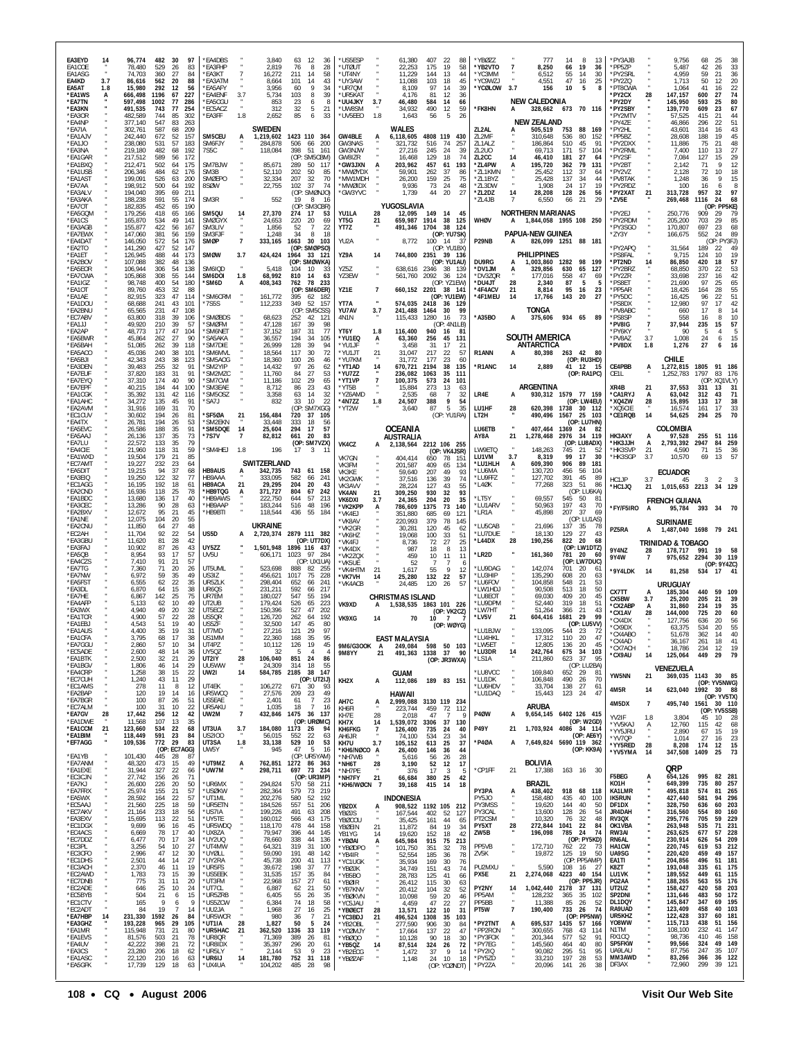| Call | Band | Score | QSOs | Zones | Countries |
|---|---|---|---|---|---|
| EA3EYD | 14 | 96,774 | 482 | 30 | 97 |
| EA1CDE | " | 78,480 | 529 | 26 | 83 |
| EA1ASG | " | 74,703 | 360 | 27 | 84 |
| EA4KD | 3.7 | 86,616 | 562 | 20 | 88 |
| EA5AT | 1.8 | 15,980 | 292 | 12 | 56 |
| *EA1WS | A | 666,498 | 1196 | 67 | 227 |
| *EA7TN | " | 597,498 | 1002 | 77 | 286 |
| *EA3KN | " | 491,535 | 743 | 77 | 254 |
| *EA3OR | " | 482,589 | 744 | 85 | 302 |
| *EA4NP | " | 377,140 | 547 | 83 | 263 |
| *EA7IA | " | 302,761 | 587 | 68 | 209 |
| *EA1AJV | " | 242,440 | 672 | 52 | 157 |
| *EA1JO | " | 238,080 | 531 | 57 | 183 |
| *EA3NA | " | 219,180 | 482 | 68 | 192 |
| *EA1GAR | " | 217,512 | 589 | 56 | 172 |
| *EA1BXQ | " | 212,471 | 502 | 64 | 175 |
| *EA1USB | " | 206,346 | 484 | 62 | 176 |
| *EA1AST | " | 199,091 | 526 | 63 | 200 |
| *EA7AA | " | 198,912 | 500 | 64 | 192 |
| *EA3ALV | " | 194,040 | 395 | 69 | 211 |
| *EA3AKA | " | 188,238 | 591 | 55 | 174 |
| *EA7OT | " | 182,835 | 452 | 65 | 190 |
| *EA5GQM | " | 179,256 | 418 | 65 | 166 |
| *EA1CS | " | 165,870 | 534 | 49 | 141 |
| *EA3AGB | " | 155,877 | 422 | 56 | 167 |
| *EA7EWX | " | 147,060 | 381 | 56 | 159 |
| *EA4DAT | " | 146,050 | 572 | 54 | 176 |
| *EA2TO | " | 141,290 | 427 | 52 | 147 |
| *EA1ET | " | 126,945 | 488 | 44 | 173 |
| *EA2BOV | " | 107,088 | 382 | 48 | 136 |
| *EA5EOR | " | 106,944 | 306 | 54 | 138 |
| *EA7OWA | " | 105,868 | 308 | 55 | 144 |
| *EA1GZ | " | 98,748 | 400 | 54 | 180 |
| *EA1CIT | " | 89,760 | 453 | 32 | 88 |
| *EA1AE | " | 82,915 | 323 | 47 | 114 |
| *EA1DOU | " | 68,688 | 241 | 43 | 101 |
| *EA2BNU | " | 65,565 | 231 | 47 | 108 |
| *EC7ABV | " | 63,800 | 318 | 39 | 106 |
| *EA1JJ | " | 49,920 | 210 | 39 | 57 |
| *EA2AP | " | 48,773 | 177 | 47 | 104 |
| *EA5BWR | " | 45,864 | 262 | 27 | 90 |
| *EA5BAH | " | 51,085 | 262 | 39 | 118 |
| *EA5ACO | " | 45,036 | 240 | 38 | 101 |
| *EA5BJI | " | 42,343 | 243 | 38 | 123 |
| *EA3DEN | " | 39,483 | 255 | 32 | 91 |
| *EA7EUF | " | 37,820 | 183 | 31 | 91 |
| *EA7EYQ | " | 37,310 | 174 | 40 | 90 |
| *EA7EPF | " | 40,215 | 184 | 44 | 100 |
| *EA1CGK | " | 35,392 | 131 | 42 | 116 |
| *EA1AHC | " | 34,272 | 135 | 45 | 91 |
| *EA2AVM | " | 31,916 | 169 | 31 | 70 |
| *EC1CUV | " | 30,602 | 194 | 26 | 81 |
| *EA4TX | " | 26,781 | 194 | 26 | 53 |
| *EA5EVC | " | 26,586 | 188 | 35 | 91 |
| *EA5AAJ | " | 26,136 | 137 | 35 | 73 |
| *EA7LU | " | 22,572 | 133 | 35 | 79 |
| *EA4CIE | " | 21,960 | 118 | 31 | 59 |
| *EA1WXD | " | 19,504 | 179 | 21 | 85 |
| *EC7AMT | " | 19,227 | 232 | 23 | 64 |
| *EA5DIT | " | 19,215 | 94 | 37 | 68 |
| *EA3EIQ | " | 19,250 | 122 | 32 | 77 |
| *EC1AGG | " | 16,195 | 192 | 18 | 61 |
| *EA2CND | " | 16,936 | 118 | 25 | 78 |
| *EA1BDC | " | 13,680 | 136 | 17 | 40 |
| *EA3CEC | " | 13,286 | 90 | 28 | 63 |
| *EA2BOX | " | 12,672 | 95 | 21 | 45 |
| *EA1NE | " | 12,075 | 104 | 20 | 55 |
| *EA2CNU | " | 11,850 | 64 | 27 | 48 |
| *EC2AH | " | 11,704 | 92 | 22 | 54 |
| *EA3GBU | " | 11,620 | 81 | 28 | 42 |
| *EA3FAJ | " | 10,902 | 87 | 26 | 43 |
| *EA5QB | " | 8,954 | 93 | 17 | 57 |
| *EA4CZS | " | 7,410 | 91 | 21 | 57 |
| *EA7TG | " | 7,360 | 71 | 20 | 26 |
| *EA7NW | " | 6,972 | 59 | 35 | 49 |
| *EA5FST | " | 6,555 | 62 | 22 | 35 |
| *EA3DL | " | 6,870 | 64 | 15 | 38 |
| *EA7HE | " | 6,867 | 142 | 25 | 75 |
| *EA4AFP | " | 5,133 | 62 | 10 | 49 |
| *EA3WX | " | 4,940 | 49 | 20 | 32 |
| *EA1TCR | " | 4,900 | 57 | 22 | 28 |
| *EA1EBJ | " | 4,543 | 51 | 19 | 40 |
| *EA1AUS | " | 4,450 | 35 | 19 | 31 |
| *EA1CFA | " | 3,795 | 68 | 17 | 38 |
| *EA7GGU | " | 2,860 | 57 | 10 | 34 |
| *EC5ADE | " | 2,600 | 48 | 14 | 36 |
| *EA1BTK | " | 2,500 | 32 | 21 | 29 |
| *EA1BGV | " | 1,806 | 46 | 14 | 29 |
| *EA4CRP | " | 1,258 | 38 | 15 | 22 |
| *EC7CUH | " | 1,240 | 43 | 11 | 29 |
| *EC1AMS | " | 278 | 11 | 8 | 12 |
| *EA2BAP | " | 120 | 19 | 14 | 16 |
| *EA7BGR | " | 100 | 87 | 26 | 51 |
| *EC7ALM | " | 100 | 31 | 10 | 22 |
| *EA7GV | 28 | 17,442 | 256 | 12 | 42 |
| *EA1DWE | " | 11,568 | 107 | 13 | 35 |
| *EA1CCM | 21 | 123,660 | 534 | 22 | 68 |
| *EA1BIM | " | 118,449 | 591 | 23 | 84 |
| *EF7AGG | " | 109,536 | 772 | 29 | 83 |
| (OP: EC7AGG) | | | | | |
| *EA1YB | " | 101,430 | 445 | 28 | 87 |
| *EA7ANM | " | 48,320 | 473 | 15 | 49 |
| *EA1EXE | " | 31,944 | 327 | 22 | 66 |
| *EC3CJN | " | 27,742 | 156 | 26 | 71 |
| *EA7KJ | " | 26,600 | 226 | 20 | 50 |
| *EA7FRX | " | 25,974 | 155 | 21 | 57 |
| *EA5WX | " | 28,592 | 164 | 22 | 57 |
| *EC5AAJ | " | 21,560 | 225 | 18 | 59 |
| *EA7AKV | " | 21,164 | 233 | 18 | 56 |
| *EA3EXV | " | 15,695 | 113 | 22 | 51 |
| *EC1DGX | " | 9,699 | 96 | 16 | 45 |
| *EA4ACS | " | 6,669 | 78 | 17 | 40 |
| *EC7DDZ | " | 6,477 | 70 | 17 | 34 |
| *EC3PL | " | 3,256 | 54 | 10 | 27 |
| *EC3CFO | " | 2,996 | 47 | 12 | 30 |
| *EC1DHS | " | 2,501 | 44 | 14 | 27 |
| *EC3ACH | " | 2,370 | 46 | 11 | 19 |
| *EC2AWD | " | 1,783 | 73 | 15 | 39 |
| *EC7DNB | " | 775 | 31 | 11 | 20 |
| *EC2ADE | " | 646 | 25 | 10 | 24 |
| *EC5BYB | " | 504 | 21 | 6 | 15 |
| *EC1CTV | " | 165 | 9 | 6 | 9 |
| *EC2ADT | " | 84 | 19 | 7 | 14 |
| *EA7HBP | 14 | 231,330 | 1592 | 26 | 84 |
| *EA3GHZ | " | 193,228 | 965 | 29 | 105 |
| *EA1MR | " | 115,948 | 731 | 21 | 80 |
| *EA1EVS | " | 81,576 | 503 | 21 | 78 |
| *EA4UV | " | 42,222 | 398 | 21 | 72 |
| *EA3CS | " | 23,280 | 206 | 18 | 62 |
| *EA1ASC | " | 22,120 | 210 | 16 | 63 |
| *EA5GFK | " | 17,739 | 129 | 18 | 63 |
| *EA4DBS | " | 3,840 | 63 | 12 | 36 |
| *EA3FHP | " | 2,819 | 76 | 8 | 28 |
| *EA3KT | 7 | 16,272 | 211 | 14 | 58 |
| *EA3ATM | " | 8,664 | 101 | 14 | 43 |
| *EA5AFY | " | 3,956 | 60 | 9 | 34 |
| *EA4ENF | 3.7 | 5,734 | 103 | 8 | 39 |
| *EA5CGU | " | 853 | 23 | 6 | 8 |
| *EC5ACZ | " | 312 | 32 | 5 | 21 |
| *EA3FF | 1.8 | 2,652 | 85 | 6 | 33 |

### SWEDEN

| Call | Band | Score | QSOs | Zones | Countries |
|---|---|---|---|---|---|
| SM5CEU | A | 1,219,602 | 1423 | 110 | 364 |
| SM6FJY | " | 284,878 | 506 | 66 | 200 |
| 7S5C | " | 118,084 | 398 | 51 | 161 |
| (OP: SM5CBM) | | | | | |
| SM7BJW | " | 85,671 | 289 | 50 | 117 |
| SM3B | " | 52,110 | 202 | 50 | 85 |
| SM2EPO | " | 32,334 | 207 | 32 | 70 |
| 8S2W | " | 22,755 | 102 | 37 | 74 |
| (OP: SM2ØNJO) | | | | | |
| SM3R | " | 552 | 19 | 8 | 16 |
| (OP: SM3CBR) | | | | | |
| SM5QU | 14 | 27,370 | 274 | 17 | 53 |
| SM2GYX | " | 24,653 | 220 | 20 | 69 |
| SM3LIV | " | 1,856 | 52 | 7 | 22 |
| SM3FJF | " | 1,248 | 34 | 8 | 18 |
| SMØP | 7 | 333,165 | 1663 | 30 | 103 |
| (OP: SMØPSO) | | | | | |
| SMØW | 3.7 | 424,424 | 1964 | 33 | 121 |
| (OP: SMØWKA) | | | | | |
| SM6IQD | " | 5,418 | 104 | 10 | 33 |
| SM6DOI | 1.8 | 68,992 | 810 | 14 | 63 |
| *SM6D | A | 408,343 | 762 | 78 | 233 |
| (OP: SM6DER) | | | | | |
| *SM6CRM | " | 161,772 | 395 | 62 | 182 |
| *7S5S | " | 112,233 | 349 | 52 | 157 |
| (OP: SM5CSS) | | | | | |
| *SMØBDS | " | 68,623 | 252 | 42 | 121 |
| *SMØFM | " | 47,128 | 167 | 39 | 98 |
| *SM6NET | " | 37,152 | 187 | 31 | 77 |
| *SA5AKA | " | 36,557 | 194 | 34 | 105 |
| *SM7DIE | " | 26,999 | 128 | 39 | 94 |
| *SM6MVL | " | 18,564 | 117 | 30 | 72 |
| *SM5AOG | " | 18,360 | 100 | 26 | 46 |
| *SM2YIP | " | 14,432 | 97 | 26 | 62 |
| *SM2MZC | " | 11,760 | 84 | 27 | 53 |
| *SM7CWI | " | 11,186 | 102 | 29 | 65 |
| *SM3EAE | " | 8,712 | 86 | 23 | 43 |
| *SM5OSZ | " | 3,358 | 63 | 14 | 32 |
| *SA7J | " | 832 | 33 | 10 | 22 |
| (OP: SM7XGG) | | | | | |
| *SF5ØA | 21 | 156,484 | 720 | 37 | 105 |
| *SM2EKN | " | 33,448 | 333 | 18 | 56 |
| *SM5DQE | 14 | 25,604 | 294 | 17 | 57 |
| *7S7V | 7 | 82,812 | 661 | 20 | 83 |
| (OP: SM7VZX) | | | | | |
| *SM4HEJ | 1.8 | 196 | 17 | 3 | 11 |

### SWITZERLAND

| Call | Band | Score | QSOs | Zones | Countries |
|---|---|---|---|---|---|
| HB9AUS | A | 342,735 | 743 | 61 | 158 |
| HB9AAA | " | 333,095 | 582 | 66 | 241 |
| HB9ACA | 21 | 29,295 | 204 | 20 | 43 |
| *HB9TQG | A | 371,727 | 804 | 67 | 242 |
| *HB9AWS | " | 222,750 | 644 | 57 | 213 |
| *HB9AAP | " | 183,244 | 516 | 48 | 196 |
| *HB9BTI | " | 118,544 | 436 | 55 | 184 |

### UKRAINE

| Call | Band | Score | QSOs | Zones | Countries |
|---|---|---|---|---|---|
| US5D | A | 2,720,374 | 2879 | 111 | 382 |
| (OP: UT7DX) | | | | | |
| UY5ZZ | " | 1,501,948 | 1896 | 116 | 437 |
| UV5U | " | 606,171 | 1023 | 97 | 284 |
| (OP: UX1UA) | | | | | |
| UT5UML | " | 523,698 | 888 | 82 | 255 |
| US3IZ | " | 456,621 | 1017 | 75 | 228 |
| UR5ZLK | " | 298,404 | 652 | 66 | 241 |
| UR6QS | " | 231,211 | 592 | 66 | 217 |
| UR7EM | " | 180,027 | 547 | 55 | 194 |
| UT2UB | " | 179,424 | 526 | 65 | 223 |
| UT5ECZ | " | 150,396 | 527 | 47 | 202 |
| US5QR | " | 126,720 | 262 | 64 | 192 |
| US5ZF | " | 32,500 | 147 | 45 | 80 |
| UT7MD | " | 27,216 | 121 | 29 | 97 |
| US1IMM | " | 22,360 | 168 | 35 | 95 |
| UT4PZ | " | 10,112 | 126 | 19 | 45 |
| UY5QZ | " | 32 | 5 | 4 | 4 |
| UT2IY | 28 | 106,040 | 851 | 24 | 86 |
| UU5WW | " | 24,309 | 314 | 18 | 55 |
| UW2I | 14 | 584,785 | 2185 | 38 | 147 |
| (OP: UT2IJ) | | | | | |
| UT4EK | " | 106,272 | 671 | 30 | 93 |
| UR5WCQ | " | 27,576 | 209 | 23 | 49 |
| US5EAE | " | 2,401 | 61 | 7 | 23 |
| UR5AKU | " | 1,035 | 18 | 7 | 16 |
| UW2M | 7 | 432,846 | 1475 | 36 | 137 |
| (OP: URØMC) | | | | | |
| UT3UA | 3.7 | 184,080 | 1173 | 26 | 94 |
| US2IOO | " | 56,015 | 552 | 22 | 63 |
| UT3SA | 1.8 | 33,138 | 529 | 10 | 53 |
| UW5Y | " | 945 | 47 | 5 | 16 |
| (OP: UR5YAM) | | | | | |
| *UT9MZ | A | 762,851 | 1272 | 86 | 363 |
| *UW7M | " | 298,711 | 697 | 73 | 234 |
| (OP: UR3MP) | | | | | |
| *UR6MX | " | 294,824 | 570 | 58 | 211 |
| *USØKW | " | 282,364 | 579 | 73 | 219 |
| *UT1ML | " | 202,276 | 580 | 52 | 192 |
| *UR5ETN | " | 184,526 | 557 | 51 | 206 |
| *US7IA | " | 199,226 | 491 | 63 | 208 |
| *UY5TE | " | 160,012 | 566 | 43 | 175 |
| *UR5WDQ | " | 118,170 | 478 | 44 | 158 |
| *UXØZA | " | 79,947 | 396 | 44 | 145 |
| *UY2UQ | " | 78,660 | 338 | 44 | 136 |
| *UT4MW | " | 64,321 | 319 | 31 | 100 |
| *UXØLL | " | 59,090 | 191 | 48 | 142 |
| *UY2RA | " | 45,738 | 200 | 41 | 113 |
| *UR5FS | " | 39,672 | 198 | 37 | 77 |
| *US5EEK | " | 31,535 | 157 | 35 | 84 |
| *UT3FM | " | 22,968 | 157 | 27 | 61 |
| *UT7CL | " | 6,887 | 62 | 21 | 50 |
| *UR5ZRB | " | 6,405 | 55 | 26 | 35 |
| *US5ZCW | " | 6,384 | 74 | 18 | 58 |
| *UU2JA | " | 1,968 | 27 | 16 | 25 |
| *UR5WCR | " | 980 | 36 | 7 | 21 |
| *UT1IA | 28 | 1,827 | 50 | 5 | 24 |
| *UR5HAC | 21 | 362,520 | 1336 | 33 | 119 |
| *UR8QR | " | 71,369 | 389 | 26 | 81 |
| *UR8IDX | " | 35,397 | 296 | 20 | 61 |
| *UR5LY | " | 2,144 | 53 | 9 | 23 |
| *UR6IJ | 14 | 181,780 | 752 | 31 | 118 |
| *UX4UA | " | 104,202 | 485 | 28 | 98 |
| *US5ESP | " | 61,380 | 407 | 22 | 88 |
| *UTØUT | " | 22,253 | 175 | 19 | 58 |
| *UT4NY | " | 11,229 | 144 | 13 | 44 |
| *UY3AW | " | 11,088 | 103 | 18 | 45 |
| *UR7QM | " | 8,109 | 97 | 14 | 39 |
| *UR5KAT | " | 4,176 | 81 | 12 | 36 |
| *UU4JKY | 3.7 | 46,480 | 584 | 14 | 66 |
| *UW8SM | " | 34,932 | 490 | 12 | 59 |
| *UV5EEO | 1.8 | 1,643 | 56 | 5 | 26 |

### WALES

| Call | Band | Score | QSOs | Zones | Countries |
|---|---|---|---|---|---|
| GW4BLE | A | 6,118,605 | 4808 | 119 | 430 |
| GW3NAS | " | 321,732 | 516 | 74 | 257 |
| GW3NJW | " | 27,216 | 245 | 24 | 39 |
| GW8IZR | " | 16,468 | 129 | 18 | 74 |
| *GW3JXN | A | 203,962 | 457 | 61 | 193 |
| *MWØYDX | " | 59,901 | 262 | 37 | 86 |
| *MW1MDH | " | 26,200 | 159 | 25 | 75 |
| *MWØIDX | " | 9,936 | 73 | 24 | 48 |
| *GW3YVC | " | 1,739 | 44 | 20 | 27 |

### YUGOSLAVIA

| Call | Band | Score | QSOs | Zones | Countries |
|---|---|---|---|---|---|
| YU1LA | 28 | 12,095 | 149 | 14 | 45 |
| YT5G | 21 | 659,987 | 1914 | 38 | 125 |
| YT7Z | " | 491,346 | 1704 | 38 | 124 |
| (OP: YU7SK) | | | | | |
| YU2A | " | 8,772 | 100 | 14 | 37 |
| (OP: YU1BX) | | | | | |
| YZ9A | 14 | 744,800 | 2351 | 39 | 136 |
| (OP: YU1AU) | | | | | |
| YZ5Z | " | 638,616 | 2346 | 38 | 139 |
| YZ3EW | " | 561,760 | 2092 | 36 | 124 |
| (OP: YZ1EW) | | | | | |
| YZ1E | 7 | 660,152 | 2201 | 38 | 141 |
| (OP: YU1EW) | | | | | |
| YT7A | " | 574,035 | 2418 | 36 | 129 |
| YU7AV | 3.7 | 241,488 | 1464 | 30 | 99 |
| 4N1N | " | 115,433 | 1280 | 16 | 73 |
| (OP: 4N1LB) | | | | | |
| YT6Y | 1.8 | 116,400 | 940 | 16 | 81 |
| *YU1EQ | A | 63,360 | 256 | 45 | 131 |
| *YU1JF | " | 3,458 | 31 | 17 | 21 |
| *YU1JT | 21 | 31,047 | 217 | 22 | 57 |
| *YU7KM | " | 31,772 | 177 | 23 | 60 |
| *YT1AD | 14 | 670,721 | 2194 | 38 | 135 |
| *YU7ZZ | " | 236,082 | 1063 | 35 | 111 |
| *YT1VP | 7 | 100,375 | 573 | 24 | 101 |
| *YT5B | " | 15,884 | 273 | 13 | 63 |
| *YZ6AMD | " | 2,535 | 68 | 7 | 32 |
| *4N7ZZ | 1.8 | 24,507 | 388 | 9 | 54 |
| *YT2W | " | 3,640 | 87 | 5 | 35 |
| (OP: YU1RA) | | | | | |

## OCEANIA

### AUSTRALIA

| Call | Band | Score | QSOs | Zones | Countries |
|---|---|---|---|---|---|
| VK4CZ | A | 2,138,564 | 2212 | 106 | 255 |
| (OP: VK4JSR) | | | | | |
| VK7GN | " | 404,414 | 650 | 78 | 151 |
| VK3FM | " | 201,587 | 409 | 65 | 134 |
| VK3KE | " | 59,640 | 207 | 49 | 93 |
| VK2GWK | " | 37,516 | 136 | 39 | 74 |
| VK3AVV | " | 28,224 | 127 | 43 | 55 |
| VK4AN | 21 | 309,250 | 930 | 32 | 93 |
| VK6DXI | 3.7 | 24,365 | 204 | 20 | 35 |
| *VK2KPP | A | 786,609 | 1375 | 73 | 140 |
| *VK4EJ | " | 351,880 | 685 | 69 | 121 |
| *VK8AV | " | 220,993 | 379 | 78 | 145 |
| *VK2GR | " | 30,281 | 120 | 45 | 62 |
| *VK6HZ | " | 19,068 | 100 | 33 | 51 |
| *VK4FJ | " | 8,736 | 72 | 27 | 25 |
| *VK4DX | " | 987 | 18 | 8 | 13 |
| *VK2ZQX | " | 459 | 10 | 11 | 11 |
| *VK5UE | " | 52 | 7 | 7 | 6 |
| *VK4HTM | 21 | 1,617 | 55 | 9 | 12 |
| *VK7VH | 14 | 25,280 | 132 | 22 | 57 |
| *VK4ACB | " | 24,485 | 120 | 26 | 57 |

### CHRISTMAS ISLAND

| Call | Band | Score | QSOs | Zones | Countries |
|---|---|---|---|---|---|
| VK9XD | A | 1,538,535 | 1863 | 101 | 226 |
| (OP: VK2CZ) | | | | | |
| VK9XG | 14 | 70 | 10 | 7 | 7 |
| (OP: WØYG) | | | | | |

### EAST MALAYSIA

| Call | Band | Score | QSOs | Zones | Countries |
|---|---|---|---|---|---|
| 9M6/G3OOK | A | 249,084 | 598 | 50 | 103 |
| 9M8YY | 21 | 491,363 | 1338 | 37 | 90 |
| (OP: JR3WXA) | | | | | |

### GUAM

| Call | Band | Score | QSOs | Zones | Countries |
|---|---|---|---|---|---|
| KH2X | A | 112,086 | 189 | 83 | 151 |

### HAWAII

| Call | Band | Score | QSOs | Zones | Countries |
|---|---|---|---|---|---|
| AH7C | A | 2,999,088 | 3130 | 119 | 234 |
| KH6FI | " | 223,744 | 459 | 72 | 112 |
| KH7E | 28 | 2,018 | 47 | 7 | 9 |
| KH7X | 14 | 1,539,072 | 3306 | 37 | 130 |
| KH6FKG | 7 | 126,400 | 735 | 24 | 40 |
| AH6JR | " | 74,100 | 534 | 23 | 34 |
| KH7U | 3.7 | 105,152 | 613 | 25 | 37 |
| *KH6/NØOCO | A | 26,400 | 146 | 36 | 44 |
| *NH7/W8 | " | 5,616 | 56 | 26 | 28 |
| *NH6T | 28 | 3,190 | 52 | 12 | 17 |
| *NH7PE | " | 376 | 17 | 3 | 5 |
| *NH7FY | 21 | 66,684 | 380 | 25 | 42 |
| *KH6/WØCN | 7 | 39,168 | 415 | 14 | 18 |

### INDONESIA

| Call | Band | Score | QSOs | Zones | Countries |
|---|---|---|---|---|---|
| YB2DX | A | 908,522 | 1192 | 105 | 212 |
| YBØJS | " | 167,544 | 402 | 52 | 127 |
| YBØCOU | " | 35,425 | 161 | 44 | 65 |
| YBØEN | 21 | 11,872 | 84 | 19 | 34 |
| YB1YG | " | 19,620 | 152 | 18 | 42 |
| *YBØAI | A | 645,984 | 915 | 75 | 213 |
| *YBØDPO | " | 101,750 | 351 | 32 | 78 |
| *YBØIR | " | 52,554 | 185 | 36 | 78 |
| *YC1UGK | " | 35,934 | 169 | 30 | 76 |
| *YBØJK | " | 34,749 | 151 | 43 | 74 |
| *YB6BO | " | 28,783 | 125 | 41 | 66 |
| *YB8IR | " | 26,412 | 115 | 30 | 63 |
| *YB7KNV | " | 20,412 | 104 | 32 | 52 |
| *YBØKVN | " | 10,098 | 59 | 20 | 46 |
| *YC5JAU | " | 4,459 | 47 | 22 | 27 |
| *YBØECT | 28 | 13,571 | 122 | 10 | 31 |
| *YC3BDJ | 21 | 404,541 | 1260 | 35 | 76 |
| *YB2OBL | " | 277,590 | 906 | 30 | 84 |
| *YC1ØMJY | " | 17,664 | 137 | 22 | 42 |
| *YBØQO | " | 10,128 | 90 | 18 | 30 |
| *YB5QZ | 14 | 87,514 | 324 | 26 | 72 |
| *YB2EOG | " | 1,472 | 37 | 9 | 14 |
| *YBØZAF | " | 1,148 | 24 | 10 | 18 |
| (OP: YCØNDT) | | | | | |
| *YBØZZ | " | 777 | 14 | 8 | 13 |
| *YB2VTO | 7 | 8,250 | 66 | 19 | 36 |
| *YC3MM | " | 6,512 | 55 | 14 | 30 |
| *YCØWZJ | " | 4,551 | 47 | 16 | 25 |
| *YCØLOW | 3.7 | 156 | 10 | 5 | 8 |

### NEW CALEDONIA

| Call | Band | Score | QSOs | Zones | Countries |
|---|---|---|---|---|---|
| *FK8HN | A | 328,662 | 673 | 70 | 116 |

### NEW ZEALAND

| Call | Band | Score | QSOs | Zones | Countries |
|---|---|---|---|---|---|
| ZL2AL | A | 505,519 | 753 | 88 | 169 |
| ZL2MF | " | 310,648 | 536 | 80 | 152 |
| ZL1ALZ | " | 186,864 | 510 | 45 | 91 |
| ZL2UO | " | 69,713 | 171 | 57 | 104 |
| ZL2CC | 14 | 46,410 | 181 | 27 | 64 |
| *ZL4PW | A | 195,720 | 362 | 79 | 131 |
| *ZL1KMN | " | 25,452 | 112 | 37 | 64 |
| *ZL1BYZ | " | 25,428 | 137 | 34 | 44 |
| *ZL3DW | " | 1,908 | 24 | 17 | 19 |
| *ZL2DZ | 14 | 28,208 | 128 | 26 | 56 |
| *ZL4JB | 7 | 6,550 | 66 | 21 | 29 |

### NORTHERN MARIANAS

| Call | Band | Score | QSOs | Zones | Countries |
|---|---|---|---|---|---|
| WHØV | A | 1,844,058 | 1955 | 108 | 250 |

### PAPUA-NEW GUINEA

| Call | Band | Score | QSOs | Zones | Countries |
|---|---|---|---|---|---|
| P29NB | A | 826,099 | 1251 | 88 | 181 |

### PHILIPPINES

| Call | Band | Score | QSOs | Zones | Countries |
|---|---|---|---|---|---|
| DU9RG | A | 1,003,860 | 1282 | 98 | 199 |
| *DV1JM | A | 329,856 | 630 | 65 | 127 |
| *DV3ZQR | " | 177,016 | 558 | 47 | 69 |
| *DU4JT | 28 | 2,340 | 87 | 5 | 5 |
| *4F4ACV | 21 | 8,814 | 95 | 16 | 23 |
| *4F1MEU | 14 | 17,766 | 143 | 20 | 27 |

### TONGA

| Call | Band | Score | QSOs | Zones | Countries |
|---|---|---|---|---|---|
| *A35BO | A | 375,606 | 934 | 65 | 89 |

## SOUTH AMERICA

### ANTARCTICA

| Call | Band | Score | QSOs | Zones | Countries |
|---|---|---|---|---|---|
| R1ANN | A | 80,398 | 263 | 42 | 80 |
| (OP: RU3HD) | | | | | |
| *R1ANC | 14 | 2,889 | 41 | 12 | 15 |
| (OP: RA1PC) | | | | | |

### ARGENTINA

| Call | Band | Score | QSOs | Zones | Countries |
|---|---|---|---|---|---|
| LR4E | A | 930,312 | 1579 | 77 | 159 |
| (OP: LW4EU) | | | | | |
| LU1HF | 28 | 620,398 | 1738 | 30 | 112 |
| LT2H | " | 490,496 | 1567 | 25 | 103 |
| (OP: LU7HN) | | | | | |
| LU6ETB | " | 407,464 | 1369 | 24 | 82 |
| AY8A | 21 | 1,278,468 | 2976 | 34 | 119 |
| (OP: LU8ADX) | | | | | |
| LW9ETQ | " | 148,263 | 745 | 21 | 52 |
| LU1VM | 3.7 | 8,319 | 99 | 17 | 30 |
| *LU1HLH | A | 609,390 | 906 | 89 | 181 |
| *LU6MA | " | 130,720 | 456 | 56 | 104 |
| *LU9FFZ | " | 127,702 | 391 | 45 | 89 |
| *L4ØK | " | 77,268 | 323 | 51 | 86 |
| (OP: LU6KA) | | | | | |
| *LT5Y | " | 69,557 | 545 | 50 | 81 |
| *LU1ARV | " | 50,963 | 197 | 43 | 70 |
| *LR1A | " | 45,898 | 207 | 37 | 69 |
| (OP: LU1AS) | | | | | |
| *LU5CAB | " | 21,696 | 137 | 35 | 78 |
| *LU7DUE | " | 18,130 | 129 | 27 | 43 |
| *L44DX | 28 | 190,256 | 822 | 20 | 68 |
| (OP: LW1DTZ) | | | | | |
| *LR2D | " | 161,360 | 781 | 20 | 60 |
| (OP: LW7DUC) | | | | | |
| *LU9DAG | " | 142,074 | 701 | 20 | 61 |
| *LU3HIP | " | 135,290 | 608 | 20 | 63 |
| *LU6FOV | " | 104,858 | 548 | 21 | 53 |
| *LW1HDJ | " | 90,508 | 513 | 18 | 50 |
| *LU8EOT | " | 69,030 | 409 | 20 | 45 |
| *LU9DPM | " | 52,440 | 319 | 18 | 51 |
| *LW7HT | " | 51,264 | 366 | 21 | 43 |
| *LV5V | 21 | 604,416 | 1681 | 29 | 99 |
| (OP: LU5VV) | | | | | |
| *LU1BJW | " | 133,095 | 544 | 23 | 72 |
| *LU4HKL | " | 17,312 | 110 | 20 | 47 |
| *LW5ET | " | 12,805 | 136 | 20 | 45 |
| *LU3DR | 14 | 242,764 | 675 | 34 | 103 |
| *LS1A | " | 211,860 | 623 | 37 | 95 |
| (OP: LU2BA) | | | | | |
| *LU8VCC | " | 169,840 | 652 | 29 | 81 |
| *LU1DX | " | 106,848 | 490 | 26 | 70 |
| *LU6HDV | " | 33,704 | 138 | 27 | 61 |
| *LU1DAQ | " | 15,443 | 123 | 24 | 47 |

### ARUBA

| Call | Band | Score | QSOs | Zones | Countries |
|---|---|---|---|---|---|
| P4ØW | A | 9,654,145 | 6402 | 126 | 415 |
| (OP: W2GD) | | | | | |
| P49Y | 21 | 1,703,924 | 4086 | 34 | 114 |
| (OP: AE6Y) | | | | | |
| *P4ØA | A | 7,649,824 | 5690 | 119 | 362 |
| (OP: KK9A) | | | | | |

### BOLIVIA

| Call | Band | Score | QSOs | Zones | Countries |
|---|---|---|---|---|---|
| *CP1FF | 21 | 17,388 | 163 | 16 | 30 |

### BRAZIL

| Call | Band | Score | QSOs | Zones | Countries |
|---|---|---|---|---|---|
| PY3PA | A | 438,402 | 918 | 68 | 118 |
| PY5JO | " | 158,480 | 435 | 40 | 100 |
| PY3MSS | " | 19,620 | 144 | 40 | 50 |
| PY3CAL | " | 13,600 | 128 | 26 | 54 |
| PT2CSM | " | 10,320 | 76 | 32 | 48 |
| PY5XT | 28 | 272,844 | 1041 | 22 | 84 |
| ZW5B | " | 196,098 | 785 | 24 | 74 |
| (OP: PY5KD) | | | | | |
| PP5VB | " | 172,710 | 762 | 22 | 73 |
| ZV5K | " | 19,872 | 125 | 19 | 50 |
| (OP: PP5AMP) | | | | | |
| PU2MXU | " | 5,590 | 108 | 16 | 27 |
| PX5E | 21 | 2,274,068 | 4223 | 40 | 154 |
| (OP: PP5JR) | | | | | |
| PY2NY | 14 | 1,042,440 | 2178 | 37 | 131 |
| PT5W | 7 | 190,400 | 733 | 26 | 74 |
| (OP: PP5NW) | | | | | |
| *PY2TNT | A | 695,537 | 1435 | 57 | 166 |
| *PP2RON | " | 300,655 | 768 | 43 | 114 |
| *PY3FOX | " | 201,344 | 577 | 52 | 91 |
| *PY7EG | " | 145,560 | 464 | 40 | 80 |
| *PY2IQ | " | 90,082 | 295 | 51 | 95 |
| *PY5ZD | " | 33,210 | 197 | 28 | 26 |
| *PY2ZA | " | 20,096 | 141 | 26 | 38 |
| *PY3AJB | " | 9,756 | 68 | 25 | 38 |
| *PP5ZP | " | 5,487 | 42 | 26 | 33 |
| *PY2SRL | " | 4,959 | 59 | 21 | 36 |
| *PY2ZQ | " | 1,713 | 50 | 12 | 20 |
| *PT8CWA | " | 1,064 | 41 | 16 | 22 |
| *PY2CX | 28 | 147,157 | 600 | 27 | 74 |
| *PY2DY | " | 145,950 | 593 | 25 | 80 |
| *PY2SBY | " | 139,770 | 609 | 23 | 67 |
| *PY2MTV | " | 57,525 | 415 | 21 | 44 |
| *PY4ZE | " | 46,866 | 296 | 22 | 51 |
| *PY2HL | " | 43,601 | 314 | 16 | 43 |
| *PP5BZ | " | 28,608 | 188 | 19 | 45 |
| *PY2DXX | " | 11,886 | 75 | 21 | 48 |
| *PY2RML | " | 7,400 | 110 | 13 | 27 |
| *PY2SF | " | 7,084 | 127 | 15 | 29 |
| *PY2BT | " | 2,142 | 71 | 9 | 12 |
| *PY2VZ | " | 2,128 | 72 | 10 | 18 |
| *PV8TAK | " | 1,248 | 36 | 9 | 15 |
| *PY2RDZ | " | 100 | 16 | 6 | 8 |
| *PY2XAT | 21 | 313,728 | 957 | 32 | 97 |
| *ZV5E | " | 269,468 | 1116 | 24 | 68 |
| (OP: PP5KE) | | | | | |
| *PY2EJ | " | 250,776 | 909 | 29 | 79 |
| *PY2RDM | " | 205,200 | 703 | 29 | 85 |
| *PY3SGO | " | 170,807 | 697 | 23 | 68 |
| *ZY3Y | " | 166,675 | 552 | 24 | 89 |
| (OP: PY3FJ) | | | | | |
| *PY2APQ | " | 31,564 | 189 | 22 | 49 |
| *PS8FAL | " | 9,715 | 124 | 10 | 19 |
| *PT2ND | 14 | 86,850 | 420 | 18 | 57 |
| *PY2BRZ | " | 68,850 | 370 | 22 | 53 |
| *PY2ZR | " | 33,698 | 237 | 16 | 42 |
| *PS8ET | " | 21,690 | 97 | 25 | 65 |
| *PP5AR | " | 18,426 | 164 | 28 | 55 |
| *PY5DC | " | 16,425 | 96 | 22 | 51 |
| *PS8DX | " | 12,980 | 97 | 17 | 42 |
| *PV8ABC | " | 660 | 17 | 8 | 14 |
| *PS8SP | " | 558 | 16 | 8 | 10 |
| *PV8IG | 7 | 37,944 | 235 | 15 | 57 |
| *PY6KY | " | 90 | 5 | 4 | 5 |
| *PV8AZ | 3.7 | 1,008 | 24 | 6 | 15 |
| *PV8DX | 1.8 | 1,276 | 27 | 6 | 16 |

### CHILE

| Call | Band | Score | QSOs | Zones | Countries |
|---|---|---|---|---|---|
| CE4PBB | A | 1,272,815 | 1805 | 91 | 186 |
| CE1L | " | 1,252,783 | 1797 | 83 | 176 |
| (OP: XQ1VLY) | | | | | |
| XR4B | 21 | 37,553 | 331 | 13 | 31 |
| *CA1RYJ | A | 63,042 | 312 | 43 | 71 |
| *XQ4ZW | 28 | 15,895 | 133 | 17 | 38 |
| *XQ5CIE | " | 16,574 | 161 | 17 | 33 |
| *CE1RQB | 14 | 54,625 | 294 | 25 | 70 |

### COLOMBIA

| Call | Band | Score | QSOs | Zones | Countries |
|---|---|---|---|---|---|
| HK3AXY | A | 97,528 | 255 | 51 | 116 |
| *HK3JJH | A | 2,793,392 | 2947 | 84 | 259 |
| *HK3SVP | 21 | 4,590 | 71 | 15 | 36 |
| *HK3SGP | 3.7 | 10,570 | 69 | 13 | 57 |

### ECUADOR

| Call | Band | Score | QSOs | Zones | Countries |
|---|---|---|---|---|---|
| HC1JP | 3.7 | 45 | 3 | 2 | 3 |
| *HC1JQ | 21 | 1,015,653 | 2213 | 34 | 129 |

### FRENCH GUIANA

| Call | Band | Score | QSOs | Zones | Countries |
|---|---|---|---|---|---|
| *FY/F5IRO | A | 95,784 | 393 | 34 | 70 |

### SURINAME

| Call | Band | Score | QSOs | Zones | Countries |
|---|---|---|---|---|---|
| PZ5RA | A | 1,487,040 | 1698 | 79 | 241 |

### TRINIDAD & TOBAGO

| Call | Band | Score | QSOs | Zones | Countries |
|---|---|---|---|---|---|
| 9Y4NZ | 28 | 178,717 | 991 | 19 | 58 |
| 9Y4W | 7 | 975,652 | 2294 | 30 | 119 |
| (OP: 9Y4ZC) | | | | | |
| *9Y4LDK | 14 | 81,258 | 534 | 17 | 41 |

### URUGUAY

| Call | Band | Score | QSOs | Zones | Countries |
|---|---|---|---|---|---|
| CX7TT | A | 185,304 | 440 | 59 | 109 |
| CX5BW | 3.7 | 25,200 | 205 | 21 | 39 |
| *CX2ABP | A | 31,860 | 234 | 19 | 35 |
| *CX1AV | 28 | 144,000 | 725 | 20 | 60 |
| *CX4DX | " | 127,756 | 636 | 20 | 56 |
| *CX9DX | " | 63,375 | 534 | 20 | 55 |
| *CX4ABO | " | 51,678 | 362 | 14 | 40 |
| *CX4AD | " | 36,167 | 261 | 18 | 41 |
| *CX7ACH | " | 18,786 | 234 | 12 | 19 |
| *CX9AU | 14 | 125,064 | 449 | 29 | 79 |

### VENEZUELA

| Call | Band | Score | QSOs | Zones | Countries |
|---|---|---|---|---|---|
| YW5NN | 21 | 369,035 | 1143 | 30 | 85 |
| (OP: YV5NWG) | | | | | |
| 4M5R | 14 | 623,040 | 1992 | 30 | 88 |
| (OP: YV5TX) | | | | | |
| 4M5DX | 7 | 495,740 | 1561 | 30 | 110 |
| (OP: YV5SSB) | | | | | |
| YV2IF | 1.8 | 3,804 | 45 | 10 | 28 |
| *YV5KAJ | A | 12,760 | 115 | 42 | 68 |
| *YY5JRU | " | 2,890 | 67 | 15 | 19 |
| *YV7QP | " | 1,014 | 27 | 16 | 23 |
| *YY5RED | 28 | 8,208 | 174 | 12 | 15 |
| *YV5YMA | 14 | 347,508 | 1409 | 25 | 73 |

## QRP

| Call | Band | Score | QSOs | Zones | Countries |
|---|---|---|---|---|---|
| F5BEG | A | 654,126 | 995 | 82 | 281 |
| KO1H | " | 649,399 | 735 | 80 | 257 |
| KA1LMR | " | 495,818 | 574 | 81 | 265 |
| IK5RUN | " | 427,440 | 581 | 94 | 296 |
| DF1DX | " | 328,750 | 636 | 63 | 187 |
| JR4DAH | " | 316,560 | 554 | 80 | 160 |
| RX3QA | " | 295,776 | 705 | 59 | 229 |
| OK1VBA | " | 263,948 | 535 | 71 | 231 |
| RW3AI | " | 263,675 | 677 | 57 | 228 |
| RN6AL | " | 230,914 | 626 | 54 | 209 |
| HA1CW | " | 220,745 | 619 | 53 | 212 |
| UA9SG | " | 220,420 | 459 | 49 | 157 |
| UA1AFZ | " | 204,856 | 496 | 51 | 181 |
| K8ZT | " | 193,048 | 335 | 61 | 175 |
| LU1VK | " | 189,552 | 449 | 61 | 115 |
| PG2AA | " | 188,265 | 563 | 55 | 176 |
| UT2UZ | " | 158,427 | 420 | 58 | 203 |
| SP2DNI | " | 131,646 | 483 | 50 | 127 |
| DL1DQY | " | 145,847 | 347 | 69 | 195 |
| RA9UAD | " | 123,409 | 458 | 52 | 139 |
| UR5KHZ | " | 122,428 | 337 | 61 | 151 |
| YO8WW | " | 115,713 | 438 | 51 | 156 |
| N1TM | " | 108,100 | 232 | 41 | 147 |
| RX1CQ | " | 98,736 | 410 | 46 | 158 |
| SP5FKW | " | 99,566 | 324 | 49 | 149 |
| UA9LAU | " | 87,756 | 247 | 35 | 107 |
| MM3AWD | " | 83,266 | 366 | 36 | 122 |
| DF3AX | " | 72,960 | 299 | 39 | 121 |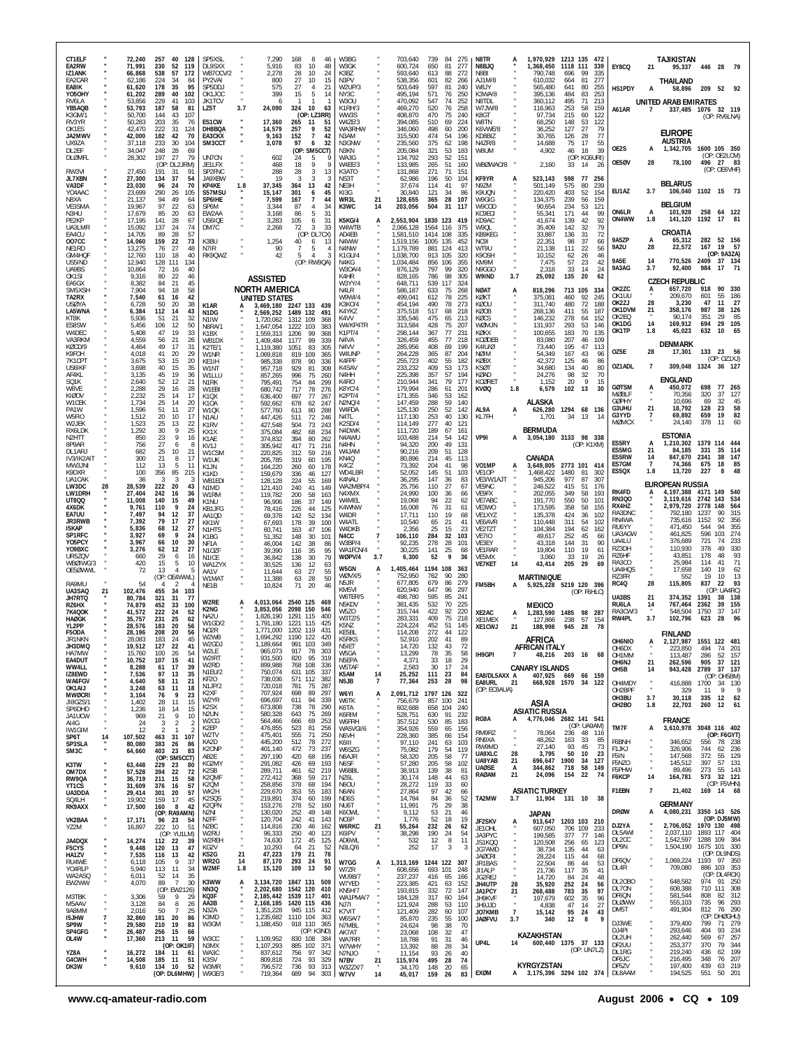CT1ELF " 72,240 257 40 128
EA2RW " 71,991 230 52 119
IZ1ANK " 66,868 538 57 172
EA2CAR " 62,186 224 34 84
EA8IK " 61,620 178 35 95
YO5OHY " 61,202 289 40 102
RV6LA " 53,856 229 41 103
YB5AQB " 53,793 187 58 81
K3GM/1 " 50,700 144 43 107
RV3YR " 50,283 203 35 76
OK1ES " 42,470 222 31 124
JA2MWV " 42,000 182 42 70
UX9ZA " 37,118 233 30 104
DL2EF " 34,047 248 28 69
DL0MFL " 28,302 197 27 79
(OP: DL2JRM)
RW3VI " 27,450 191 31 91
JL7XBN " 27,300 134 37 54
VA3DF " 23,030 96 24 70
YO4AAC " 23,699 290 26 105
N8XA " 21,137 94 49 64
VE3SMA " 19,967 97 22 63
N3HU " 17,679 85 20 63
PE2KP " 17,195 141 28 67
UA3LMR " 15,092 137 24 74
EA4CU " 14,705 89 28 57
OO7CC " 14,060 159 22 73
NE1RD " 13,275 76 27 48
GM4HQF " 12,760 110 18 40
US5IND " 12,940 128 111 134
UA9BS " 10,864 72 16 40
OK1SI " 9,316 80 22 46
EA5GX " 8,382 84 21 45
SM5XSH " 7,904 94 18 58
TA2RX " 7,540 61 16 42
US0ZYA " 6,728 50 20 38
LA5WNA " 6,384 112 14 43
KT8K " 5,936 51 21 32
ES8SW " 5,456 106 12 50
W4DEC " 5,408 47 19 33
VA3RKM " 4,559 56 21 26
KØCD/9 " 4,464 49 17 31
K9FOH " 4,018 41 20 29
7K1CPT " 3,675 53 15 20
US6IKF " 3,698 40 15 35
AF4KL " 3,135 45 19 36
SQ1K " 2,640 52 12 21
W6VE " 2,288 29 16 28
KIØOV " 2,232 25 14 17
W1CEK " 1,734 25 14 20
PA1W " 1,596 51 11 27
W5RO " 1,512 20 10 17
W2JEK " 1,523 25 13 22
RX6LDK " 1,292 30 9 25
N2HTT " 850 23 9 16
8P9AR " 756 27 6 8
DL1ARJ " 682 25 10 21
IV3/IK2AIT " 300 21 8 17
MW3JNI " 112 13 5 11
K9DXR " 100 356 85 215
UA1CAK " 36 3 3 3
LW3DC 28 28,539 222 20 43
LW1DRH " 27,404 242 16 36
UT8QQ " 11,008 140 15 49
4X6DK " 9,761 110 9 24
EA7UU " 7,497 94 12 37
JR3RWB " 7,392 79 17 27
I5KAP " 5,836 68 12 27
SP1RFC " 3,927 69 9 24
YO5PCY " 3,967 66 10 30
YO9BXC " 3,276 62 12 27
UR5ZQV " 660 29 6 16
WBØIWG/3 " 420 15 5 10
OE5WWL " 72 13 4 5
(OP: OE4WWL)
RA9MU " 54 4 2 4
UA3SAQ 21 102,476 455 34 103
JH7RTQ " 80,784 321 31 77
RZ6HX " 74,879 452 33 100
7K4QOK " 41,572 222 24 52
HAØGK " 35,757 231 25 62
YL2PP " 28,576 183 20 56
F5ODA " 28,196 208 20 56
JR1NKN " 28,083 183 24 45
JH3DMQ " 19,512 127 22 41
HA7MW " 15,760 100 26 54
EA4DUT " 10,752 107 15 41
WW4LL " 8,288 61 17 39
IZ8EWD " 7,536 97 13 35
WA6FGV " 4,640 58 11 21
OK1AIJ " 3,248 63 11 18
MWØCRI " 3,104 76 9 23
I8GZS/1 " 1,402 28 11 15
SP6DHD " 1,236 18 14 15
JA1UCW " 969 21 9 10
AI4G " 24 3 2 2
IW1GIM " 12 2 1 2
SP6T 14 107,502 463 31 107
SP3SLA " 80,080 383 26 86
SM3C " 64,660 403 23 83
(OP: SM5CCT)
K3TW " 63,448 229 23 80
OM7DX " 57,528 394 22 72
RW9QA " 36,719 211 15 58
YT1CS " 31,609 376 16 57
UA3DDA " 29,414 301 20 57
SQ4LH " 19,902 159 17 45
RK9AXX " 17,500 160 8 42
(OP: RA9AMN)
VK2BAA " 17,171 96 24 54
YZ2M " 16,897 222 10 51
(OP: YU1LM)
JA4DQX " 14,274 112 22 39
F5CYS " 9,448 120 13 47
HA1ZV " 7,535 116 13 42
RU4WE " 6,118 105 9 37
YO4RLP " 5,940 113 11 34
WA2ASQ " 6,011 52 14 35
EW2WW " 4,070 89 7 30
(OP: EW2126)
M3TBK " 3,306 59 9 29
M5AAV " 3,128 84 8 26
9A8MM " 2,016 50 7 25
I5JHW 7 32,860 181 20 86
SP9W " 29,580 210 19 83
SP4GFG " 26,487 256 15 66
OL4W " 17,360 213 11 59
(OP: OK1IF)
YZ8A " 16,272 184 11 61
G4CWH " 14,508 185 11 51
DK3W " 9,610 134 10 52
(OP: DL6MHW)

SP5XSL " 7,290 168 8 46
DL9SXX " 5,916 83 10 48
WB7COV/2 " 2,278 28 10 24
PY2VAI " 800 27 10 15
SP5DDJ " 575 27 4 21
OK1JOC " 399 15 5 14
JK1TCV " 6 1 1 1
LZ5T 3.7 24,090 324 10 63
(OP: LZ3RR)
ES1CW " 17,360 265 11 51
DH8BQA " 14,579 257 9 52
EA3CKX " 9,163 152 7 42
SM3CCT " 3,078 97 6 32
(OP: SM5CCT)
UN7CN " 602 24 5 9
JE1LFX " 468 18 9 9
SP2FNC " 288 28 3 13
JA9XBW " 19 3 3 3
KP4KE 1.8 37,345 364 13 42
S57MSU " 15,147 301 6 45
SP6IHE " 7,599 167 7 44
SP6M " 3,344 87 4 34
EW2AA " 3,168 86 5 31
US6IQE " 3,283 105 6 31
DM7C " 2,268 72 3 33
(OP: DL7CX)
K3BU " 1,254 40 6 13
N7IR " 90 7 5 4
RK9QWZ " 42 5 4 3
(OP: RW9QA)

## ASSISTED

## NORTH AMERICA

### UNITED STATES

K1AR A 3,469,180 2247 133 439
N1DG " 2,569,252 1489 132 491
N1IW " 1,720,062 1312 109 368
N8RA/1 " 1,647,054 1222 103 383
K1BX " 1,559,313 1206 99 368
WB1DX " 1,409,484 1177 99 339
K2TE/1 " 1,119,380 1051 83 305
W1NR " 1,069,818 819 109 365
KE1IH " 985,338 878 90 336
W1NT " 957,718 929 81 308
W1LLU " 857,265 996 75 260
N1RK " 795,491 754 84 299
W1EBI " 680,742 717 78 276
K1QX " 636,400 697 77 267
K1OA " 592,662 678 62 247
W1QK " 577,760 613 80 288
N1AU " 447,426 511 72 246
K1RV " 427,548 504 73 243
K1XX " 375,084 482 68 234
K1AE " 374,832 394 80 262
KV1J " 305,942 417 71 216
W1CSM " 220,825 312 59 216
W1UK " 205,785 319 60 195
K1JN " 164,220 260 60 178
K1KD " 159,679 336 46 127
WB1EDI " 128,128 224 55 169
N1MD " 121,410 240 41 149
W1RM " 119,782 200 58 163
K1NU " 96,906 186 37 149
KB1JFG " 78,416 226 44 125
AA1QD " 69,378 142 52 134
KK1W " 67,693 178 39 100
N1HTS " 60,741 163 47 106
K1BG " 51,352 148 30 101
NF1A " 46,004 142 38 86
N1OZF " 39,390 116 35 95
N1ICE " 36,842 138 30 79
WA1ZYX " 30,525 136 12 63
AA1V " 11,644 63 27 55
W1MAT " 11,388 63 28 50
NE1B " 10,824 71 20 46
W2RE A 4,013,064 2540 125 469
K2NG " 3,853,056 2098 150 546
NA2U " 1,826,190 1291 115 400
WO2/G0J/2 " 1,791,780 1221 115 425
NO2R " 1,771,000 1202 119 431
W2WB " 1,694,292 1190 122 420
W2GDJ " 1,189,664 991 103 349
W2LE " 965,073 917 78 303
W2IRT " 931,500 820 95 319
W2RD " 899,988 768 108 336
N1EU/2 " 750,074 631 105 337
KF2O " 738,036 571 112 382
N1JP/2 " 720,018 781 75 287
K2XF " 707,924 698 89 297
W2YR " 696,697 611 94 339
K2SX " 673,808 738 78 290
N2UN " 580,328 643 75 269
W2CG " 564,466 666 69 253
K2EP " 476,855 523 81 256
W2TV " 475,401 555 71 250
KA2D " 445,200 512 78 272
K2ONP " 401,140 472 73 237
AB2E " 297,190 420 68 195
KG2MY " 291,082 426 69 193
K2SB " 289,711 461 62 219
K2QMF " 272,412 368 59 217
K2QM " 258,856 378 68 194
WK2H " 229,670 353 55 183
K2SQS " 219,891 374 60 199
K2QPN " 153,276 278 52 160
N2NI " 130,020 252 49 148
N2FF " 120,704 242 41 143
N2BC " 114,816 230 46 162
W2RU " 96,333 250 40 123
W2REH " 74,630 172 45 125
KS2V " 10,293 64 21 52
KS2G 21 47,223 179 21 78
WR2G 14 87,170 293 24 91
W2MF 1.8 15,120 109 13 50
K3WW A 3,134,720 1847 131 509
NN3Q " 2,202,680 1542 120 410
KQ3F " 2,185,442 1539 117 401
AA3B " 2,168,185 1420 115 436
N3ZA " 1,351,228 945 115 412
K3MD " 1,235,682 1110 104 363
W3GM " 1,188,450 918 110 365
(OP: K3ND)
W3CC " 1,109,952 830 108 384
N3MX " 1,107,293 885 102 371
W3AC " 837,612 756 97 342
K3SV " 809,818 724 93 329
W3LE " 796,572 736 93 313
W3MR " 788,376 605 93 303
W9GE/3 " 719,364 689 94 303

W3BG " 703,640 739 84 275
W3GK " 600,724 650 81 277
K3BZ " 593,640 613 88 272
N3PV " 538,356 601 82 266
W2UR/3 " 503,649 597 81 240
NY3C " 495,194 571 76 250
W3OU " 470,092 547 74 252
K1RH/3 " 469,270 520 76 258
WW3S " 408,870 470 75 240
W4ZE/3 " 394,085 510 69 224
WA3RHW " 346,060 498 60 200
K3AM " 315,500 474 54 196
N3GNW " 235,560 375 62 198
N3KN " 205,084 321 53 183
WA3G " 134,792 293 52 151
W4EF/3 " 133,985 265 51 160
K3ATO " 131,868 271 71 151
NS3T " 62,986 196 50 104
NE3H " 37,674 114 41 97
KI3G " 30,840 121 34 86
WR3L 21 128,655 365 28 107
K3WC 14 203,056 504 31 117
K5KG/4 A 2,553,904 1830 123 419
W4WTB " 2,066,128 1564 116 375
AD4EB " 1,581,510 1414 108 335
N4WW " 1,519,156 1005 135 452
N4NW " 1,179,789 881 124 413
K1GU/4 " 1,038,700 913 105 320
N4KG " 1,034,484 856 106 355
W3OA/4 " 876,129 797 99 320
K4HR " 828,165 786 98 305
W3YY/4 " 648,711 539 117 324
N4LR " 586,187 633 75 268
W9WI/4 " 499,041 612 78 225
K3KO/4 " 454,194 490 78 273
K4YKZ " 375,518 517 68 218
K4VV " 335,546 475 65 213
W4/KP4TR " 313,584 428 75 207
K1PT/4 " 298,144 367 77 231
N4VA " 326,459 455 77 218
N4VV " 285,956 408 69 199
W4UNP " 264,228 365 87 204
K4FPF " 255,723 402 55 182
K4SAV " 233,232 409 53 173
N4HH " 225,398 357 57 194
K4RO " 210,944 341 79 177
K8YC/4 " 179,994 286 61 201
K2PT/4 " 171,355 346 53 162
N2NQ/4 " 147,459 288 59 140
W4FDA " 125,130 250 52 142
N4TL " 117,130 253 40 130
K2SD/4 " 114,149 277 40 121
N4DWK " 111,720 189 67 161
N4AWU " 103,488 214 54 142
N4HN " 94,320 200 49 131
WA1AM " 90,216 209 51 128
KN4Q " 80,896 214 45 113
K4CZ " 73,392 204 41 98
WD4LBR " 52,052 145 51 103
K4NAU " 36,295 147 36 83
WA2MBP/4 " 25,795 110 27 67
N4XMX " 24,990 100 36 66
W4MEL " 19,068 94 22 62
K4WNW " 16,008 76 31 61
W4DR " 17,711 110 19 68
W4ATL " 10,540 65 21 41
W4DKB " 2,356 25 15 23
N4CC 7 106,110 284 32 103
W3BP/4 " 92,235 278 28 101
WA1FCN/4 " 30,225 141 25 68
WØPV/4 3.7 6,300 52 9 36
W5GN A 1,405,464 1194 108 363
WØVX/5 " 752,950 762 90 280
N5JR " 677,805 679 86 279
KM5VI " 620,940 647 96 297
W6TER/5 " 498,780 595 85 241
N5KDV " 381,435 532 70 225
W5ZO " 315,744 422 92 220
W3TZ/5 " 283,331 409 75 218
K5NZ " 224,224 452 51 145
KE5BL " 114,208 272 44 122
K5RKS " 52,910 202 41 89
N5IET " 14,720 132 43 72
W5GA " 13,299 78 35 58
N5EPA " 4,371 33 18 29
W5TAF " 2,583 30 17 24
K5AM 14 25,252 111 23 84
N5JB 7 77,364 253 28 98
W6YI A 2,091,712 1797 126 322
W6TK " 756,679 857 100 241
K6TA " 602,688 658 104 240
K6RIM " 528,751 630 91 232
W6RH " 357,512 530 85 183
WA5VG/6 " 354,926 559 65 156
N6HI " 228,360 385 66 154
K6III " 97,110 241 63 103
W6SZG " 75,082 179 54 119
N6AJR " 58,320 205 58 77
N6SF " 57,280 205 58 102
W6BBL " 38,913 139 38 81
NZ6L " 30,174 148 44 63
N6OU " 28,272 119 33 60
N6AN " 27,864 97 42 66
ND6S " 14,784 84 36 52
NU6T " 11,991 75 29 38
K6OWL " 9,112 53 21 46
NC6P " 1,776 52 18 19
W6RKC 21 55,264 232 26 62
K6IPV " 38,298 190 24 54
AD6WL " 532 12 8 11
N3LQ/6 " 252 17 3 3
W7GG A 1,313,169 1244 122 307
W7ZR " 608,656 693 101 248
WU9B/7 " 237,237 416 65 166
W7YED " 223,385 421 63 152
KN5H/7 " 193,815 332 72 147
WA1PMA/7 " 184,128 317 60 144
NJ7I " 121,924 282 60 107
K7VIT " 121,408 282 60 107
W6SA/7 " 85,870 235 55 100
N7MBL " 24,624 98 38 70
AK7AT " 23,068 108 32 47
WA7RR " 18,708 91 35 48
W7WHY " 13,392 88 26 46
N7NJO " 11,154 93 26 40
N7BV 21 115,974 495 28 74
W3ZZX/7 " 34,170 148 20 65
W7VV 14 45,017 159 26 83

N8TR A 1,970,929 1213 135 472
N8BJQ " 1,368,450 1118 111 339
N8BI " 790,748 696 99 335
AJ1M/8 " 610,032 664 81 277
W8JY " 565,480 641 80 255
K3WA/8 " 395,136 484 83 253
N8TDL " 360,112 495 71 213
W7JW/8 " 116,963 253 58 159
K8GT " 97,734 215 60 122
W8TN " 68,250 148 53 122
K6VWE/8 " 36,252 127 27 79
KD8BIZ " 30,765 126 28 77
N4ZR/8 " 14,688 75 17 55
W8UM " 4,902 46 18 39
(OP: KG6URI)
WBØWAO/8 " 2,160 33 14 26
KF9YR A 523,143 598 77 256
N9ZM " 501,149 575 80 239
K9UQN " 220,420 403 52 154
W9GIG " 134,375 239 56 159
W9COD " 90,654 234 53 121
KC9IEQ " 55,341 171 44 99
KD9AC " 41,674 139 42 92
W9QL " 35,409 142 32 79
KB9KEG " 33,887 136 31 72
NC9I " 22,351 98 37 66
WT9U " 21,138 111 22 56
K9OSH " 10,152 62 26 46
KM9M " 7,475 57 23 42
N9GGO " 2,318 33 14 24
W9IND 3.7 25,092 135 20 62
NØAT A 818,296 713 105 334
NØZM " 375,081 460 92 245
KØOU " 311,740 480 72 188
KØDB " 268,136 411 55 187
KØCS " 146,232 278 64 152
WØMJN " 131,937 293 53 146
KØKX " 100,655 183 70 135
KCØDEB " 83,080 207 46 109
KØIJ/Ø " 73,440 195 47 113
NØIM " 54,349 167 43 96
KØBX " 42,372 125 46 86
KSØT " 34,680 134 40 80
KØAD " 24,276 98 32 70
KCØRET " 1,152 20 9 15
KVØQ 1.8 6,579 102 13 30

### ALASKA

AL9A A 626,280 1294 68 136
KL7FH " 1,701 34 13 14

### BERMUDA

VP9I A 3,054,180 3133 98 338
(OP: K1XM)

### CANADA

VO1MP A 3,649,805 2773 101 414
VE1OP " 1,468,422 1480 81 302
VE3/W1AJT " 945,206 977 87 307
VE9NC " 246,522 415 51 176
VE9FX " 202,055 349 58 193
VE7ABC " 191,770 550 50 101
VE3WO " 173,595 358 58 155
VE1XYZ " 135,378 424 36 102
VE6AVR " 110,448 311 54 102
VE2TZT " 104,384 194 62 162
VE7IO " 49,617 252 45 66
VE3EY " 43,318 144 31 90
VE1RAR " 19,804 110 19 61
VE6MX " 3,090 33 19 26
VE7KET 14 43,414 205 29 69

### MARTINIQUE

FM5BH A 5,925,228 5219 120 396
(OP: F6HLC)

### MEXICO

XE2AC A 1,283,590 1485 98 287
XE1MEX " 127,866 238 57 154
XE1CWJ 21 188,998 945 28 78

## AFRICA

### AFRICAN ITALY

IH9GPI 7 48,216 203 16 68

### CANARY ISLANDS

EA8/DL5AXX A 407,925 669 66 159
EA8URL 21 668,928 1570 34 122
(OP: EC8AUA)

## ASIA

### ASIATIC RUSSIA

RG9A A 4,776,046 2682 141 541
(OP: UA9AM)
RW9RZ " 78,064 236 48 116
RN9XA " 48,262 163 33 85
RW9MD " 27,140 93 45 73
UA9XLC 28 3,795 50 10 23
UA9YAB 21 696,647 1900 34 127
UAØSE A 344,862 718 58 149
RAØAM 21 24,096 154 22 74

### ASIATIC TURKEY

TA2MW 3.7 11,904 131 10 38

### JAPAN

JF2SKV A 913,647 1203 103 210
JE1OHL " 607,050 706 109 233
JA3YPC " 199,585 377 77 146
JH9KVF " 197,679 602 35 96
JS1KQQ " 120,508 256 65 123
JA7AMD " 38,734 135 44 63
JAØCRI " 28,224 115 44 68
JR1BAS " 22,504 86 44 53
JI1ALP " 21,736 117 35 41
JG2REJ " 14,720 84 24 48
JH4UTP 28 35,920 252 24 56
JA1PCY 21 268,488 783 35 97
JH9JJD " 4,838 47 14 27
JO7KMB 7 15,142 95 24 43
JAØFVU 3.7 340 12 8 9

### KAZAKHSTAN

UP4L 14 600,440 1375 37 133
(OP: UN7LZ)

### KYRGYZSTAN

EXØM A 3,175,306 3294 102 374

### TAJIKISTAN

EY8CQ 21 95,337 446 28 79

### THAILAND

HS1PDY A 58,896 209 52 92

### UNITED ARAB EMIRATES

A61AR 7 337,485 1076 32 119
(OP: RV6LNA)

## EUROPE

### AUSTRIA

OE2S A 1,342,705 1600 105 350
(OP: OE2LCM)
OE5ØV 28 78,100 496 27 83
(OP: OE5VHF)

### BELARUS

EU1AZ 3.7 106,040 1102 15 73

### BELGIUM

ON6LR A 101,928 258 64 122
ON4WW 1.8 141,120 1192 17 81

### CROATIA

9A5ZP A 65,312 282 52 156
9A2U 28 22,572 167 19 57
(OP: 9A3ZA)
9A5E 14 770,526 2409 37 134
9A3AG 3.7 92,400 984 17 71

### CZECH REPUBLIC

OK2ZC A 657,720 918 90 330
OK1UU " 209,670 601 55 186
OK2ZJ 28 3,230 47 11 27
OK1DVM 21 358,176 987 38 126
OK2EQ " 90,174 351 29 85
OK1DG 14 169,912 694 29 105
OK1TP 1.8 45,023 632 10 65

### DENMARK

OZ5E 28 17,301 133 23 56
(OP: OZ1XJ)
OZ1ADL 7 309,048 1324 36 127

### ENGLAND

GØTSM A 450,072 698 77 265
M2BLF " 70,356 320 37 127
GØPHY " 10,696 69 32 45
G3UHU 21 18,792 128 23 58
G3YPD 7 69,892 659 19 82
MØMCX " 24,140 378 11 60

### ESTONIA

ES5RY A 1,210,302 1379 114 444
ES5MG 21 84,185 331 35 114
ES5RW 14 847,670 2341 38 147
ES7GM 7 74,366 675 18 85
ES5QX 1.8 13,720 227 8 48

### EUROPEAN RUSSIA

RK4FD A 4,197,388 4171 149 540
RN3QO " 3,119,616 2742 143 534
RX4HZ " 2,979,720 2778 148 564
RA3DNC " 792,180 1237 90 315
RN4WA " 735,616 1152 92 356
RU6YY " 471,450 544 94 355
UA3AGW " 461,825 596 103 274
UA4LU " 376,689 721 74 233
RZ3DH " 110,930 378 49 330
RZ6HF " 43,851 178 48 93
RA3CO " 25,984 114 41 71
UA4HQS " 17,658 140 19 62
RZ3FR " 552 19 10 13
RC4Q 28 115,805 837 22 93
(OP: UA4RC)
UA3BS 21 374,352 1391 38 138
RU6LA 14 767,464 2362 39 155
RA3CW/3 " 548,504 1750 37 147
RW4PL 3.7 102,796 623 28 96

### FINLAND

OH6NIO A 2,127,987 1551 122 481
OH6DX " 223,850 494 74 201
OH1MM " 113,487 286 52 157
OH6NJ 21 262,596 905 37 121
OH5B 14 943,428 2789 37 137
(OP: OH5BM)
OH4MDY " 416,888 1700 34 130
OH2BPF " 329 11 9 9
OH3BU 3.7 30,118 335 12 62
OH2BO 1.8 22,703 260 12 61

### FRANCE

TM7F A 3,610,978 3048 116 402
(OP: F6GYT)
F6BNH " 346,652 556 78 238
F1JKJ " 326,906 744 62 236
F5IN " 147,568 372 55 129
F5NZO " 145,512 397 57 131
F5PHW " 89,496 273 55 143
F6KCP 14 164,781 573 32 121
(OP: F5VHN)
F1EBN 7 21,402 169 14 68

### GERMANY

DRØW A 4,080,231 3350 143 526
(OP: DJ5MW)
DJ2YA " 2,706,052 1970 130 498
DL5AWI " 2,037,110 1893 117 404
DL2CC " 1,542,597 1288 109 384
DP9N " 1,504,190 1675 101 330
(OP: DL9NDS)
DF6QV " 1,069,224 1193 97 350
DL4R " 709,680 886 93 353
(OP: DL4RCK)
DL2OBO " 648,552 974 91 250
DL7CO " 608,388 710 111 308
DF6QN " 581,544 808 82 312
DLØWW " 555,103 735 96 293
DM5T " 491,904 812 76 290
(OP: DHØGHU)
DJ3WE " 379,400 799 71 279
DJ4PI " 293,646 404 93 234
DL2UH " 262,440 569 67 257
DF7UU " 253,377 370 79 344
DL1RG " 219,240 436 62 199
DF6JC " 216,495 348 76 207
DF5ZV " 197,400 439 63 219
DL8AAM " 194,525 551 50 201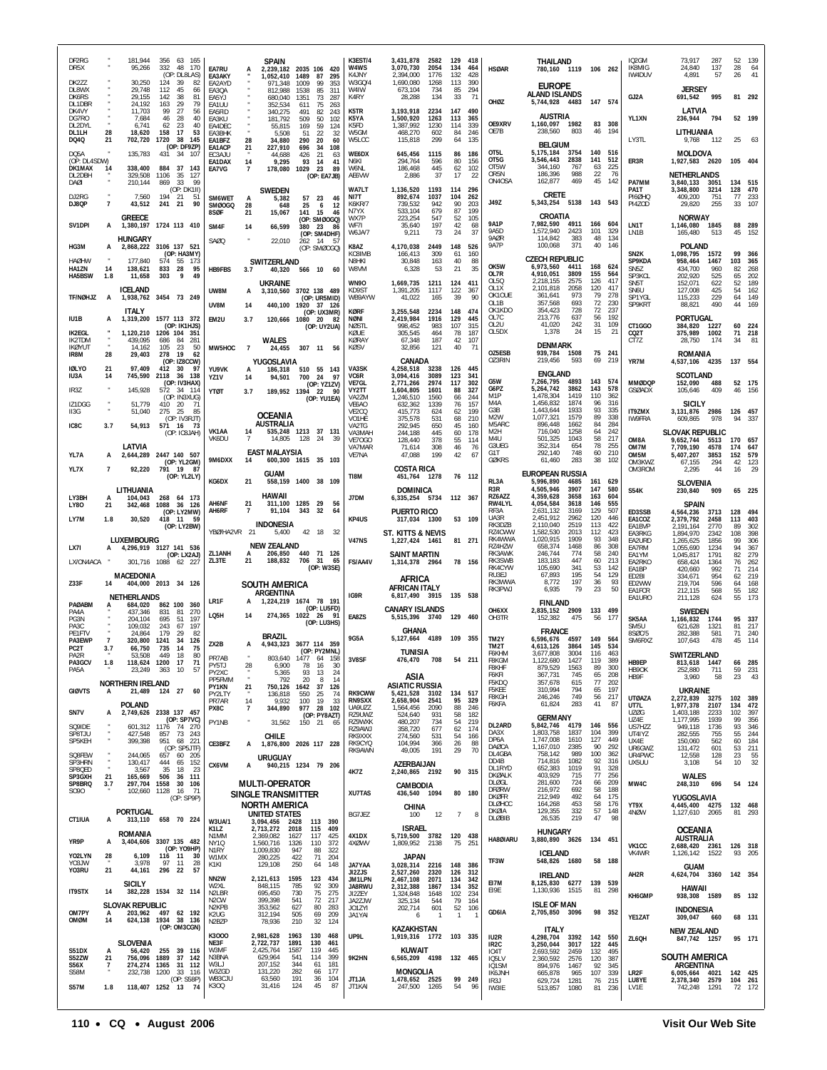DF2RG " 181,944 356 63 165
DR5X " 95,266 332 48 170 (OP: DL8LAS)
DK2ZZ " 30,250 124 39 82
DL8WX " 29,748 112 45 66
DK6RS " 29,155 142 38 81
DL1DBR " 24,192 163 29 79
DK4VY " 11,703 99 27 56
DG7RO " 7,684 46 28 40
DL2DYL " 6,741 62 23 40
DL1LH 28 18,620 158 17 53
DQ4Q 21 702,720 1720 38 145 (OP: DF9ZP)
DQ5A " 135,783 431 34 107 (OP: DL4SDW)
DK1MAX 14 338,400 884 37 143
DL2DBH " 329,508 1106 35 127
DAØI " 210,144 869 33 99 (OP: DK1II)
DJ2RG " 7,560 194 21 51
DJ8QP 7 43,512 241 21 90

**GREECE**
SV1DPI A 1,380,197 1724 113 410

**HUNGARY**
HG3M A 2,868,222 3106 137 521 (OP: HA3MY)
HAØHW " 177,840 574 55 173
HA1ZN 14 138,621 833 28 95
HA5BSW 1.8 11,658 303 9 49

**ICELAND**
TF/NØHJZ A 1,938,762 3454 73 249

**ITALY**
IU1B A 1,319,200 1577 113 372 (OP: IK1HJS)
IK2EGL " 1,120,210 1206 104 351
IK2TDM " 439,095 686 84 281
IKØYUT " 14,162 105 23 50
IR8M 28 29,403 278 19 62 (OP: IZ8CCW)
IØLYO 21 97,409 412 30 97
IU3A 14 745,590 2118 36 138 (OP: IV3HAX)
IR3Z " 145,928 572 34 114 (OP: IN3XUG)
IZ1DGG " 51,779 410 20 71
II3G " 51,040 275 25 85 (OP: IV3RJT)
IC8C 3.7 54,913 571 16 73 (OP: IC8JAH)

**LATVIA**
YL7A A 2,644,289 2447 140 507 (OP: YL2GM)
YL7X 7 92,220 791 19 87 (OP: YL2LY)

**LITHUANIA**
LY3BH A 104,043 268 64 173
LY8O 21 342,468 1088 36 126 (OP: LY2MW)
LY7M 1.8 30,520 418 11 59 (OP: LY2BW)

**LUXEMBOURG**
LX7I A 4,296,919 3127 141 536 (OP: LX2AJ)
LX/ON4ACA " 301,716 1088 62 227

**MACEDONIA**
Z33F 14 404,000 2013 34 126

**NETHERLANDS**
PAØABM A 684,020 862 100 360
PA4A " 437,346 831 81 270
PG3N " 204,104 695 51 197
PA3C " 109,032 243 67 197
PE1FTV " 24,864 179 29 82
PA3EWP 7 320,800 1241 34 126
PC2T 3.7 66,750 735 14 75
PA2R " 53,508 449 18 80
PA3GCV 1.8 118,624 1200 17 71
PA5A " 23,249 363 10 57

**NORTHERN IRELAND**
GIØVTS A 21,489 124 27 60

**POLAND**
SN7V A 2,749,626 2338 137 457 (OP: SP7VC)
SQ9IDE " 601,312 1176 74 270
SP8TJU " 427,548 857 73 243
SP5KEH " 399,398 951 68 221 (OP: SP5JTF)
SQ8FEW " 244,065 657 60 205
SP3HRN " 130,417 444 65 152
SP8QED " 3,567 35 18 23
SP3GXH 21 165,669 506 36 111
SP8BRQ 3.7 297,704 1558 30 106
SO9O " 102,660 1128 16 71 (OP: SP9P)

**PORTUGAL**
CT1IUA A 313,110 658 70 224

**ROMANIA**
YR9P A 3,404,606 3307 135 482 (OP: YO9HP)
YO2LYN 28 6,109 116 11 30
YO3JW " 3,978 97 11 28
YO3RU 21 44,161 296 22 57

**SICILY**
IT9STX 14 382,228 1534 32 114

**SLOVAK REPUBLIC**
OM7PY A 203,962 497 62 192
OMØM 14 624,138 1934 38 136 (OP: OM3CGN)

**SLOVENIA**
S51DX A 56,420 255 39 116
S52ZW 21 756,096 1889 37 142
S56X 7 274,274 1365 31 112
S58M " 232,738 1200 33 116 (OP: S58P)
S57M 1.8 118,407 1252 13 74

**SPAIN**
EA7RU A 2,239,182 2035 106 420
EA3AKY " 1,052,410 1489 87 295
EA2AYD " 971,348 1009 99 353
EA3QA " 812,988 1538 85 311
EA5YJ " 680,040 1351 73 287
EA1UU " 352,534 611 75 263
EA5RD " 340,275 491 82 243
EA3KU " 181,792 509 50 102
EA4DEC " 55,815 169 59 124
EA3BHK " 5,508 51 22 32
EA1BFZ 28 34,880 290 20 60
EA1ACP 21 227,910 696 34 108
EC3AJU " 44,688 426 21 63
EA1DAX 14 9,295 93 14 41
EA7VG 7 178,080 1029 23 89 (OP: EA7JB)

**SWEDEN**
SM6WET A 5,382 57 23 46
SMØOGQ 28 648 25 6 12
8SØF 21 15,067 141 15 46 (OP: SMØOGQ)
SM4F 14 66,599 380 23 86 (OP: SM4DHF)
SAØQ " 22,010 262 14 57 (OP: SMØOGQ)

**SWITZERLAND**
HB9FBS 3.7 40,320 566 10 60

**UKRAINE**
UW8M A 3,310,560 3702 138 489 (OP: UR5MID)
UV8M 14 440,100 1920 37 126 (OP: UX3MR)
EM2U 3.7 120,666 1080 20 82 (OP: UY2UA)

**WALES**
MW5HOC 7 24,455 307 11 56

**YUGOSLAVIA**
YU9VK A 186,318 510 55 143
YZ1V 14 94,501 700 24 97 (OP: YZ1ZV)
YTØT 3.7 189,952 1394 22 90 (OP: YU1EA)

**OCEANIA**
**AUSTRALIA**
VK1AA 14 535,248 1213 37 131
VK6DU 7 14,805 128 24 39

**EAST MALAYSIA**
9M6DXX 14 600,300 1615 35 103

**GUAM**
KG6DX 21 558,159 1400 38 109

**HAWAII**
AH6NF 21 311,100 1285 29 56
AH6RF 7 91,104 343 32 64

**INDONESIA**
YBØ/HA2VR 21 5,400 42 18 32

**NEW ZEALAND**
ZL1ANH A 206,850 440 71 126
ZL3TE 21 188,832 706 31 65 (OP: W3SE)

**SOUTH AMERICA**
**ARGENTINA**
LR1F A 1,224,219 1674 78 191 (OP: LU5FD)
LQ5H 14 274,365 1022 26 91 (OP: LU3HS)

**BRAZIL**
ZX2B A 4,943,323 3677 114 359 (OP: PY2MNL)
PR7AB " 803,640 1477 64 158
PY5TJ 28 6,900 78 16 30
PY2XC " 5,365 93 13 24
PP5FMM " 792 20 8 14
PY1KN 21 750,126 1642 37 126
PY2LTY " 136,818 550 25 74
PR7AR 14 9,932 100 19 33
PX8C 7 344,890 977 28 102 (OP: PY8AZT)
PY1NB " 31,562 150 21 65

**CHILE**
CE3BFZ A 1,876,800 2026 117 228

**URUGUAY**
CX6VM A 940,215 1234 79 206

**MULTI-OPERATOR**
**SINGLE TRANSMITTER**
**NORTH AMERICA**
**UNITED STATES**
W3UA/1 3,094,456 2428 113 390
K1LZ 2,713,272 2018 115 409
N1MM 2,369,082 1627 117 425
NY1Q 1,560,716 1326 110 372
N1RY 1,009,830 947 88 322
W1MX 280,225 422 71 204
K1KI 129,108 250 64 148
NN2W 2,121,613 1595 123 434
W2XL 848,115 785 92 309
N2LBR 695,450 730 75 275
N3BNA 629,964 541 114 399
N2CW 399,398 541 72 217
N2KPB 353,562 627 80 283
K2UG 312,194 505 69 209
N2BZP 78,936 210 32 124
K3OOO 2,981,628 1963 130 468
NE3F 2,722,737 1891 130 461
W3MF 2,425,764 1587 119 445
W3LJ 207,152 344 61 181
W3ZGD 131,220 282 66 177
WB3CJU 63,560 191 36 104
K3CQ 31,416 124 45 87
K3EST/4 3,431,878 2582 129 418
W4WS 3,070,730 2054 134 464
K4JNY 2,394,000 1776 132 428
W3GQ/4 1,690,080 1268 113 390
W4IW 673,104 734 85 294
K4RY 28,288 134 33 71
K5TR 3,193,918 2234 147 490
K5YA 1,500,920 1263 113 365
K5FD 1,387,992 1230 114 339
W5GM 468,270 602 84 246
W5LCC 115,818 299 64 135
WE6DX 645,456 1115 86 186
N6KI 294,764 596 80 156
W6NL 186,468 445 62 102
AE6VW 2,886 37 17 22
WA7LT 1,136,520 1193 114 296
NI7T 892,674 1037 104 262
K6KR/7 739,532 942 90 203
N7YX 533,104 679 87 199
WX7P 223,254 547 52 105
WF7I 35,640 197 42 68
W6JA/7 9,211 73 24 37
K8AZ 4,170,038 2449 148 526
KC8IMB 166,413 309 61 160
N8HKI 30,848 163 40 88
W8VM 6,328 53 21 35
WN9O 1,669,735 1211 124 411
KD9ST 1,391,205 1117 122 367
WB9AYW 41,022 165 39 90
KØRF 3,255,548 2234 148 474
NØNI 2,419,984 1916 129 445
NØSTL 998,452 983 107 315
KØUE 305,545 464 78 187
KØRAY 67,348 187 42 107
KØSV 32,856 121 40 71

**CANADA**
VA3SK 4,258,518 3238 126 445
VC6R 3,094,416 3089 123 341
VE7GL 2,771,266 2974 117 302
VY2TT 1,604,805 1601 88 327
VA2ZM 1,246,510 1560 66 244
VE6AO 632,362 1339 76 157
VE2CQ 415,773 624 62 199
VO1HE 375,578 531 68 210
VA2TG 292,945 650 45 160
VA3MAH 244,188 445 60 178
VE7OGO 128,440 378 55 114
VA7MAR 71,614 308 46 76
VE7NA 47,088 199 42 67

**COSTA RICA**
TI8M 451,764 1278 76 112

**DOMINICA**
J7DM 6,335,254 5734 112 367

**PUERTO RICO**
KP4US 317,034 1300 53 109

**ST. KITTS & NEVIS**
V47NS 1,227,424 1461 81 271

**SAINT MARTIN**
FS/AA4V 1,314,378 2964 78 156

**AFRICA**
**AFRICAN ITALY**
IG9R 6,817,490 3915 135 538

**CANARY ISLANDS**
EA8ZS 5,515,396 3740 129 460

**GHANA**
9G5A 5,127,664 4189 109 355

**TUNISIA**
3V8SF 476,470 708 54 211

**ASIA**
**ASIATIC RUSSIA**
RK9CWW 5,421,528 3102 134 517
RN9SXX 2,658,904 2541 95 329
UA9UZZ 1,564,456 2090 88 246
RZ9UWZ 524,640 931 58 182
RZ9WXK 480,207 734 54 219
RZ9AWJ 358,720 677 62 174
RK9XXX 274,560 531 54 166
RK9CYQ 104,994 366 26 88
RK9AWN 49,005 191 29 70

**AZERBAIJAN**
4K7Z 2,240,865 2192 90 315

**CAMBODIA**
XU7TAS 436,540 1094 80 180

**CHINA**
BG7JEZ 100 12 7 8

**ISRAEL**
4X1DX 5,719,500 3782 120 438
4XØWV 1,809,952 2138 75 251

**JAPAN**
JA7YAA 3,028,314 2216 148 386
JI2ZJS 2,527,260 2320 126 312
JM1LPN 2,467,108 2071 134 342
JA8RWU 2,312,388 1867 134 352
JI2ZEY 1,324,848 1648 102 234
JA2ZJW 325,134 544 79 164
JO1ZYI 202,714 601 52 106
JA1YAI 6 1 1 1

**KAZAKHSTAN**
UP9L 1,919,316 1772 103 335

**KUWAIT**
9K2HN 6,565,209 4198 132 465

**MONGOLIA**
JT1JA 1,478,652 2525 99 249
JT1KAI 247,500 1265 54 96

**THAILAND**
HSØAR 780,160 1119 106 262

**EUROPE**
**ALAND ISLANDS**
OHØZ 5,744,928 4483 147 574

**AUSTRIA**
OE9XRV 1,160,097 1982 83 308
OE7B 238,560 803 46 194

**BELGIUM**
OT5L 5,175,184 3754 140 516
OT5G 3,546,443 2838 141 512
OT5W 344,160 767 63 225
OR5N 186,396 988 22 76
ON4OSA 162,877 469 45 142

**CRETE**
J49Z 5,343,254 5138 143 543

**CROATIA**
9A1P 7,982,590 4911 166 604
9A5D 1,572,940 2423 101 329
9A2R 114,842 383 48 134
9A7P 100,068 371 40 146

**CZECH REPUBLIC**
OK5W 6,973,560 4411 168 624
OL7R 4,910,051 3809 155 564
OL5Q 2,218,155 2575 126 417
OL1X 2,101,818 2058 120 417
OK1OUE 361,641 973 79 278
OL1B 357,568 693 72 230
OK1KDO 354,423 728 72 237
OL7C 213,776 637 56 192
OL2U 41,020 242 31 109
OL5DX 1,378 24 15 21

**DENMARK**
OZ5ESB 939,784 1508 75 241
OZ3RIN 219,456 593 69 219

**ENGLAND**
G5W 7,266,795 4893 143 574
G6PZ 5,264,742 3862 143 578
M1P 1,478,304 1419 110 362
M4A 1,456,832 1874 96 316
G3B 1,443,644 1933 93 335
M2W 1,077,321 1579 89 338
M5ARC 896,448 1662 84 284
M2H 716,040 1258 64 242
M4U 501,325 1043 58 217
G3UEG 352,314 654 78 255
G1T 292,140 748 60 210
GØKRS 61,460 283 38 102

**EUROPEAN RUSSIA**
RL3A 5,996,890 4685 161 629
R3R 4,505,946 3907 147 580
RZ6AZZ 4,359,628 3658 163 604
RW4LYL 4,054,584 3618 146 555
RF3A 2,631,132 3169 129 507
UA3R 2,451,912 2962 120 446
RK3DZB 2,110,040 2519 113 422
RZ4CWW 1,582,530 2013 112 423
RK4WWA 1,020,915 1909 93 348
RZ4HZW 658,374 1468 86 308
RK3AWK 246,744 774 58 240
RK3SWB 183,183 447 60 213
RK4CYW 105,690 341 53 142
RU3EJ 67,893 195 54 129
RK3WWA 8,772 197 36 93
RK3PWJ 6,935 79 23 50

**FINLAND**
OH6XX 2,835,152 2909 133 499
OH3TR 152,362 475 56 177

**FRANCE**
TM2Y 6,596,676 4597 149 564
TM2T 4,613,126 3864 145 534
F6KHM 3,677,808 3004 116 463
F8KGM 1,122,680 1427 119 389
F8KHF 879,529 1563 89 300
F6KFI 367,731 745 65 208
F5KDQ 357,678 615 77 202
F5KEE 310,994 794 65 197
F8KGH 246,246 749 56 217
F6KFA 61,824 283 41 87

**GERMANY**
DL2ARD 5,842,746 4179 146 556
DA3X 1,803,758 1837 104 399
DP6A 1,747,008 1610 127 449
DAØCA 1,167,010 2385 90 292
DL4GBA 758,142 989 100 362
DD4B 714,816 1082 92 316
DL1RYD 652,383 1019 91 320
DKØALK 403,929 715 77 256
DLØGL 281,600 724 66 209
DFØRW 216,972 692 58 188
DKØFR 212,949 492 64 175
DLØHCC 164,268 453 58 176
DKØIA 129,355 332 57 148
DLØBIB 26,535 219 47 98

**HUNGARY**
HAØIARU 3,880,890 3626 134 451

**ICELAND**
TF3W 548,826 1680 58 188

**IRELAND**
EI7M 8,125,830 6277 139 539
EI9E 1,130,936 1515 81 298

**ISLE OF MAN**
GD6IA 2,705,850 3096 98 352

**ITALY**
IU2R 4,298,704 3392 142 550
IR2C 3,250,044 3017 122 445
IO4T 2,693,592 2459 132 495
IQ5LV 2,360,592 2576 120 387
IQ1SM 894,976 1467 92 345
IK6JNH 665,878 965 107 339
IR3J 629,724 1281 76 215
IW3IIE 513,857 1080 81 236
IQ2GM 73,917 287 52 139
IK8MIG 24,840 137 28 64
IW4DUV 4,891 57 26 41

**JERSEY**
GJ2A 691,542 995 81 292

**LATVIA**
YL1XN 236,944 794 52 199

**LITHUANIA**
LY3TL 9,768 112 25 63

**MOLDOVA**
ER3R 1,927,583 2620 105 404

**NETHERLANDS**
PA7MM 3,840,133 3051 134 515
PA1T 3,348,800 3214 128 470
PI6ØHQ 409,200 751 77 233
PI4ZOD 29,820 255 33 107

**NORWAY**
LN1T 1,146,080 1845 88 289
LN1B 165,480 513 45 152

**POLAND**
SN2K 1,098,795 1572 99 366
SP9KDA 958,464 1467 103 365
SN5Z 434,700 960 82 268
SP3KCL 202,920 525 65 202
SN5T 152,071 622 52 189
SN6U 127,008 425 54 162
SP1YGL 115,233 229 64 149
SP9KRT 88,821 490 44 169

**PORTUGAL**
CT1GGO 384,820 1227 60 224
CQ2T 375,989 1002 71 218
CT7Z 28,750 174 34 81

**ROMANIA**
YR7M 4,537,106 4235 137 554

**SCOTLAND**
MMØDQP 152,090 488 52 175
GSØADX 105,646 409 46 156

**SICILY**
IT9ZMX 3,131,876 2986 126 457
IW9FRA 609,865 978 94 337

**SLOVAK REPUBLIC**
OM8A 9,652,744 5513 170 657
OM7M 7,709,190 4578 174 647
OM5M 5,407,207 3853 152 579
OM3KWZ 67,155 294 42 123
OM3ROM 2,295 44 16 29

**SLOVENIA**
S54K 230,840 909 65 225

**SPAIN**
ED3SSB 4,564,236 3713 128 494
EA1COZ 2,379,792 2458 113 403
EA1BVP 2,191,164 2770 89 302
EA3RKG 1,894,970 2342 108 398
EA2URD 1,265,625 1856 99 306
EA7RM 1,055,690 1234 94 367
EA1YM 1,045,817 1791 82 279
EA2RKO 658,424 1364 76 262
EA1BP 420,660 992 71 214
ED2BI 334,671 954 62 219
ED2WW 219,704 596 64 168
EA1FCR 212,115 568 55 182
EA1URO 211,128 624 55 173

**SWEDEN**
SK5AA 1,166,832 1744 95 337
SM5U 621,628 1321 81 217
8SØC/5 282,388 581 71 240
SM6FKZ 107,643 478 45 114

**SWITZERLAND**
HB9EP 813,618 1447 66 285
HB9OK 252,880 711 59 231
HB9F 3,960 58 23 43

**UKRAINE**
UTØAZA 2,272,839 3275 102 389
UT7L 1,977,378 2107 134 472
UZØG 1,403,188 2233 102 397
UZ4E 1,177,995 1939 99 356
US7HZZ 949,118 1736 93 346
UT4IYZ 282,555 755 55 244
UX4E 150,060 562 60 184
UR6GWZ 131,472 601 53 211
UR4PWC 12,558 128 23 55
UX5UU 3,108 54 10 32

**WALES**
MW4C 248,310 696 54 124

**YUGOSLAVIA**
YT9X 4,445,400 4275 132 468
4NØW 1,127,610 2065 81 293

**OCEANIA**
**AUSTRALIA**
VK1CC 2,688,420 2361 126 318
VK4WR 1,126,142 1522 93 205

**GUAM**
AH2R 4,624,704 3360 142 354

**HAWAII**
KH6GMP 938,308 1589 85 132

**INDONESIA**
YE1ZAT 309,047 660 68 131

**NEW ZEALAND**
ZL6QH 847,742 1257 95 171

**SOUTH AMERICA**
**ARGENTINA**
LR2F 6,005,664 4021 142 425
LU8YE 2,378,340 2579 104 261
LV1E 742,248 1291 72 172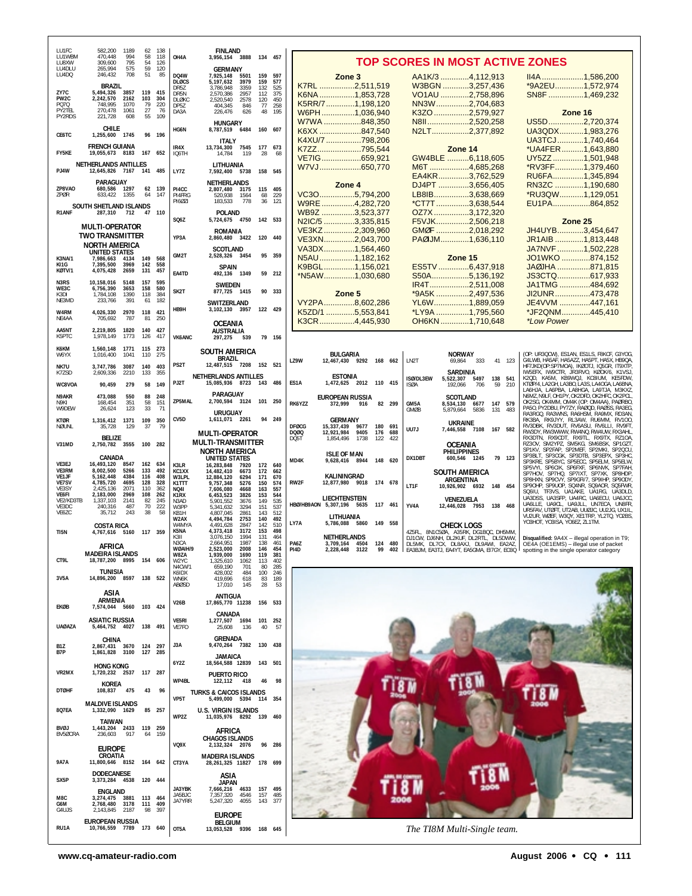| | | | | |
|---|---|---|---|---|
| LU1FC | 582,200 | 1189 | 62 | 138 |
| LU1WBM | 470,448 | 994 | 58 | 118 |
| LU8XW | 309,600 | 795 | 54 | 126 |
| LU4DLU | 265,994 | 575 | 59 | 120 |
| LU4DQ | 246,432 | 708 | 51 | 85 |

**BRAZIL**

| | | | | |
|---|---|---|---|---|
| ZY7C | 5,494,326 | 3857 | 119 | 415 |
| PW2C | 2,242,570 | 2162 | 103 | 304 |
| PQ7Q | 748,995 | 1070 | 79 | 220 |
| PY2TEL | 270,478 | 1061 | 27 | 76 |
| PY2RDS | 221,728 | 608 | 55 | 109 |

**CHILE**

| | | | | |
|---|---|---|---|---|
| CE6TC | 1,255,600 | 1745 | 96 | 196 |

**FRENCH GUIANA**

| | | | | |
|---|---|---|---|---|
| FY5KE | 19,055,673 | 8183 | 167 | 652 |

**NETHERLANDS ANTILLES**

| | | | | |
|---|---|---|---|---|
| PJ4W | 12,645,826 | 7167 | 141 | 485 |

**PARAGUAY**

| | | | | |
|---|---|---|---|---|
| ZP8VAO | 680,586 | 1297 | 62 | 139 |
| ZP0R | 633,422 | 1355 | 64 | 147 |

**SOUTH SHETLAND ISLANDS**

| | | | | |
|---|---|---|---|---|
| R1ANF | 287,310 | 712 | 47 | 110 |

## MULTI-OPERATOR
## TWO TRANSMITTER
### NORTH AMERICA

**UNITED STATES**

| | | | | |
|---|---|---|---|---|
| K3NA/1 | 7,986,663 | 4134 | 149 | 568 |
| KI1G | 7,395,500 | 3969 | 142 | 558 |
| K0TV/1 | 4,075,428 | 2659 | 131 | 457 |
| N3RS | 10,158,016 | 5148 | 157 | 595 |
| WE3C | 6,756,390 | 3653 | 158 | 580 |
| K3DI | 1,784,108 | 1390 | 118 | 384 |
| NE3MD | 233,766 | 391 | 61 | 182 |
| W4RM | 4,026,330 | 2970 | 118 | 421 |
| NE4AA | 705,692 | 787 | 81 | 250 |
| AA5NT | 2,219,805 | 1820 | 140 | 427 |
| K5PTC | 1,978,149 | 1773 | 126 | 417 |
| K6KM | 1,560,148 | 1771 | 115 | 273 |
| W6YX | 1,016,400 | 1041 | 110 | 275 |
| NK7U | 3,747,786 | 3087 | 140 | 403 |
| K7ZSD | 2,609,336 | 2210 | 133 | 355 |
| WC8VOA | 90,459 | 279 | 58 | 149 |
| N9AKR | 473,088 | 550 | 88 | 248 |
| N9KI | 168,454 | 351 | 58 | 151 |
| W9DEW | 26,624 | 123 | 33 | 71 |
| KT0R | 1,316,412 | 1371 | 109 | 350 |
| N0UNL | 35,728 | 129 | 37 | 79 |

**BELIZE**

| | | | | |
|---|---|---|---|---|
| V31MD | 2,750,782 | 3555 | 100 | 282 |

**CANADA**

| | | | | |
|---|---|---|---|---|
| VE3EJ | 16,493,120 | 8547 | 162 | 634 |
| VE3RM | 8,002,500 | 5266 | 133 | 492 |
| VE1JF | 5,162,448 | 4384 | 116 | 408 |
| VE7SV | 4,785,720 | 4695 | 128 | 328 |
| VE3SY | 2,425,136 | 2071 | 110 | 362 |
| VE6FI | 2,183,000 | 2969 | 108 | 262 |
| VE2/KD3TB | 1,337,103 | 2141 | 82 | 245 |
| VE3DC | 240,316 | 487 | 70 | 222 |
| VE6ZC | 35,712 | 243 | 38 | 58 |

**COSTA RICA**

| | | | | |
|---|---|---|---|---|
| TI5N | 4,767,616 | 5160 | 117 | 359 |

**AFRICA**
**MADEIRA ISLANDS**

| | | | | |
|---|---|---|---|---|
| CT9L | 18,787,200 | 8995 | 154 | 606 |

**TUNISIA**

| | | | | |
|---|---|---|---|---|
| 3V5A | 14,896,200 | 8597 | 138 | 522 |

**ASIA**
**ARMENIA**

| | | | | |
|---|---|---|---|---|
| EK0B | 7,574,044 | 5660 | 103 | 424 |

**ASIATIC RUSSIA**

| | | | | |
|---|---|---|---|---|
| UA0AZA | 5,464,752 | 4027 | 138 | 491 |

**CHINA**

| | | | | |
|---|---|---|---|---|
| B1Z | 2,867,431 | 3670 | 124 | 297 |
| B7P | 1,861,828 | 3100 | 127 | 285 |

**HONG KONG**

| | | | | |
|---|---|---|---|---|
| VR2MX | 1,720,232 | 2537 | 117 | 287 |

**KOREA**

| | | | | |
|---|---|---|---|---|
| DT0HF | 108,837 | 475 | 43 | 96 |

**MALDIVE ISLANDS**

| | | | | |
|---|---|---|---|---|
| 8Q7EA | 1,332,090 | 1629 | 85 | 257 |

**TAIWAN**

| | | | | |
|---|---|---|---|---|
| BV0J | 1,443,204 | 2433 | 119 | 259 |
| BV5ØCRA | 236,603 | 917 | 64 | 159 |

**EUROPE**
**CROATIA**

| | | | | |
|---|---|---|---|---|
| 9A7A | 11,800,666 | 8152 | 164 | 642 |

**DODECANESE**

| | | | | |
|---|---|---|---|---|
| SX5P | 3,373,284 | 4538 | 120 | 444 |

**ENGLAND**

| | | | | |
|---|---|---|---|---|
| M8C | 3,274,475 | 3881 | 113 | 464 |
| G6M | 2,768,480 | 3178 | 111 | 409 |
| G4UJS | 2,143,845 | 2187 | 98 | 397 |

**EUROPEAN RUSSIA**

| | | | | |
|---|---|---|---|---|
| RU1A | 10,766,559 | 7789 | 173 | 640 |

**FINLAND**

| | | | | |
|---|---|---|---|---|
| OH4A | 3,956,154 | 3888 | 134 | 457 |

**GERMANY**

| | | | | |
|---|---|---|---|---|
| DQ4W | 7,925,148 | 5501 | 159 | 597 |
| DL0CS | 5,197,632 | 3979 | 159 | 577 |
| DR5Z | 3,786,948 | 3359 | 132 | 525 |
| DR5N | 2,570,386 | 2957 | 112 | 375 |
| DL0KC | 2,520,540 | 2578 | 120 | 450 |
| DP5Z | 404,345 | 846 | 77 | 258 |
| DA3A | 226,476 | 626 | 48 | 195 |

**HUNGARY**

| | | | | |
|---|---|---|---|---|
| HG6N | 8,787,519 | 6484 | 160 | 607 |

**ITALY**

| | | | | |
|---|---|---|---|---|
| IR4X | 13,734,300 | 7545 | 177 | 673 |
| IQ6TH | 14,784 | 119 | 28 | 68 |

**LITHUANIA**

| | | | | |
|---|---|---|---|---|
| LY7Z | 7,592,400 | 5738 | 158 | 545 |

**NETHERLANDS**

| | | | | |
|---|---|---|---|---|
| PI4CC | 2,807,480 | 3175 | 115 | 405 |
| PI4FRG | 520,938 | 1564 | 68 | 229 |
| PI60ØØ | 183,533 | 778 | 36 | 121 |

**POLAND**

| | | | | |
|---|---|---|---|---|
| SQ6Z | 5,724,675 | 4750 | 142 | 533 |

**ROMANIA**

| | | | | |
|---|---|---|---|---|
| YP3A | 2,860,480 | 3422 | 120 | 440 |

**SCOTLAND**

| | | | | |
|---|---|---|---|---|
| GM2T | 2,528,326 | 3454 | 95 | 359 |

**SPAIN**

| | | | | |
|---|---|---|---|---|
| EA4TD | 492,136 | 1349 | 59 | 212 |

**SWEDEN**

| | | | | |
|---|---|---|---|---|
| SK2T | 877,725 | 1415 | 90 | 333 |

**SWITZERLAND**

| | | | | |
|---|---|---|---|---|
| HB9H | 3,102,130 | 3957 | 122 | 429 |

**OCEANIA**
**AUSTRALIA**

| | | | | |
|---|---|---|---|---|
| VK6ANC | 297,275 | 539 | 79 | 156 |

**SOUTH AMERICA**
**BRAZIL**

| | | | | |
|---|---|---|---|---|
| PS2T | 12,487,515 | 7208 | 152 | 521 |

**NETHERLANDS ANTILLES**

| | | | | |
|---|---|---|---|---|
| PJ2T | 15,085,936 | 8723 | 143 | 486 |

**PARAGUAY**

| | | | | |
|---|---|---|---|---|
| ZP5MAL | 2,700,594 | 3124 | 101 | 250 |

**URUGUAY**

| | | | | |
|---|---|---|---|---|
| CV5D | 1,611,071 | 2261 | 94 | 249 |

## MULTI-OPERATOR
## MULTI-TRANSMITTER
### NORTH AMERICA

**UNITED STATES**

| | | | | |
|---|---|---|---|---|
| K3LR | 16,283,848 | 7920 | 172 | 640 |
| KC1XX | 14,482,410 | 6673 | 172 | 662 |
| W3LPL | 12,884,120 | 6294 | 171 | 670 |
| K1TTT | 9,757,348 | 5276 | 150 | 574 |
| NQ4I | 7,606,080 | 4668 | 163 | 557 |
| K1RX | 6,453,523 | 3826 | 153 | 544 |
| N3AD | 5,901,552 | 3676 | 149 | 535 |
| W3PP | 5,341,632 | 3294 | 151 | 537 |
| KB1H | 4,807,045 | 2861 | 143 | 512 |
| W2AX | 4,494,784 | 2753 | 140 | 492 |
| W4MYA | 4,491,628 | 2847 | 142 | 510 |
| K5NA | 4,373,418 | 3172 | 153 | 498 |
| K3II | 3,076,150 | 1994 | 131 | 464 |
| N3CA | 2,664,951 | 1987 | 138 | 461 |
| W0AIH/9 | 2,523,000 | 2008 | 146 | 454 |
| W8ZA | 1,939,000 | 1690 | 119 | 381 |
| W2YC | 1,325,610 | 1062 | 113 | 402 |
| N4CW/1 | 659,190 | 701 | 80 | 285 |
| K6IDX | 428,002 | 484 | 100 | 246 |
| WN6K | 419,696 | 618 | 83 | 189 |
| AB0SD | 17,010 | 145 | 28 | 53 |

**ANTIGUA**

| | | | | |
|---|---|---|---|---|
| V26B | 17,865,770 | 11238 | 156 | 533 |

**CANADA**

| | | | | |
|---|---|---|---|---|
| VE5RI | 1,277,507 | 1694 | 101 | 252 |
| VE7FO | 25,608 | 136 | 40 | 57 |

**GRENADA**

| | | | | |
|---|---|---|---|---|
| J3A | 9,470,264 | 7382 | 130 | 438 |

**JAMAICA**

| | | | | |
|---|---|---|---|---|
| 6Y2Z | 18,564,588 | 12839 | 143 | 501 |

**PUERTO RICO**

| | | | | |
|---|---|---|---|---|
| WP4BL | 122,112 | 418 | 46 | 98 |

**TURKS & CAICOS ISLANDS**

| | | | | |
|---|---|---|---|---|
| VP5T | 5,499,000 | 5394 | 114 | 354 |

**U.S. VIRGIN ISLANDS**

| | | | | |
|---|---|---|---|---|
| WP2Z | 11,035,976 | 8292 | 139 | 460 |

**AFRICA**
**CHAGOS ISLANDS**

| | | | | |
|---|---|---|---|---|
| VQ9X | 2,132,324 | 2076 | 96 | 286 |

**MADEIRA ISLANDS**

| | | | | |
|---|---|---|---|---|
| CT3YA | 28,261,325 | 11827 | 178 | 699 |

**ASIA**
**JAPAN**

| | | | | |
|---|---|---|---|---|
| JA3YBK | 7,666,216 | 4633 | 157 | 495 |
| JA5BJC | 7,357,320 | 4546 | 157 | 485 |
| JA7YRR | 5,247,320 | 4055 | 143 | 377 |

**EUROPE**
**BELGIUM**

| | | | | |
|---|---|---|---|---|
| OT5A | 13,053,528 | 9396 | 168 | 645 |

**BULGARIA**

| | | | | |
|---|---|---|---|---|
| LZ9W | 12,467,430 | 9292 | 168 | 662 |

**ESTONIA**

| | | | | |
|---|---|---|---|---|
| ES1A | 1,472,625 | 2012 | 110 | 415 |

**EUROPEAN RUSSIA**

| | | | | |
|---|---|---|---|---|
| RK6YZZ | 372,999 | 916 | 82 | 299 |

**GERMANY**

| | | | | |
|---|---|---|---|---|
| DF0CG | 15,337,439 | 9677 | 180 | 691 |
| DQ0Q | 12,921,984 | 9405 | 176 | 688 |
| DQ5T | 1,854,496 | 1738 | 122 | 422 |

**ISLE OF MAN**

| | | | | |
|---|---|---|---|---|
| MD4K | 9,628,416 | 8944 | 148 | 620 |

**KALININGRAD**

| | | | | |
|---|---|---|---|---|
| RW2F | 12,877,980 | 9018 | 174 | 678 |

**LIECHTENSTEIN**

| | | | | |
|---|---|---|---|---|
| HB0/HB9AON | 5,307,196 | 5635 | 117 | 461 |

**LITHUANIA**

| | | | | |
|---|---|---|---|---|
| LY7A | 5,786,088 | 5860 | 149 | 558 |

**NETHERLANDS**

| | | | | |
|---|---|---|---|---|
| PA6Z | 3,709,164 | 4504 | 124 | 480 |
| PI4D | 2,228,448 | 3122 | 99 | 402 |

**NORWAY**

| | | | | |
|---|---|---|---|---|
| LN2T | 69,864 | 333 | 41 | 123 |

**SARDINIA**

| | | | | |
|---|---|---|---|---|
| IS0/DL3EW | 5,522,307 | 5497 | 138 | 541 |
| IS0A | 192,066 | 706 | 59 | 210 |

**SCOTLAND**

| | | | | |
|---|---|---|---|---|
| GM5A | 8,534,130 | 6677 | 147 | 579 |
| GM0B | 5,879,664 | 5836 | 131 | 483 |

**UKRAINE**

| | | | | |
|---|---|---|---|---|
| UU7J | 7,446,558 | 7108 | 167 | 582 |

**OCEANIA**
**PHILIPPINES**

| | | | | |
|---|---|---|---|---|
| DX1DBT | 600,546 | 1245 | 79 | 123 |

**SOUTH AMERICA**
**ARGENTINA**

| | | | | |
|---|---|---|---|---|
| LT1F | 10,926,902 | 6932 | 148 | 454 |

**VENEZUELA**

| | | | | |
|---|---|---|---|---|
| YV4A | 12,446,028 | 7953 | 138 | 468 |

## TOP SCORES IN MOST ACTIVE ZONES

**Zone 3**
K7RL ................2,511,519
K6NA ................1,853,728
K5RR/7 .............1,198,120
W6PH ...............1,036,940
W7WA .................848,350
K6XX ...................847,540
K4XU/7 ................798,206
K7ZZ....................795,544
VE7IG ..................659,921
W7VJ ...................650,770

**Zone 4**
VC3O................5,794,200
W9RE ...............4,282,720
WB9Z ...............3,523,377
N2IC/5 ..............3,335,815
VE3KZ ..............2,309,960
VE3XN...............2,043,700
VA3DX..............1,564,460
N5AU ................1,182,162
K9BGL ..............1,156,021
*N5AW..............1,030,680

**Zone 5**
VY2PA..............8,602,286
K5ZD/1 .............5,553,841
K3CR................4,445,930
AA1K/3 .............4,112,913
W3BGN .............3,257,436
VO1AU .............2,758,896
NN3W...............2,704,683
K3ZO ................2,579,927
N8II...................2,520,258
N2LT.................2,377,892

**Zone 14**
GW4BLE ..........6,118,605
M6T .................4,685,268
EA4KR..............3,762,529
DJ4PT ..............3,656,405
LB8IB................3,638,669
*CT7T ...............3,638,544
OZ7X ................3,172,320
F5VJK...............2,506,218
GM0F ...............2,018,292
PA0JM.............1,636,110

**Zone 15**
ES5TV ..............6,437,918
S50A.................5,136,192
IR4T..................2,511,008
*9A5K ...............2,497,536
YL6W................1,889,059
*LY9A ...............1,795,560
OH6KN .............1,710,648
II4A ...................1,586,200
*9A2EU.............1,572,974
SN8F ................1,469,232

**Zone 16**
US5D................2,720,374
UA3QDX...........1,983,276
UA3TCJ ............1,740,464
*UA4FER ..........1,643,880
UY5ZZ ..............1,501,948
*RV3FF.............1,379,460
RU6FA..............1,345,894
RN3ZC .............1,190,680
*RU3QW...........1,129,051
EU1PA.................864,852

**Zone 25**
JH4UYB............3,454,647
JR1AIB .............1,813,448
JA7NVF ............1,502,228
JO1WKO .............874,152
JA0JHA ...............871,815
JS3CTQ...............617,933
JA1TMG ..............484,692
JI2UNR.................473,478
JE4VVM ...............447,161
*JF2QNM.............445,410
*Low Power

**CHECK LOGS**

4Z5FL, 8N1C50A, A35RK, DG1BQC, DH5MM, DJ1CW, DJ6NH, DL2KUF, DL2RTL, DL5DWW, DL5MK, DL7CX, DL8AXJ, DL9AWI, EA2AZ, EA3BJM, EA3TJ, EA4YT, EA5GMA, EI7GY, EO3Q (OP: UR3QCW), ES1AN, ES1LS, F8KCF, G3YOG, G4LWB, HA5AF, HA5AZZ, HA5PT, HA5X, HB9QA, HF7JKD(OP:SP7MOA), IK2OTJ, IQ5GR, IT9XTP, IW5EFX, IW9CTR, JR3RVO, K0OK/6, K1VSJ, K2QD, KA5M, KB9WQJ, KC8IUM, KE5FDW, KT0P/4, LA2GH, LA3BO, LA3S, LA4OGA, LA6BNA, LA6HJA, LA6PBA, LA8HGA, LA9TJA, M3KXZ, N6MZ, N8LF, OH1PY, OK2DFD, OK2HFC, OK2PCL, OK2SG, OK4MM, OM4K (OP: OM4AA), PA0RBO, PA5O, PY2DBU, PY7ZY, RA0QD, RA0SS, RA3EG, RA3RGQ, RA3WNS, RA6HSM, RA9MX, RD3AN, RK3BA, RK9JYY, RL3AW, RU6MM, RV1CO, RV3DBK, RV3DUT, RV6ASU, RV6LLI, RV9FT, RW3DY, RW3WWW, RW4NQ, RW4UW, RX3AHL, RX3DTN, RX9CDT, RX9TL, RX9TX, RZ1OA, RZ3OV, SM2YPZ, SM5KG, SM6BSK, SP1GZT, SP1KV, SP2FAP, SP2MEF, SP2MKI, SP2QCU, SP3BLT, SP3CGK, SP3DTB, SP3EPX, SP3HC, SP3KRE, SP5BYC, SP5ECC, SP5ELM, SP5ELW, SP5VYI, SP6CIK, SP6FXF, SP6NVK, SP7FAH, SP7HOV, SP7HQ, SP7IXT, SP7XK, SP8HDP, SP8HXN, SP9CVY, SP9GFI/7, SP9IHP, SP9ODY, SP9OHP, SP9UOP, SQ4NR, SQ9AOR, SQ5FWR, SQ6IU, TF3VS, UA1AKE, UA1RG, UA3DLD, UA3DSS, UA3SFP, UA4RC, UA6ECU, UA6JCC, UA6LLE, UA9CL, UA9JLL, UN7ECA, UN8FR, UR5FAV, UT0FT, UT2AB, UU0JC, UU2JG, UX1IL, VU2UR, W2EF, W3QY, XE1TRP, YL2TQ, YO2BS, YO3HOT, YO8ISA, YO6EZ, ZL1TM.

**Disqualified:** 9A4X – illegal operation in T9; OE4A (OE1EMS) – illegal use of packet spotting in the single operator category

*The TI8M Multi-Single team.*